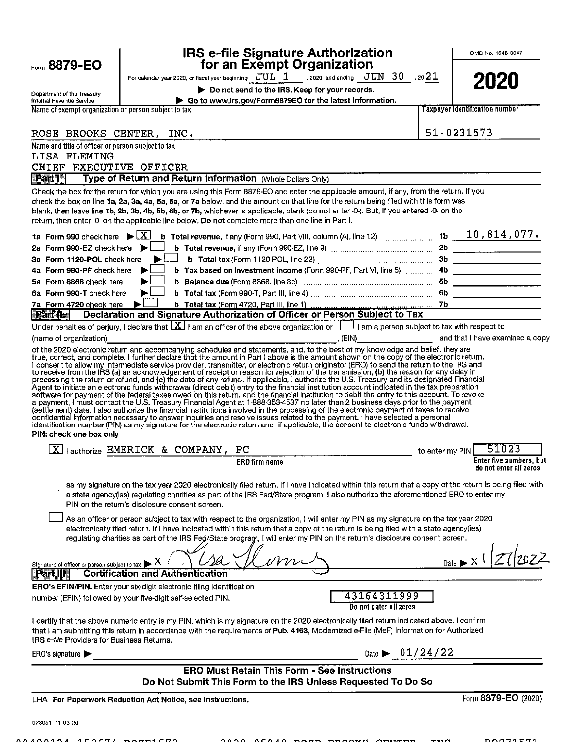Form **8879-EO**

Department of the Treasury
Internal Revenue Service

# IRS e-file Signature Authorization for an Exempt Organization

For calendar year 2020, or fiscal year beginning JUL 1, 2020, and ending JUN 30, 2021

▶ **Do not send to the IRS. Keep for your records.**

▶ **Go to www.irs.gov/Form8879EO for the latest information.**

OMB No. 1545-0047

**2020**

Name of exempt organization or person subject to tax: ROSE BROOKS CENTER, INC.

Taxpayer identification number: 51-0231573

Name and title of officer or person subject to tax:
LISA FLEMING
CHIEF EXECUTIVE OFFICER

**Part I — Type of Return and Return Information** (Whole Dollars Only)

Check the box for the return for which you are using this Form 8879-EO and enter the applicable amount, if any, from the return. If you check the box on line 1a, 2a, 3a, 4a, 5a, 6a, or 7a below, and the amount on that line for the return being filed with this form was blank, then leave line 1b, 2b, 3b, 4b, 5b, 6b, or 7b, whichever is applicable, blank (do not enter -0-). But, if you entered -0- on the return, then enter -0- on the applicable line below. **Do not** complete more than one line in Part I.

| | | | |
|---|---|---|---|
| **1a** Form 990 check here ▶ [X] | **b Total revenue,** if any (Form 990, Part VIII, column (A), line 12) | 1b | 10,814,077. |
| **2a** Form 990-EZ check here ▶ [ ] | **b Total revenue,** if any (Form 990-EZ, line 9) | 2b | |
| **3a** Form 1120-POL check here ▶ [ ] | **b Total tax** (Form 1120-POL, line 22) | 3b | |
| **4a** Form 990-PF check here ▶ [ ] | **b Tax based on investment income** (Form 990-PF, Part VI, line 5) | 4b | |
| **5a** Form 8868 check here ▶ [ ] | **b Balance due** (Form 8868, line 3c) | 5b | |
| **6a** Form 990-T check here ▶ [ ] | **b Total tax** (Form 990-T, Part III, line 4) | 6b | |
| **7a** Form 4720 check here ▶ [ ] | **b Total tax** (Form 4720, Part III, line 1) | 7b | |

**Part II — Declaration and Signature Authorization of Officer or Person Subject to Tax**

Under penalties of perjury, I declare that [X] I am an officer of the above organization or [ ] I am a person subject to tax with respect to (name of organization) ____________, (EIN) ____________ and that I have examined a copy of the 2020 electronic return and accompanying schedules and statements, and, to the best of my knowledge and belief, they are true, correct, and complete. I further declare that the amount in Part I above is the amount shown on the copy of the electronic return. I consent to allow my intermediate service provider, transmitter, or electronic return originator (ERO) to send the return to the IRS and to receive from the IRS (a) an acknowledgement of receipt or reason for rejection of the transmission, (b) the reason for any delay in processing the return or refund, and (c) the date of any refund. If applicable, I authorize the U.S. Treasury and its designated Financial Agent to initiate an electronic funds withdrawal (direct debit) entry to the financial institution account indicated in the tax preparation software for payment of the federal taxes owed on this return, and the financial institution to debit the entry to this account. To revoke a payment, I must contact the U.S. Treasury Financial Agent at 1-888-353-4537 no later than 2 business days prior to the payment (settlement) date. I also authorize the financial institutions involved in the processing of the electronic payment of taxes to receive confidential information necessary to answer inquiries and resolve issues related to the payment. I have selected a personal identification number (PIN) as my signature for the electronic return and, if applicable, the consent to electronic funds withdrawal.

**PIN: check one box only**

[X] I authorize EMERICK & COMPANY, PC (ERO firm name) to enter my PIN 51023 (Enter five numbers, but do not enter all zeros)

as my signature on the tax year 2020 electronically filed return. If I have indicated within this return that a copy of the return is being filed with a state agency(ies) regulating charities as part of the IRS Fed/State program, I also authorize the aforementioned ERO to enter my PIN on the return's disclosure consent screen.

[ ] As an officer or person subject to tax with respect to the organization, I will enter my PIN as my signature on the tax year 2020 electronically filed return. If I have indicated within this return that a copy of the return is being filed with a state agency(ies) regulating charities as part of the IRS Fed/State program, I will enter my PIN on the return's disclosure consent screen.

Signature of officer or person subject to tax ▶ X Lisa Fleming    Date ▶ X 1/27/2022

**Part III — Certification and Authentication**

**ERO's EFIN/PIN.** Enter your six-digit electronic filing identification number (EFIN) followed by your five-digit self-selected PIN. 43164311999 (Do not enter all zeros)

I certify that the above numeric entry is my PIN, which is my signature on the 2020 electronically filed return indicated above. I confirm that I am submitting this return in accordance with the requirements of **Pub. 4163,** Modernized e-File (MeF) Information for Authorized IRS *e-file* Providers for Business Returns.

ERO's signature ▶ ____________    Date ▶ 01/24/22

**ERO Must Retain This Form - See Instructions**
**Do Not Submit This Form to the IRS Unless Requested To Do So**

LHA **For Paperwork Reduction Act Notice, see instructions.**    Form **8879-EO** (2020)

023051 11-03-20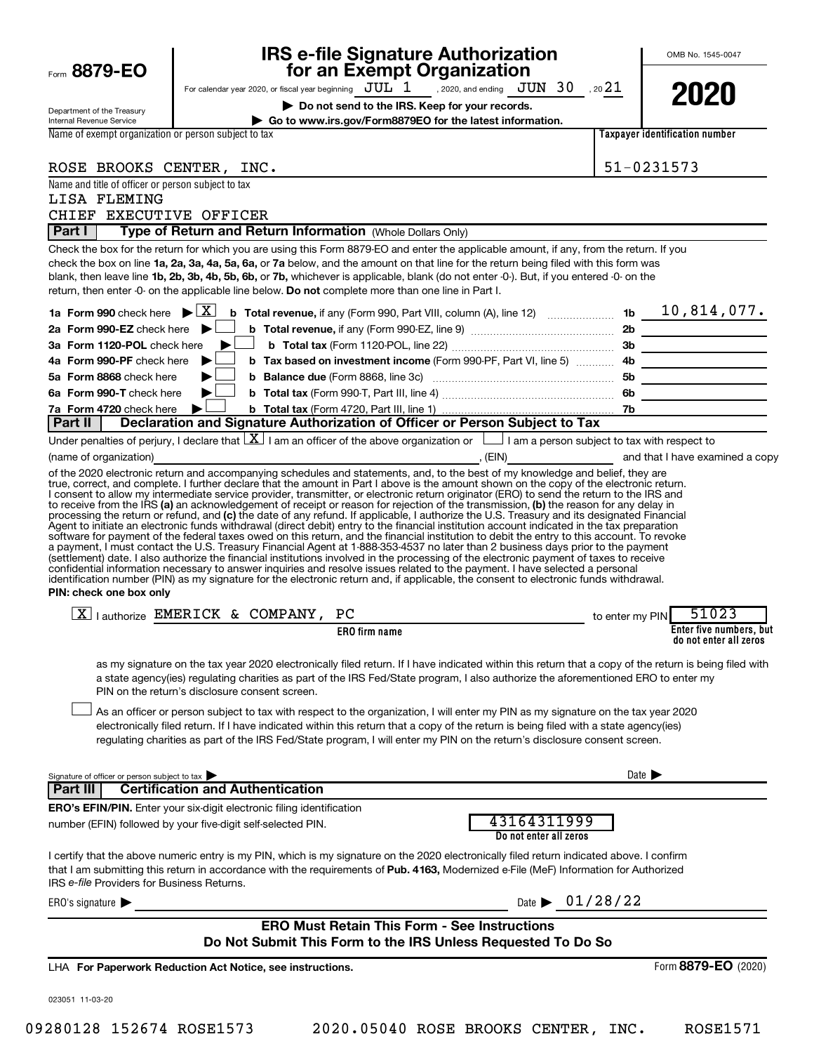Form **8879-EO**

Department of the Treasury
Internal Revenue Service

# IRS e-file Signature Authorization for an Exempt Organization

For calendar year 2020, or fiscal year beginning JUL 1, 2020, and ending JUN 30, 2021

▶ **Do not send to the IRS. Keep for your records.**

▶ **Go to www.irs.gov/Form8879EO for the latest information.**

OMB No. 1545-0047

**2020**

Name of exempt organization or person subject to tax: ROSE BROOKS CENTER, INC.

Taxpayer identification number: 51-0231573

Name and title of officer or person subject to tax:
LISA FLEMING
CHIEF EXECUTIVE OFFICER

## Part I — Type of Return and Return Information (Whole Dollars Only)

Check the box for the return for which you are using this Form 8879-EO and enter the applicable amount, if any, from the return. If you check the box on line **1a, 2a, 3a, 4a, 5a, 6a,** or **7a** below, and the amount on that line for the return being filed with this form was blank, then leave line **1b, 2b, 3b, 4b, 5b, 6b,** or **7b,** whichever is applicable, blank (do not enter -0-). But, if you entered -0- on the return, then enter -0- on the applicable line below. **Do not** complete more than one line in Part I.

| | | | |
|---|---|---|---|
| **1a Form 990** check here ▶ [X] | **b Total revenue,** if any (Form 990, Part VIII, column (A), line 12) | 1b | 10,814,077. |
| **2a Form 990-EZ** check here ▶ [ ] | **b Total revenue,** if any (Form 990-EZ, line 9) | 2b | |
| **3a Form 1120-POL** check here ▶ [ ] | **b Total tax** (Form 1120-POL, line 22) | 3b | |
| **4a Form 990-PF** check here ▶ [ ] | **b Tax based on investment income** (Form 990-PF, Part VI, line 5) | 4b | |
| **5a Form 8868** check here ▶ [ ] | **b Balance due** (Form 8868, line 3c) | 5b | |
| **6a Form 990-T** check here ▶ [ ] | **b Total tax** (Form 990-T, Part III, line 4) | 6b | |
| **7a Form 4720** check here ▶ [ ] | **b Total tax** (Form 4720, Part III, line 1) | 7b | |

## Part II — Declaration and Signature Authorization of Officer or Person Subject to Tax

Under penalties of perjury, I declare that [X] I am an officer of the above organization or [ ] I am a person subject to tax with respect to (name of organization) ______________________, (EIN) ____________ and that I have examined a copy of the 2020 electronic return and accompanying schedules and statements, and, to the best of my knowledge and belief, they are true, correct, and complete. I further declare that the amount in Part I above is the amount shown on the copy of the electronic return. I consent to allow my intermediate service provider, transmitter, or electronic return originator (ERO) to send the return to the IRS and to receive from the IRS **(a)** an acknowledgement of receipt or reason for rejection of the transmission, **(b)** the reason for any delay in processing the return or refund, and **(c)** the date of any refund. If applicable, I authorize the U.S. Treasury and its designated Financial Agent to initiate an electronic funds withdrawal (direct debit) entry to the financial institution account indicated in the tax preparation software for payment of the federal taxes owed on this return, and the financial institution to debit the entry to this account. To revoke a payment, I must contact the U.S. Treasury Financial Agent at 1-888-353-4537 no later than 2 business days prior to the payment (settlement) date. I also authorize the financial institutions involved in the processing of the electronic payment of taxes to receive confidential information necessary to answer inquiries and resolve issues related to the payment. I have selected a personal identification number (PIN) as my signature for the electronic return and, if applicable, the consent to electronic funds withdrawal.

**PIN: check one box only**

[X] I authorize EMERICK & COMPANY, PC (ERO firm name) to enter my PIN 51023 (Enter five numbers, but do not enter all zeros)

as my signature on the tax year 2020 electronically filed return. If I have indicated within this return that a copy of the return is being filed with a state agency(ies) regulating charities as part of the IRS Fed/State program, I also authorize the aforementioned ERO to enter my PIN on the return's disclosure consent screen.

[ ] As an officer or person subject to tax with respect to the organization, I will enter my PIN as my signature on the tax year 2020 electronically filed return. If I have indicated within this return that a copy of the return is being filed with a state agency(ies) regulating charities as part of the IRS Fed/State program, I will enter my PIN on the return's disclosure consent screen.

Signature of officer or person subject to tax ▶ ______________________ Date ▶ __________

## Part III — Certification and Authentication

**ERO's EFIN/PIN.** Enter your six-digit electronic filing identification number (EFIN) followed by your five-digit self-selected PIN.

43164311999 (Do not enter all zeros)

I certify that the above numeric entry is my PIN, which is my signature on the 2020 electronically filed return indicated above. I confirm that I am submitting this return in accordance with the requirements of **Pub. 4163,** Modernized e-File (MeF) Information for Authorized IRS *e-file* Providers for Business Returns.

ERO's signature ▶ ______________________ Date ▶ 01/28/22

**ERO Must Retain This Form - See Instructions**
**Do Not Submit This Form to the IRS Unless Requested To Do So**

LHA **For Paperwork Reduction Act Notice, see instructions.** Form **8879-EO** (2020)

023051 11-03-20

09280128 152674 ROSE1573 2020.05040 ROSE BROOKS CENTER, INC. ROSE1571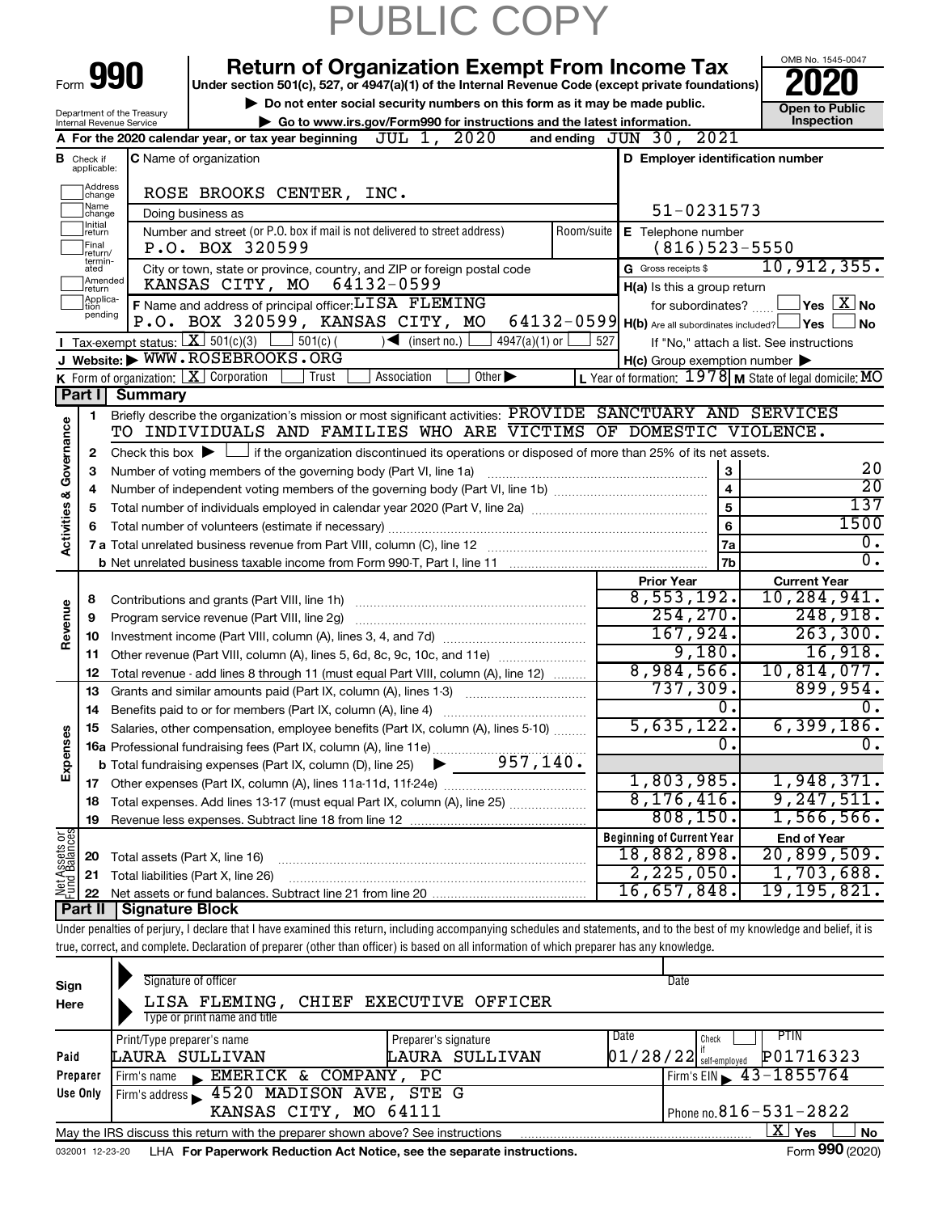# PUBLIC COPY

Form **990**

# Return of Organization Exempt From Income Tax

**Under section 501(c), 527, or 4947(a)(1) of the Internal Revenue Code (except private foundations)**

▶ **Do not enter social security numbers on this form as it may be made public.**

▶ **Go to www.irs.gov/Form990 for instructions and the latest information.**

OMB No. 1545-0047

**2020**

**Open to Public Inspection**

Department of the Treasury
Internal Revenue Service

**A** For the 2020 calendar year, or tax year beginning JUL 1, 2020 and ending JUN 30, 2021

**B** Check if applicable: Address change, Name change, Initial return, Final return/terminated, Amended return, Application pending

**C** Name of organization: ROSE BROOKS CENTER, INC.

Doing business as

Number and street (or P.O. box if mail is not delivered to street address): P.O. BOX 320599 | Room/suite

City or town, state or province, country, and ZIP or foreign postal code: KANSAS CITY, MO 64132-0599

**D** Employer identification number: 51-0231573

**E** Telephone number: (816)523-5550

**G** Gross receipts $ 10,912,355.

**F** Name and address of principal officer: LISA FLEMING, P.O. BOX 320599, KANSAS CITY, MO 64132-0599

**H(a)** Is this a group return for subordinates? ☐ Yes ☒ No

**H(b)** Are all subordinates included? ☐ Yes ☐ No — If "No," attach a list. See instructions

**H(c)** Group exemption number ▶

**I** Tax-exempt status: ☒ 501(c)(3) ☐ 501(c) ( ) ◀ (insert no.) ☐ 4947(a)(1) or ☐ 527

**J** Website: ▶ WWW.ROSEBROOKS.ORG

**K** Form of organization: ☒ Corporation ☐ Trust ☐ Association ☐ Other ▶

**L** Year of formation: 1978 **M** State of legal domicile: MO

## Part I Summary

**Activities & Governance**

1 Briefly describe the organization's mission or most significant activities: PROVIDE SANCTUARY AND SERVICES TO INDIVIDUALS AND FAMILIES WHO ARE VICTIMS OF DOMESTIC VIOLENCE.

2 Check this box ▶ ☐ if the organization discontinued its operations or disposed of more than 25% of its net assets.

| | | | |
|---|---|---|---|
| 3 | Number of voting members of the governing body (Part VI, line 1a) | 3 | 20 |
| 4 | Number of independent voting members of the governing body (Part VI, line 1b) | 4 | 20 |
| 5 | Total number of individuals employed in calendar year 2020 (Part V, line 2a) | 5 | 137 |
| 6 | Total number of volunteers (estimate if necessary) | 6 | 1500 |
| 7a | Total unrelated business revenue from Part VIII, column (C), line 12 | 7a | 0. |
| b | Net unrelated business taxable income from Form 990-T, Part I, line 11 | 7b | 0. |

| | | | Prior Year | Current Year |
|---|---|---|---|---|
| **Revenue** | 8 | Contributions and grants (Part VIII, line 1h) | 8,553,192. | 10,284,941. |
| | 9 | Program service revenue (Part VIII, line 2g) | 254,270. | 248,918. |
| | 10 | Investment income (Part VIII, column (A), lines 3, 4, and 7d) | 167,924. | 263,300. |
| | 11 | Other revenue (Part VIII, column (A), lines 5, 6d, 8c, 9c, 10c, and 11e) | 9,180. | 16,918. |
| | 12 | Total revenue - add lines 8 through 11 (must equal Part VIII, column (A), line 12) | 8,984,566. | 10,814,077. |
| **Expenses** | 13 | Grants and similar amounts paid (Part IX, column (A), lines 1-3) | 737,309. | 899,954. |
| | 14 | Benefits paid to or for members (Part IX, column (A), line 4) | 0. | 0. |
| | 15 | Salaries, other compensation, employee benefits (Part IX, column (A), lines 5-10) | 5,635,122. | 6,399,186. |
| | 16a | Professional fundraising fees (Part IX, column (A), line 11e) | 0. | 0. |
| | b | Total fundraising expenses (Part IX, column (D), line 25) ▶ 957,140. | | |
| | 17 | Other expenses (Part IX, column (A), lines 11a-11d, 11f-24e) | 1,803,985. | 1,948,371. |
| | 18 | Total expenses. Add lines 13-17 (must equal Part IX, column (A), line 25) | 8,176,416. | 9,247,511. |
| | 19 | Revenue less expenses. Subtract line 18 from line 12 | 808,150. | 1,566,566. |

| | | | Beginning of Current Year | End of Year |
|---|---|---|---|---|
| **Net Assets or Fund Balances** | 20 | Total assets (Part X, line 16) | 18,882,898. | 20,899,509. |
| | 21 | Total liabilities (Part X, line 26) | 2,225,050. | 1,703,688. |
| | 22 | Net assets or fund balances. Subtract line 21 from line 20 | 16,657,848. | 19,195,821. |

## Part II Signature Block

Under penalties of perjury, I declare that I have examined this return, including accompanying schedules and statements, and to the best of my knowledge and belief, it is true, correct, and complete. Declaration of preparer (other than officer) is based on all information of which preparer has any knowledge.

**Sign Here**

Signature of officer | Date

LISA FLEMING, CHIEF EXECUTIVE OFFICER
Type or print name and title

**Paid Preparer Use Only**

| Print/Type preparer's name | Preparer's signature | Date | Check if self-employed | PTIN |
|---|---|---|---|---|
| LAURA SULLIVAN | LAURA SULLIVAN | 01/28/22 | ☐ | P01716323 |

Firm's name ▶ EMERICK & COMPANY, PC — Firm's EIN ▶ 43-1855764

Firm's address ▶ 4520 MADISON AVE, STE G, KANSAS CITY, MO 64111 — Phone no. 816-531-2822

May the IRS discuss this return with the preparer shown above? See instructions ☒ Yes ☐ No

032001 12-23-20 LHA **For Paperwork Reduction Act Notice, see the separate instructions.** Form **990** (2020)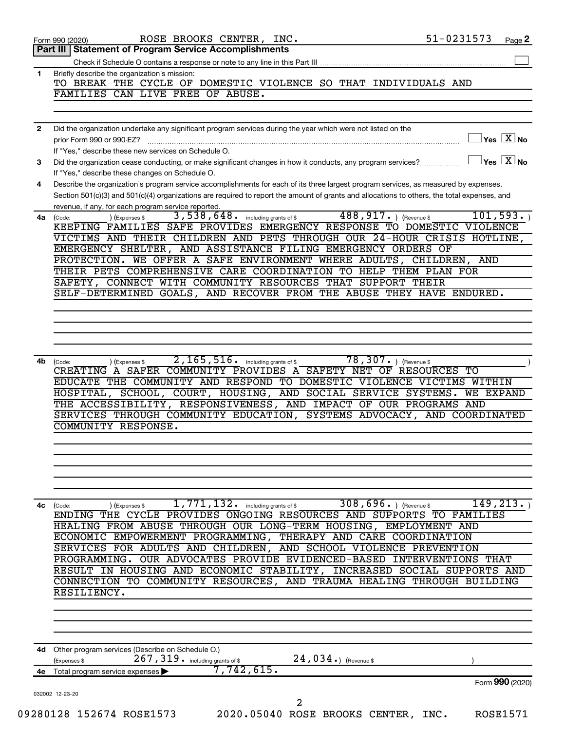Form 990 (2020) ROSE BROOKS CENTER, INC. 51-0231573 Page 2

## Part III Statement of Program Service Accomplishments

Check if Schedule O contains a response or note to any line in this Part III ☐

**1** Briefly describe the organization's mission:

TO BREAK THE CYCLE OF DOMESTIC VIOLENCE SO THAT INDIVIDUALS AND FAMILIES CAN LIVE FREE OF ABUSE.

**2** Did the organization undertake any significant program services during the year which were not listed on the prior Form 990 or 990-EZ? ☐ Yes ☒ No

If "Yes," describe these new services on Schedule O.

**3** Did the organization cease conducting, or make significant changes in how it conducts, any program services? ☐ Yes ☒ No

If "Yes," describe these changes on Schedule O.

**4** Describe the organization's program service accomplishments for each of its three largest program services, as measured by expenses. Section 501(c)(3) and 501(c)(4) organizations are required to report the amount of grants and allocations to others, the total expenses, and revenue, if any, for each program service reported.

**4a** (Code: ) (Expenses $ 3,538,648. including grants of $ 488,917. ) (Revenue $ 101,593. )

KEEPING FAMILIES SAFE PROVIDES EMERGENCY RESPONSE TO DOMESTIC VIOLENCE VICTIMS AND THEIR CHILDREN AND PETS THROUGH OUR 24-HOUR CRISIS HOTLINE, EMERGENCY SHELTER, AND ASSISTANCE FILING EMERGENCY ORDERS OF PROTECTION. WE OFFER A SAFE ENVIRONMENT WHERE ADULTS, CHILDREN, AND THEIR PETS COMPREHENSIVE CARE COORDINATION TO HELP THEM PLAN FOR SAFETY, CONNECT WITH COMMUNITY RESOURCES THAT SUPPORT THEIR SELF-DETERMINED GOALS, AND RECOVER FROM THE ABUSE THEY HAVE ENDURED.

**4b** (Code: ) (Expenses $ 2,165,516. including grants of $ 78,307. ) (Revenue $ )

CREATING A SAFER COMMUNITY PROVIDES A SAFETY NET OF RESOURCES TO EDUCATE THE COMMUNITY AND RESPOND TO DOMESTIC VIOLENCE VICTIMS WITHIN HOSPITAL, SCHOOL, COURT, HOUSING, AND SOCIAL SERVICE SYSTEMS. WE EXPAND THE ACCESSIBILITY, RESPONSIVENESS, AND IMPACT OF OUR PROGRAMS AND SERVICES THROUGH COMMUNITY EDUCATION, SYSTEMS ADVOCACY, AND COORDINATED COMMUNITY RESPONSE.

**4c** (Code: ) (Expenses $ 1,771,132. including grants of $ 308,696. ) (Revenue $ 149,213. )

ENDING THE CYCLE PROVIDES ONGOING RESOURCES AND SUPPORTS TO FAMILIES HEALING FROM ABUSE THROUGH OUR LONG-TERM HOUSING, EMPLOYMENT AND ECONOMIC EMPOWERMENT PROGRAMMING, THERAPY AND CARE COORDINATION SERVICES FOR ADULTS AND CHILDREN, AND SCHOOL VIOLENCE PREVENTION PROGRAMMING. OUR ADVOCATES PROVIDE EVIDENCED-BASED INTERVENTIONS THAT RESULT IN HOUSING AND ECONOMIC STABILITY, INCREASED SOCIAL SUPPORTS AND CONNECTION TO COMMUNITY RESOURCES, AND TRAUMA HEALING THROUGH BUILDING RESILIENCY.

**4d** Other program services (Describe on Schedule O.)

(Expenses $ 267,319. including grants of $ 24,034.) (Revenue $ )

**4e** Total program service expenses ▶ 7,742,615.

Form **990** (2020)

032002 12-23-20

09280128 152674 ROSE1573 2020.05040 ROSE BROOKS CENTER, INC. ROSE1571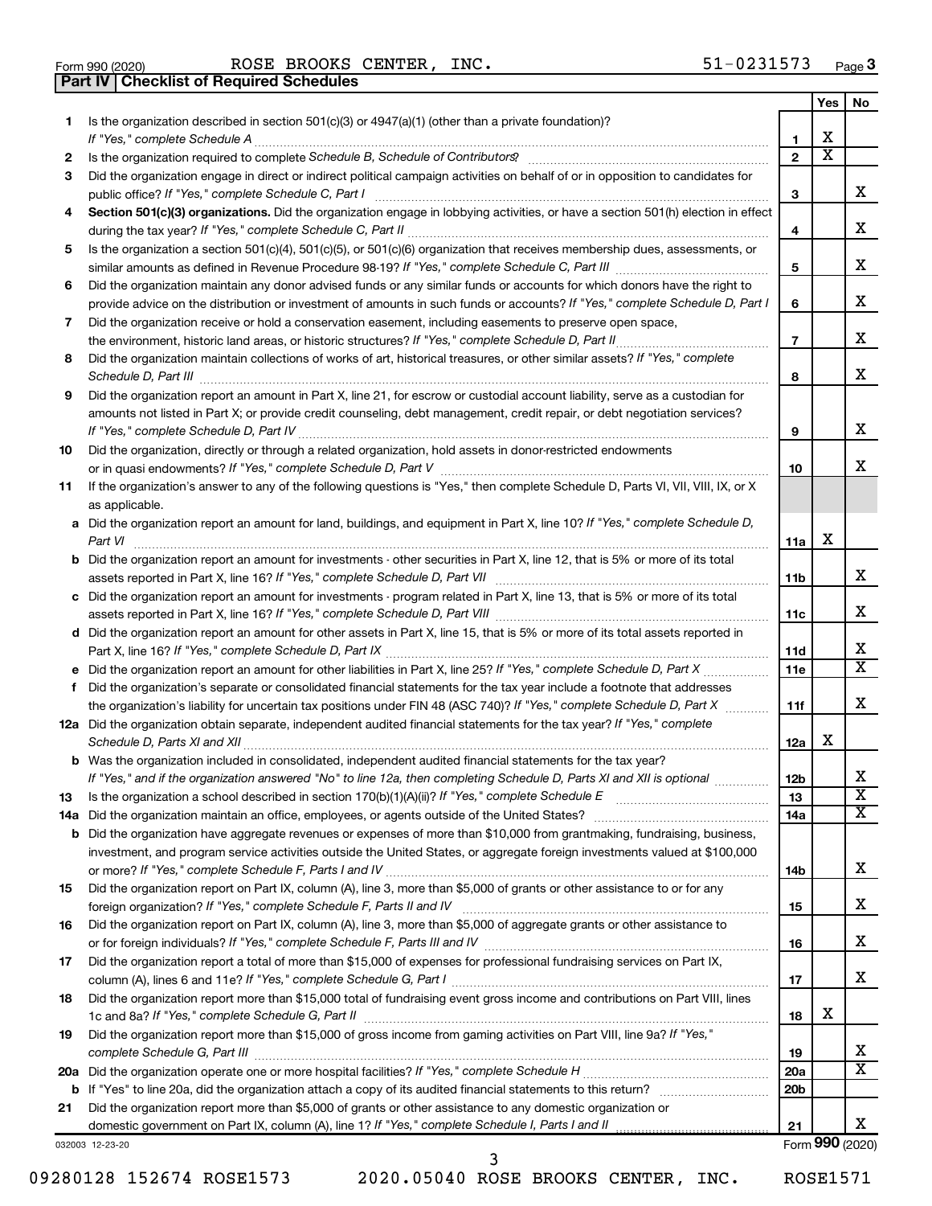Form 990 (2020) ROSE BROOKS CENTER, INC. 51-0231573 Page 3

**Part IV | Checklist of Required Schedules**

| | | | Yes | No |
|---|---|---|---|---|
| 1 | Is the organization described in section 501(c)(3) or 4947(a)(1) (other than a private foundation)? *If "Yes," complete Schedule A* | 1 | X | |
| 2 | Is the organization required to complete *Schedule B, Schedule of Contributors*? | 2 | X | |
| 3 | Did the organization engage in direct or indirect political campaign activities on behalf of or in opposition to candidates for public office? *If "Yes," complete Schedule C, Part I* | 3 | | X |
| 4 | **Section 501(c)(3) organizations.** Did the organization engage in lobbying activities, or have a section 501(h) election in effect during the tax year? *If "Yes," complete Schedule C, Part II* | 4 | | X |
| 5 | Is the organization a section 501(c)(4), 501(c)(5), or 501(c)(6) organization that receives membership dues, assessments, or similar amounts as defined in Revenue Procedure 98-19? *If "Yes," complete Schedule C, Part III* | 5 | | X |
| 6 | Did the organization maintain any donor advised funds or any similar funds or accounts for which donors have the right to provide advice on the distribution or investment of amounts in such funds or accounts? *If "Yes," complete Schedule D, Part I* | 6 | | X |
| 7 | Did the organization receive or hold a conservation easement, including easements to preserve open space, the environment, historic land areas, or historic structures? *If "Yes," complete Schedule D, Part II* | 7 | | X |
| 8 | Did the organization maintain collections of works of art, historical treasures, or other similar assets? *If "Yes," complete Schedule D, Part III* | 8 | | X |
| 9 | Did the organization report an amount in Part X, line 21, for escrow or custodial account liability, serve as a custodian for amounts not listed in Part X; or provide credit counseling, debt management, credit repair, or debt negotiation services? *If "Yes," complete Schedule D, Part IV* | 9 | | X |
| 10 | Did the organization, directly or through a related organization, hold assets in donor-restricted endowments or in quasi endowments? *If "Yes," complete Schedule D, Part V* | 10 | | X |
| 11 | If the organization's answer to any of the following questions is "Yes," then complete Schedule D, Parts VI, VII, VIII, IX, or X as applicable. | | | |
| a | Did the organization report an amount for land, buildings, and equipment in Part X, line 10? *If "Yes," complete Schedule D, Part VI* | 11a | X | |
| b | Did the organization report an amount for investments - other securities in Part X, line 12, that is 5% or more of its total assets reported in Part X, line 16? *If "Yes," complete Schedule D, Part VII* | 11b | | X |
| c | Did the organization report an amount for investments - program related in Part X, line 13, that is 5% or more of its total assets reported in Part X, line 16? *If "Yes," complete Schedule D, Part VIII* | 11c | | X |
| d | Did the organization report an amount for other assets in Part X, line 15, that is 5% or more of its total assets reported in Part X, line 16? *If "Yes," complete Schedule D, Part IX* | 11d | | X |
| e | Did the organization report an amount for other liabilities in Part X, line 25? *If "Yes," complete Schedule D, Part X* | 11e | | X |
| f | Did the organization's separate or consolidated financial statements for the tax year include a footnote that addresses the organization's liability for uncertain tax positions under FIN 48 (ASC 740)? *If "Yes," complete Schedule D, Part X* | 11f | | X |
| 12a | Did the organization obtain separate, independent audited financial statements for the tax year? *If "Yes," complete Schedule D, Parts XI and XII* | 12a | X | |
| b | Was the organization included in consolidated, independent audited financial statements for the tax year? *If "Yes," and if the organization answered "No" to line 12a, then completing Schedule D, Parts XI and XII is optional* | 12b | | X |
| 13 | Is the organization a school described in section 170(b)(1)(A)(ii)? *If "Yes," complete Schedule E* | 13 | | X |
| 14a | Did the organization maintain an office, employees, or agents outside of the United States? | 14a | | X |
| b | Did the organization have aggregate revenues or expenses of more than $10,000 from grantmaking, fundraising, business, investment, and program service activities outside the United States, or aggregate foreign investments valued at $100,000 or more? *If "Yes," complete Schedule F, Parts I and IV* | 14b | | X |
| 15 | Did the organization report on Part IX, column (A), line 3, more than $5,000 of grants or other assistance to or for any foreign organization? *If "Yes," complete Schedule F, Parts II and IV* | 15 | | X |
| 16 | Did the organization report on Part IX, column (A), line 3, more than $5,000 of aggregate grants or other assistance to or for foreign individuals? *If "Yes," complete Schedule F, Parts III and IV* | 16 | | X |
| 17 | Did the organization report a total of more than $15,000 of expenses for professional fundraising services on Part IX, column (A), lines 6 and 11e? *If "Yes," complete Schedule G, Part I* | 17 | | X |
| 18 | Did the organization report more than $15,000 total of fundraising event gross income and contributions on Part VIII, lines 1c and 8a? *If "Yes," complete Schedule G, Part II* | 18 | X | |
| 19 | Did the organization report more than $15,000 of gross income from gaming activities on Part VIII, line 9a? *If "Yes," complete Schedule G, Part III* | 19 | | X |
| 20a | Did the organization operate one or more hospital facilities? *If "Yes," complete Schedule H* | 20a | | X |
| b | If "Yes" to line 20a, did the organization attach a copy of its audited financial statements to this return? | 20b | | |
| 21 | Did the organization report more than $5,000 of grants or other assistance to any domestic organization or domestic government on Part IX, column (A), line 1? *If "Yes," complete Schedule I, Parts I and II* | 21 | | X |

032003 12-23-20 Form **990** (2020)

09280128 152674 ROSE1573 2020.05040 ROSE BROOKS CENTER, INC. ROSE1571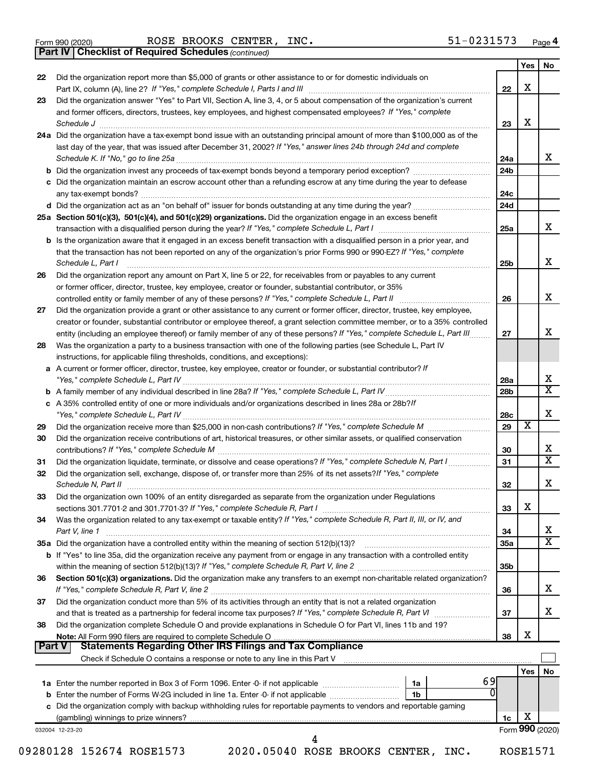Form 990 (2020) ROSE BROOKS CENTER, INC. 51-0231573

## Part IV | Checklist of Required Schedules *(continued)*

| | | | Yes | No |
|---|---|---|---|---|
| 22 | Did the organization report more than $5,000 of grants or other assistance to or for domestic individuals on Part IX, column (A), line 2? *If "Yes," complete Schedule I, Parts I and III* | 22 | X | |
| 23 | Did the organization answer "Yes" to Part VII, Section A, line 3, 4, or 5 about compensation of the organization's current and former officers, directors, trustees, key employees, and highest compensated employees? *If "Yes," complete Schedule J* | 23 | X | |
| 24a | Did the organization have a tax-exempt bond issue with an outstanding principal amount of more than $100,000 as of the last day of the year, that was issued after December 31, 2002? *If "Yes," answer lines 24b through 24d and complete Schedule K. If "No," go to line 25a* | 24a | | X |
| b | Did the organization invest any proceeds of tax-exempt bonds beyond a temporary period exception? | 24b | | |
| c | Did the organization maintain an escrow account other than a refunding escrow at any time during the year to defease any tax-exempt bonds? | 24c | | |
| d | Did the organization act as an "on behalf of" issuer for bonds outstanding at any time during the year? | 24d | | |
| 25a | **Section 501(c)(3), 501(c)(4), and 501(c)(29) organizations.** Did the organization engage in an excess benefit transaction with a disqualified person during the year? *If "Yes," complete Schedule L, Part I* | 25a | | X |
| b | Is the organization aware that it engaged in an excess benefit transaction with a disqualified person in a prior year, and that the transaction has not been reported on any of the organization's prior Forms 990 or 990-EZ? *If "Yes," complete Schedule L, Part I* | 25b | | X |
| 26 | Did the organization report any amount on Part X, line 5 or 22, for receivables from or payables to any current or former officer, director, trustee, key employee, creator or founder, substantial contributor, or 35% controlled entity or family member of any of these persons? *If "Yes," complete Schedule L, Part II* | 26 | | X |
| 27 | Did the organization provide a grant or other assistance to any current or former officer, director, trustee, key employee, creator or founder, substantial contributor or employee thereof, a grant selection committee member, or to a 35% controlled entity (including an employee thereof) or family member of any of these persons? *If "Yes," complete Schedule L, Part III* | 27 | | X |
| 28 | Was the organization a party to a business transaction with one of the following parties (see Schedule L, Part IV instructions, for applicable filing thresholds, conditions, and exceptions): | | | |
| a | A current or former officer, director, trustee, key employee, creator or founder, or substantial contributor? *If "Yes," complete Schedule L, Part IV* | 28a | | X |
| b | A family member of any individual described in line 28a? *If "Yes," complete Schedule L, Part IV* | 28b | | X |
| c | A 35% controlled entity of one or more individuals and/or organizations described in lines 28a or 28b? *If "Yes," complete Schedule L, Part IV* | 28c | | X |
| 29 | Did the organization receive more than $25,000 in non-cash contributions? *If "Yes," complete Schedule M* | 29 | X | |
| 30 | Did the organization receive contributions of art, historical treasures, or other similar assets, or qualified conservation contributions? *If "Yes," complete Schedule M* | 30 | | X |
| 31 | Did the organization liquidate, terminate, or dissolve and cease operations? *If "Yes," complete Schedule N, Part I* | 31 | | X |
| 32 | Did the organization sell, exchange, dispose of, or transfer more than 25% of its net assets? *If "Yes," complete Schedule N, Part II* | 32 | | X |
| 33 | Did the organization own 100% of an entity disregarded as separate from the organization under Regulations sections 301.7701-2 and 301.7701-3? *If "Yes," complete Schedule R, Part I* | 33 | X | |
| 34 | Was the organization related to any tax-exempt or taxable entity? *If "Yes," complete Schedule R, Part II, III, or IV, and Part V, line 1* | 34 | | X |
| 35a | Did the organization have a controlled entity within the meaning of section 512(b)(13)? | 35a | | X |
| b | If "Yes" to line 35a, did the organization receive any payment from or engage in any transaction with a controlled entity within the meaning of section 512(b)(13)? *If "Yes," complete Schedule R, Part V, line 2* | 35b | | |
| 36 | **Section 501(c)(3) organizations.** Did the organization make any transfers to an exempt non-charitable related organization? *If "Yes," complete Schedule R, Part V, line 2* | 36 | | X |
| 37 | Did the organization conduct more than 5% of its activities through an entity that is not a related organization and that is treated as a partnership for federal income tax purposes? *If "Yes," complete Schedule R, Part VI* | 37 | | X |
| 38 | Did the organization complete Schedule O and provide explanations in Schedule O for Part VI, lines 11b and 19? **Note:** All Form 990 filers are required to complete Schedule O | 38 | X | |

## Part V | Statements Regarding Other IRS Filings and Tax Compliance

Check if Schedule O contains a response or note to any line in this Part V ☐

| | | | | Yes | No |
|---|---|---|---|---|---|
| 1a | Enter the number reported in Box 3 of Form 1096. Enter -0- if not applicable | 1a | 69 | | |
| b | Enter the number of Forms W-2G included in line 1a. Enter -0- if not applicable | 1b | 0 | | |
| c | Did the organization comply with backup withholding rules for reportable payments to vendors and reportable gaming (gambling) winnings to prize winners? | 1c | | X | |

032004 12-23-20 Form **990** (2020)

09280128 152674 ROSE1573 2020.05040 ROSE BROOKS CENTER, INC. ROSE1571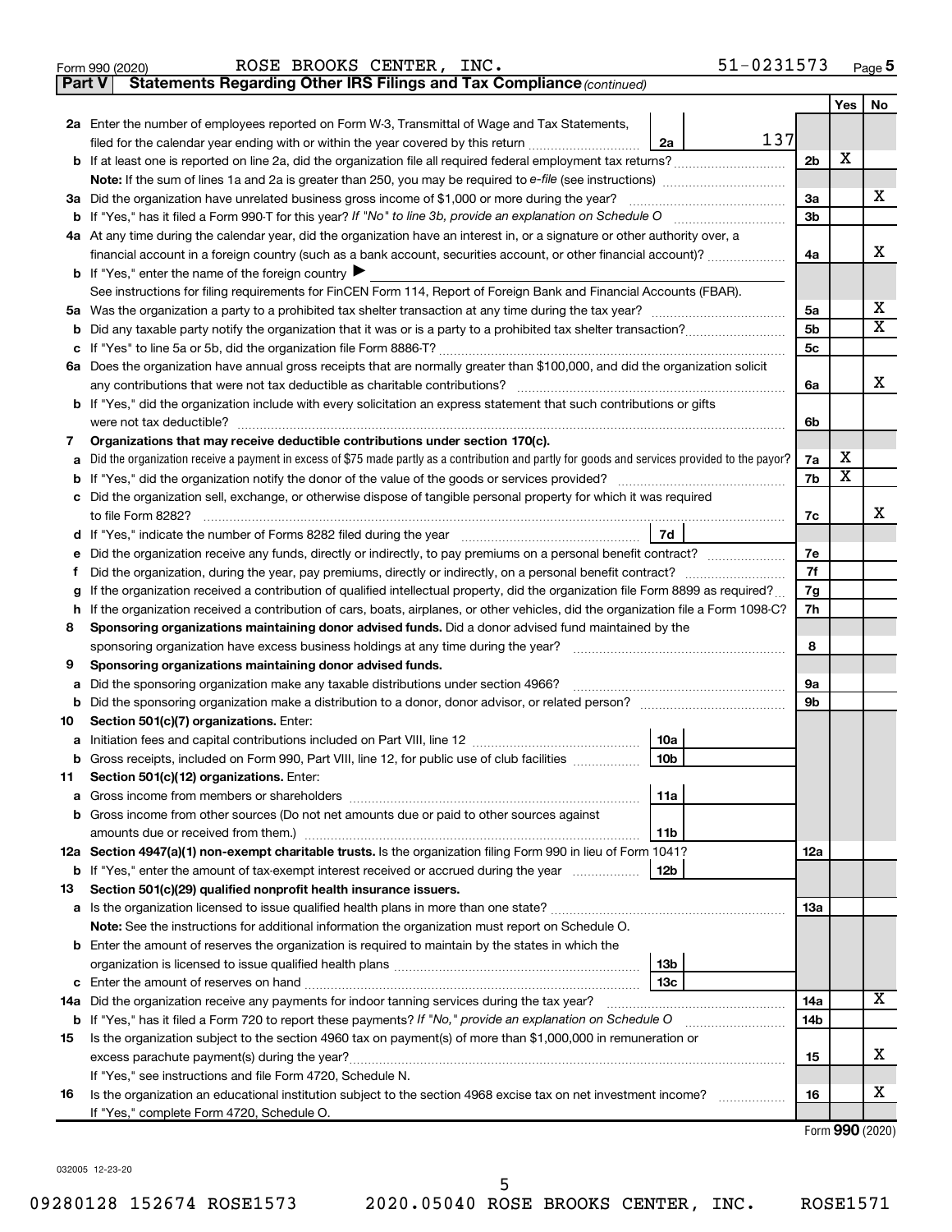Form 990 (2020) ROSE BROOKS CENTER, INC. 51-0231573 Page 5

**Part V | Statements Regarding Other IRS Filings and Tax Compliance** *(continued)*

| | | | | Yes | No |
|---|---|---|---|---|---|
| **2a** | Enter the number of employees reported on Form W-3, Transmittal of Wage and Tax Statements, filed for the calendar year ending with or within the year covered by this return | 2a 137 | | | |
| **b** | If at least one is reported on line 2a, did the organization file all required federal employment tax returns? | | 2b | X | |
| | **Note:** If the sum of lines 1a and 2a is greater than 250, you may be required to *e-file* (see instructions) | | | | |
| **3a** | Did the organization have unrelated business gross income of $1,000 or more during the year? | | 3a | | X |
| **b** | If "Yes," has it filed a Form 990-T for this year? *If "No" to line 3b, provide an explanation on Schedule O* | | 3b | | |
| **4a** | At any time during the calendar year, did the organization have an interest in, or a signature or other authority over, a financial account in a foreign country (such as a bank account, securities account, or other financial account)? | | 4a | | X |
| **b** | If "Yes," enter the name of the foreign country ▶ | | | | |
| | See instructions for filing requirements for FinCEN Form 114, Report of Foreign Bank and Financial Accounts (FBAR). | | | | |
| **5a** | Was the organization a party to a prohibited tax shelter transaction at any time during the tax year? | | 5a | | X |
| **b** | Did any taxable party notify the organization that it was or is a party to a prohibited tax shelter transaction? | | 5b | | X |
| **c** | If "Yes" to line 5a or 5b, did the organization file Form 8886-T? | | 5c | | |
| **6a** | Does the organization have annual gross receipts that are normally greater than $100,000, and did the organization solicit any contributions that were not tax deductible as charitable contributions? | | 6a | | X |
| **b** | If "Yes," did the organization include with every solicitation an express statement that such contributions or gifts were not tax deductible? | | 6b | | |
| **7** | **Organizations that may receive deductible contributions under section 170(c).** | | | | |
| **a** | Did the organization receive a payment in excess of $75 made partly as a contribution and partly for goods and services provided to the payor? | | 7a | X | |
| **b** | If "Yes," did the organization notify the donor of the value of the goods or services provided? | | 7b | X | |
| **c** | Did the organization sell, exchange, or otherwise dispose of tangible personal property for which it was required to file Form 8282? | | 7c | | X |
| **d** | If "Yes," indicate the number of Forms 8282 filed during the year | 7d | | | |
| **e** | Did the organization receive any funds, directly or indirectly, to pay premiums on a personal benefit contract? | | 7e | | |
| **f** | Did the organization, during the year, pay premiums, directly or indirectly, on a personal benefit contract? | | 7f | | |
| **g** | If the organization received a contribution of qualified intellectual property, did the organization file Form 8899 as required? | | 7g | | |
| **h** | If the organization received a contribution of cars, boats, airplanes, or other vehicles, did the organization file a Form 1098-C? | | 7h | | |
| **8** | **Sponsoring organizations maintaining donor advised funds.** Did a donor advised fund maintained by the sponsoring organization have excess business holdings at any time during the year? | | 8 | | |
| **9** | **Sponsoring organizations maintaining donor advised funds.** | | | | |
| **a** | Did the sponsoring organization make any taxable distributions under section 4966? | | 9a | | |
| **b** | Did the sponsoring organization make a distribution to a donor, donor advisor, or related person? | | 9b | | |
| **10** | **Section 501(c)(7) organizations.** Enter: | | | | |
| **a** | Initiation fees and capital contributions included on Part VIII, line 12 | 10a | | | |
| **b** | Gross receipts, included on Form 990, Part VIII, line 12, for public use of club facilities | 10b | | | |
| **11** | **Section 501(c)(12) organizations.** Enter: | | | | |
| **a** | Gross income from members or shareholders | 11a | | | |
| **b** | Gross income from other sources (Do not net amounts due or paid to other sources against amounts due or received from them.) | 11b | | | |
| **12a** | **Section 4947(a)(1) non-exempt charitable trusts.** Is the organization filing Form 990 in lieu of Form 1041? | | 12a | | |
| **b** | If "Yes," enter the amount of tax-exempt interest received or accrued during the year | 12b | | | |
| **13** | **Section 501(c)(29) qualified nonprofit health insurance issuers.** | | | | |
| **a** | Is the organization licensed to issue qualified health plans in more than one state? | | 13a | | |
| | **Note:** See the instructions for additional information the organization must report on Schedule O. | | | | |
| **b** | Enter the amount of reserves the organization is required to maintain by the states in which the organization is licensed to issue qualified health plans | 13b | | | |
| **c** | Enter the amount of reserves on hand | 13c | | | |
| **14a** | Did the organization receive any payments for indoor tanning services during the tax year? | | 14a | | X |
| **b** | If "Yes," has it filed a Form 720 to report these payments? *If "No," provide an explanation on Schedule O* | | 14b | | |
| **15** | Is the organization subject to the section 4960 tax on payment(s) of more than $1,000,000 in remuneration or excess parachute payment(s) during the year? | | 15 | | X |
| | If "Yes," see instructions and file Form 4720, Schedule N. | | | | |
| **16** | Is the organization an educational institution subject to the section 4968 excise tax on net investment income? | | 16 | | X |
| | If "Yes," complete Form 4720, Schedule O. | | | | |

Form **990** (2020)

032005 12-23-20

09280128 152674 ROSE1573 2020.05040 ROSE BROOKS CENTER, INC. ROSE1571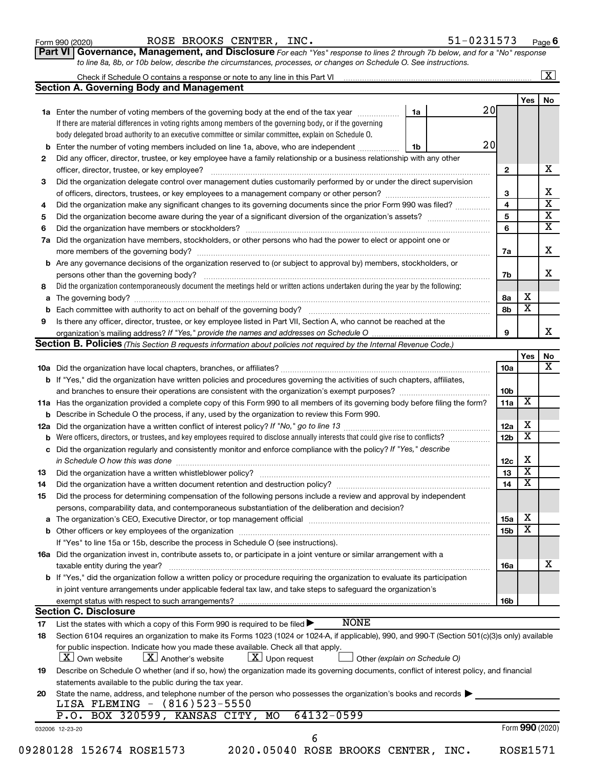Form 990 (2020) ROSE BROOKS CENTER, INC. 51-0231573 Page 6

**Part VI Governance, Management, and Disclosure** *For each "Yes" response to lines 2 through 7b below, and for a "No" response to line 8a, 8b, or 10b below, describe the circumstances, processes, or changes on Schedule O. See instructions.*

Check if Schedule O contains a response or note to any line in this Part VI .......... [X]

## Section A. Governing Body and Management

| | | | | Yes | No |
|---|---|---|---|---|---|
| **1a** | Enter the number of voting members of the governing body at the end of the tax year ..... **1a** 20<br>If there are material differences in voting rights among members of the governing body, or if the governing body delegated broad authority to an executive committee or similar committee, explain on Schedule O. | | | | |
| **b** | Enter the number of voting members included on line 1a, above, who are independent ..... **1b** 20 | | | | |
| **2** | Did any officer, director, trustee, or key employee have a family relationship or a business relationship with any other officer, director, trustee, or key employee? | **2** | | | X |
| **3** | Did the organization delegate control over management duties customarily performed by or under the direct supervision of officers, directors, trustees, or key employees to a management company or other person? | **3** | | | X |
| **4** | Did the organization make any significant changes to its governing documents since the prior Form 990 was filed? | **4** | | | X |
| **5** | Did the organization become aware during the year of a significant diversion of the organization's assets? | **5** | | | X |
| **6** | Did the organization have members or stockholders? | **6** | | | X |
| **7a** | Did the organization have members, stockholders, or other persons who had the power to elect or appoint one or more members of the governing body? | **7a** | | | X |
| **b** | Are any governance decisions of the organization reserved to (or subject to approval by) members, stockholders, or persons other than the governing body? | **7b** | | | X |
| **8** | Did the organization contemporaneously document the meetings held or written actions undertaken during the year by the following: | | | | |
| **a** | The governing body? | **8a** | | X | |
| **b** | Each committee with authority to act on behalf of the governing body? | **8b** | | X | |
| **9** | Is there any officer, director, trustee, or key employee listed in Part VII, Section A, who cannot be reached at the organization's mailing address? *If "Yes," provide the names and addresses on Schedule O* | **9** | | | X |

## Section B. Policies *(This Section B requests information about policies not required by the Internal Revenue Code.)*

| | | | Yes | No |
|---|---|---|---|---|
| **10a** | Did the organization have local chapters, branches, or affiliates? | **10a** | | X |
| **b** | If "Yes," did the organization have written policies and procedures governing the activities of such chapters, affiliates, and branches to ensure their operations are consistent with the organization's exempt purposes? | **10b** | | |
| **11a** | Has the organization provided a complete copy of this Form 990 to all members of its governing body before filing the form? | **11a** | X | |
| **b** | Describe in Schedule O the process, if any, used by the organization to review this Form 990. | | | |
| **12a** | Did the organization have a written conflict of interest policy? *If "No," go to line 13* | **12a** | X | |
| **b** | Were officers, directors, or trustees, and key employees required to disclose annually interests that could give rise to conflicts? | **12b** | X | |
| **c** | Did the organization regularly and consistently monitor and enforce compliance with the policy? *If "Yes," describe in Schedule O how this was done* | **12c** | X | |
| **13** | Did the organization have a written whistleblower policy? | **13** | X | |
| **14** | Did the organization have a written document retention and destruction policy? | **14** | X | |
| **15** | Did the process for determining compensation of the following persons include a review and approval by independent persons, comparability data, and contemporaneous substantiation of the deliberation and decision? | | | |
| **a** | The organization's CEO, Executive Director, or top management official | **15a** | X | |
| **b** | Other officers or key employees of the organization<br>If "Yes" to line 15a or 15b, describe the process in Schedule O (see instructions). | **15b** | X | |
| **16a** | Did the organization invest in, contribute assets to, or participate in a joint venture or similar arrangement with a taxable entity during the year? | **16a** | | X |
| **b** | If "Yes," did the organization follow a written policy or procedure requiring the organization to evaluate its participation in joint venture arrangements under applicable federal tax law, and take steps to safeguard the organization's exempt status with respect to such arrangements? | **16b** | | |

## Section C. Disclosure

**17** List the states with which a copy of this Form 990 is required to be filed ▶ NONE

**18** Section 6104 requires an organization to make its Forms 1023 (1024 or 1024-A, if applicable), 990, and 990-T (Section 501(c)(3)s only) available for public inspection. Indicate how you made these available. Check all that apply.

[X] Own website [X] Another's website [X] Upon request [ ] Other *(explain on Schedule O)*

**19** Describe on Schedule O whether (and if so, how) the organization made its governing documents, conflict of interest policy, and financial statements available to the public during the tax year.

**20** State the name, address, and telephone number of the person who possesses the organization's books and records ▶

LISA FLEMING - (816)523-5550
P.O. BOX 320599, KANSAS CITY, MO 64132-0599

032006 12-23-20 Form **990** (2020)

09280128 152674 ROSE1573 2020.05040 ROSE BROOKS CENTER, INC. ROSE1571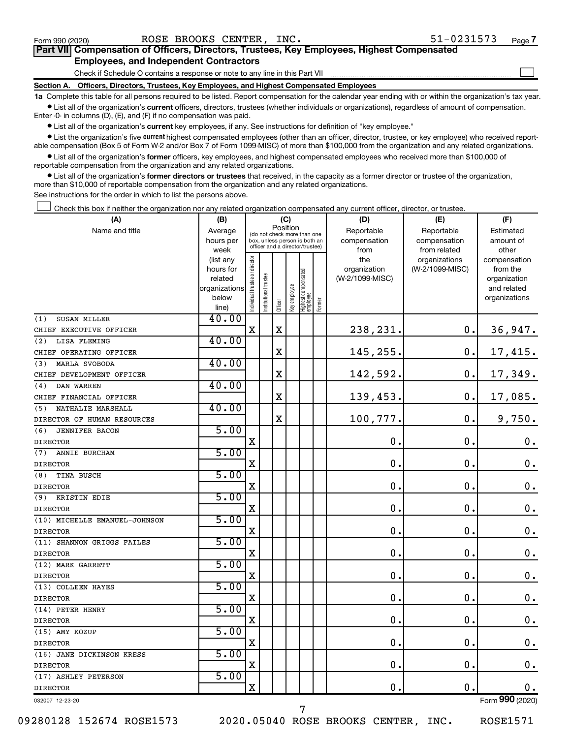Form 990 (2020) ROSE BROOKS CENTER, INC. 51-0231573

## Part VII Compensation of Officers, Directors, Trustees, Key Employees, Highest Compensated Employees, and Independent Contractors

Check if Schedule O contains a response or note to any line in this Part VII ☐

### Section A. Officers, Directors, Trustees, Key Employees, and Highest Compensated Employees

**1a** Complete this table for all persons required to be listed. Report compensation for the calendar year ending with or within the organization's tax year.

- List all of the organization's **current** officers, directors, trustees (whether individuals or organizations), regardless of amount of compensation. Enter -0- in columns (D), (E), and (F) if no compensation was paid.
- List all of the organization's **current** key employees, if any. See instructions for definition of "key employee."
- List the organization's five **current** highest compensated employees (other than an officer, director, trustee, or key employee) who received reportable compensation (Box 5 of Form W-2 and/or Box 7 of Form 1099-MISC) of more than $100,000 from the organization and any related organizations.
- List all of the organization's **former** officers, key employees, and highest compensated employees who received more than $100,000 of reportable compensation from the organization and any related organizations.
- List all of the organization's **former directors or trustees** that received, in the capacity as a former director or trustee of the organization, more than $10,000 of reportable compensation from the organization and any related organizations.

See instructions for the order in which to list the persons above.

☐ Check this box if neither the organization nor any related organization compensated any current officer, director, or trustee.

| (A) Name and title | (B) Average hours per week (list any hours for related organizations below line) | (C) Position: Individual trustee or director | Institutional trustee | Officer | Key employee | Highest compensated employee | Former | (D) Reportable compensation from the organization (W-2/1099-MISC) | (E) Reportable compensation from related organizations (W-2/1099-MISC) | (F) Estimated amount of other compensation from the organization and related organizations |
|---|---|---|---|---|---|---|---|---|---|---|
| (1) SUSAN MILLER<br>CHIEF EXECUTIVE OFFICER | 40.00 | X | | X | | | | 238,231. | 0. | 36,947. |
| (2) LISA FLEMING<br>CHIEF OPERATING OFFICER | 40.00 | | | X | | | | 145,255. | 0. | 17,415. |
| (3) MARLA SVOBODA<br>CHIEF DEVELOPMENT OFFICER | 40.00 | | | X | | | | 142,592. | 0. | 17,349. |
| (4) DAN WARREN<br>CHIEF FINANCIAL OFFICER | 40.00 | | | X | | | | 139,453. | 0. | 17,085. |
| (5) NATHALIE MARSHALL<br>DIRECTOR OF HUMAN RESOURCES | 40.00 | | | X | | | | 100,777. | 0. | 9,750. |
| (6) JENNIFER BACON<br>DIRECTOR | 5.00 | X | | | | | | 0. | 0. | 0. |
| (7) ANNIE BURCHAM<br>DIRECTOR | 5.00 | X | | | | | | 0. | 0. | 0. |
| (8) TINA BUSCH<br>DIRECTOR | 5.00 | X | | | | | | 0. | 0. | 0. |
| (9) KRISTIN EDIE<br>DIRECTOR | 5.00 | X | | | | | | 0. | 0. | 0. |
| (10) MICHELLE EMANUEL-JOHNSON<br>DIRECTOR | 5.00 | X | | | | | | 0. | 0. | 0. |
| (11) SHANNON GRIGGS FAILES<br>DIRECTOR | 5.00 | X | | | | | | 0. | 0. | 0. |
| (12) MARK GARRETT<br>DIRECTOR | 5.00 | X | | | | | | 0. | 0. | 0. |
| (13) COLLEEN HAYES<br>DIRECTOR | 5.00 | X | | | | | | 0. | 0. | 0. |
| (14) PETER HENRY<br>DIRECTOR | 5.00 | X | | | | | | 0. | 0. | 0. |
| (15) AMY KOZUP<br>DIRECTOR | 5.00 | X | | | | | | 0. | 0. | 0. |
| (16) JANE DICKINSON KRESS<br>DIRECTOR | 5.00 | X | | | | | | 0. | 0. | 0. |
| (17) ASHLEY PETERSON<br>DIRECTOR | 5.00 | X | | | | | | 0. | 0. | 0. |

032007 12-23-20 Form 990 (2020)

09280128 152674 ROSE1573 2020.05040 ROSE BROOKS CENTER, INC. ROSE1571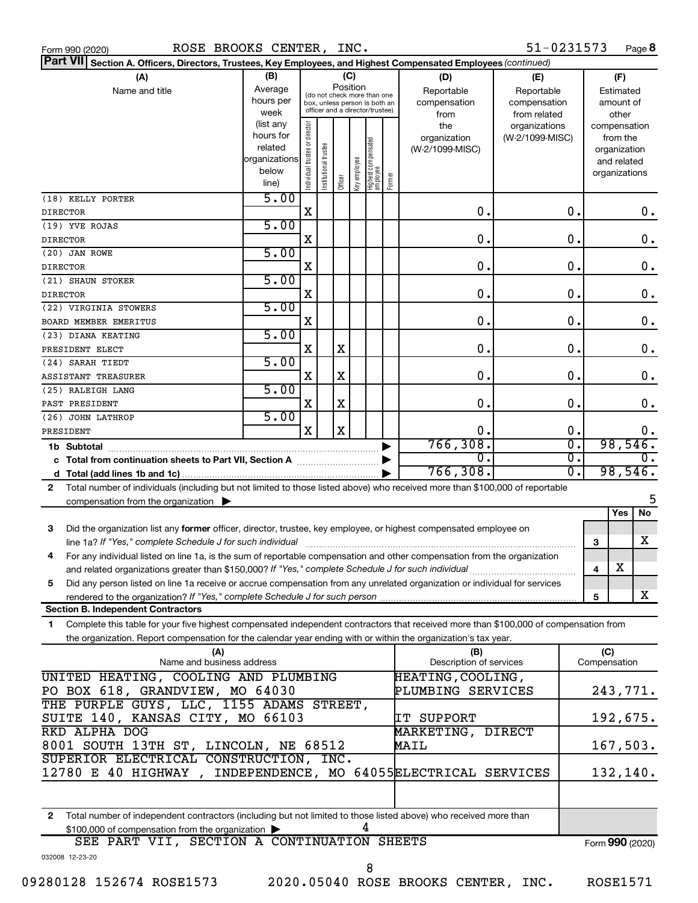Form 990 (2020) ROSE BROOKS CENTER, INC. 51-0231573 Page **8**

**Part VII** **Section A. Officers, Directors, Trustees, Key Employees, and Highest Compensated Employees** *(continued)*

| (A) Name and title | (B) Average hours per week (list any hours for related organizations below line) | (C) Position: Individual trustee or director | Institutional trustee | Officer | Key employee | Highest compensated employee | Former | (D) Reportable compensation from the organization (W-2/1099-MISC) | (E) Reportable compensation from related organizations (W-2/1099-MISC) | (F) Estimated amount of other compensation from the organization and related organizations |
|---|---|---|---|---|---|---|---|---|---|---|
| (18) KELLY PORTER<br>DIRECTOR | 5.00 | X | | | | | | 0. | 0. | 0. |
| (19) YVE ROJAS<br>DIRECTOR | 5.00 | X | | | | | | 0. | 0. | 0. |
| (20) JAN ROWE<br>DIRECTOR | 5.00 | X | | | | | | 0. | 0. | 0. |
| (21) SHAUN STOKER<br>DIRECTOR | 5.00 | X | | | | | | 0. | 0. | 0. |
| (22) VIRGINIA STOWERS<br>BOARD MEMBER EMERITUS | 5.00 | X | | | | | | 0. | 0. | 0. |
| (23) DIANA KEATING<br>PRESIDENT ELECT | 5.00 | X | | X | | | | 0. | 0. | 0. |
| (24) SARAH TIEDT<br>ASSISTANT TREASURER | 5.00 | X | | X | | | | 0. | 0. | 0. |
| (25) RALEIGH LANG<br>PAST PRESIDENT | 5.00 | X | | X | | | | 0. | 0. | 0. |
| (26) JOHN LATHROP<br>PRESIDENT | 5.00 | X | | X | | | | 0. | 0. | 0. |
| **1b Subtotal** | | | | | | | | 766,308. | 0. | 98,546. |
| **c Total from continuation sheets to Part VII, Section A** | | | | | | | | 0. | 0. | 0. |
| **d Total (add lines 1b and 1c)** | | | | | | | | 766,308. | 0. | 98,546. |

**2** Total number of individuals (including but not limited to those listed above) who received more than $100,000 of reportable compensation from the organization ▶ 5

| | | | Yes | No |
|---|---|---|---|---|
| **3** | Did the organization list any **former** officer, director, trustee, key employee, or highest compensated employee on line 1a? *If "Yes," complete Schedule J for such individual* | 3 | | X |
| **4** | For any individual listed on line 1a, is the sum of reportable compensation and other compensation from the organization and related organizations greater than $150,000? *If "Yes," complete Schedule J for such individual* | 4 | X | |
| **5** | Did any person listed on line 1a receive or accrue compensation from any unrelated organization or individual for services rendered to the organization? *If "Yes," complete Schedule J for such person* | 5 | | X |

**Section B. Independent Contractors**

**1** Complete this table for your five highest compensated independent contractors that received more than $100,000 of compensation from the organization. Report compensation for the calendar year ending with or within the organization's tax year.

| (A) Name and business address | (B) Description of services | (C) Compensation |
|---|---|---|
| UNITED HEATING, COOLING AND PLUMBING<br>PO BOX 618, GRANDVIEW, MO 64030 | HEATING,COOLING, PLUMBING SERVICES | 243,771. |
| THE PURPLE GUYS, LLC, 1155 ADAMS STREET,<br>SUITE 140, KANSAS CITY, MO 66103 | IT SUPPORT | 192,675. |
| RKD ALPHA DOG<br>8001 SOUTH 13TH ST, LINCOLN, NE 68512 | MARKETING, DIRECT MAIL | 167,503. |
| SUPERIOR ELECTRICAL CONSTRUCTION, INC.<br>12780 E 40 HIGHWAY , INDEPENDENCE, MO 64055 | ELECTRICAL SERVICES | 132,140. |

**2** Total number of independent contractors (including but not limited to those listed above) who received more than $100,000 of compensation from the organization ▶ 4

SEE PART VII, SECTION A CONTINUATION SHEETS

Form **990** (2020)

032008 12-23-20

09280128 152674 ROSE1573 2020.05040 ROSE BROOKS CENTER, INC. ROSE1571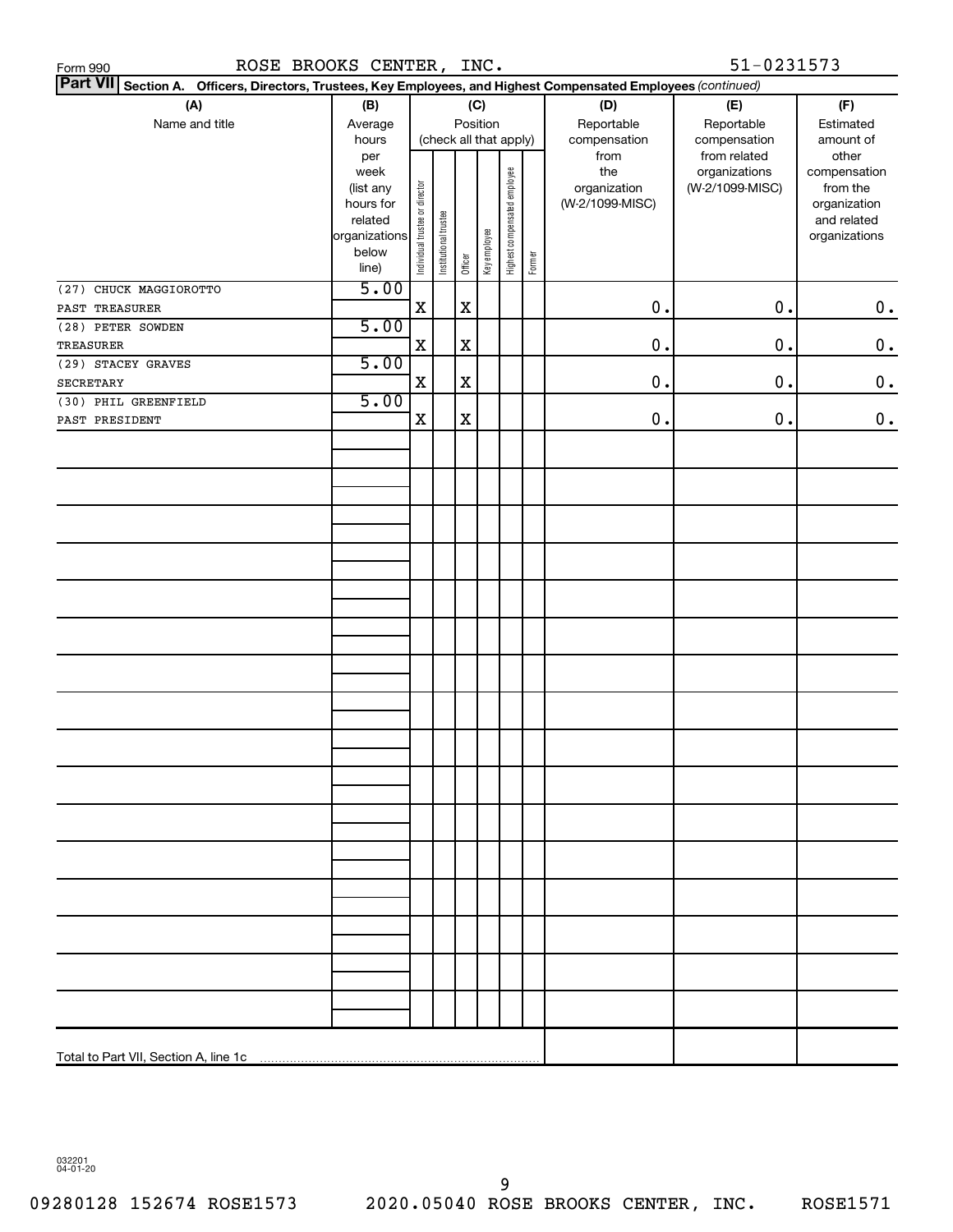Form 990 ROSE BROOKS CENTER, INC. 51-0231573

**Part VII Section A. Officers, Directors, Trustees, Key Employees, and Highest Compensated Employees** *(continued)*

| (A) Name and title | (B) Average hours per week (list any hours for related organizations below line) | (C) Position (check all that apply): Individual trustee or director | Institutional trustee | Officer | Key employee | Highest compensated employee | Former | (D) Reportable compensation from the organization (W-2/1099-MISC) | (E) Reportable compensation from related organizations (W-2/1099-MISC) | (F) Estimated amount of other compensation from the organization and related organizations |
|---|---|---|---|---|---|---|---|---|---|---|
| (27) CHUCK MAGGIOROTTO<br>PAST TREASURER | 5.00 | X | | X | | | | 0. | 0. | 0. |
| (28) PETER SOWDEN<br>TREASURER | 5.00 | X | | X | | | | 0. | 0. | 0. |
| (29) STACEY GRAVES<br>SECRETARY | 5.00 | X | | X | | | | 0. | 0. | 0. |
| (30) PHIL GREENFIELD<br>PAST PRESIDENT | 5.00 | X | | X | | | | 0. | 0. | 0. |
| Total to Part VII, Section A, line 1c | | | | | | | | | | |

032201 04-01-20

09280128 152674 ROSE1573 2020.05040 ROSE BROOKS CENTER, INC. ROSE1571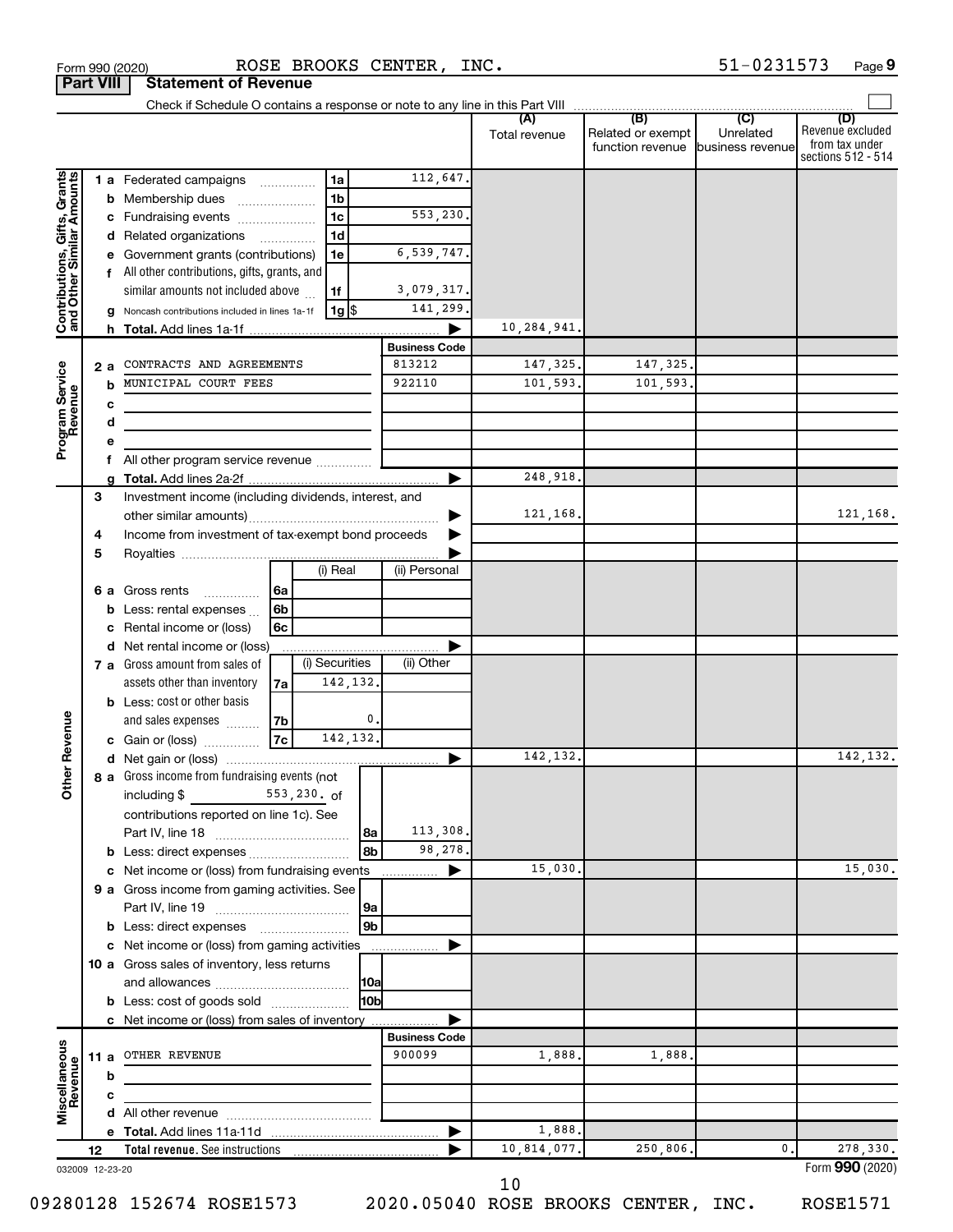Form 990 (2020) ROSE BROOKS CENTER, INC. 51-0231573 Page 9

**Part VIII Statement of Revenue**

Check if Schedule O contains a response or note to any line in this Part VIII

| | | | (A) Total revenue | (B) Related or exempt function revenue | (C) Unrelated business revenue | (D) Revenue excluded from tax under sections 512 - 514 |
|---|---|---|---|---|---|---|
| **Contributions, Gifts, Grants and Other Similar Amounts** | 1a Federated campaigns | 1a 112,647. | | | | |
| | b Membership dues | 1b | | | | |
| | c Fundraising events | 1c 553,230. | | | | |
| | d Related organizations | 1d | | | | |
| | e Government grants (contributions) | 1e 6,539,747. | | | | |
| | f All other contributions, gifts, grants, and similar amounts not included above | 1f 3,079,317. | | | | |
| | g Noncash contributions included in lines 1a-1f | 1g $ 141,299. | | | | |
| | h Total. Add lines 1a-1f | | 10,284,941. | | | |
| **Program Service Revenue** | | Business Code | | | | |
| | 2a CONTRACTS AND AGREEMENTS | 813212 | 147,325. | 147,325. | | |
| | b MUNICIPAL COURT FEES | 922110 | 101,593. | 101,593. | | |
| | c | | | | | |
| | d | | | | | |
| | e | | | | | |
| | f All other program service revenue | | | | | |
| | g Total. Add lines 2a-2f | | 248,918. | | | |
| **Other Revenue** | 3 Investment income (including dividends, interest, and other similar amounts) | | 121,168. | | | 121,168. |
| | 4 Income from investment of tax-exempt bond proceeds | | | | | |
| | 5 Royalties | | | | | |
| | 6a Gross rents — 6a (i) Real / (ii) Personal | | | | | |
| | b Less: rental expenses — 6b | | | | | |
| | c Rental income or (loss) — 6c | | | | | |
| | d Net rental income or (loss) | | | | | |
| | 7a Gross amount from sales of assets other than inventory — 7a (i) Securities 142,132. / (ii) Other | | | | | |
| | b Less: cost or other basis and sales expenses — 7b (i) Securities 0. | | | | | |
| | c Gain or (loss) — 7c (i) Securities 142,132. | | | | | |
| | d Net gain or (loss) | | 142,132. | | | 142,132. |
| | 8a Gross income from fundraising events (not including $ 553,230. of contributions reported on line 1c). See Part IV, line 18 | 8a 113,308. | | | | |
| | b Less: direct expenses | 8b 98,278. | | | | |
| | c Net income or (loss) from fundraising events | | 15,030. | | | 15,030. |
| | 9a Gross income from gaming activities. See Part IV, line 19 | 9a | | | | |
| | b Less: direct expenses | 9b | | | | |
| | c Net income or (loss) from gaming activities | | | | | |
| | 10a Gross sales of inventory, less returns and allowances | 10a | | | | |
| | b Less: cost of goods sold | 10b | | | | |
| | c Net income or (loss) from sales of inventory | | | | | |
| **Miscellaneous Revenue** | | Business Code | | | | |
| | 11a OTHER REVENUE | 900099 | 1,888. | 1,888. | | |
| | b | | | | | |
| | c | | | | | |
| | d All other revenue | | | | | |
| | e Total. Add lines 11a-11d | | 1,888. | | | |
| | 12 Total revenue. See instructions | | 10,814,077. | 250,806. | 0. | 278,330. |

032009 12-23-20 Form 990 (2020)

09280128 152674 ROSE1573 2020.05040 ROSE BROOKS CENTER, INC. ROSE1571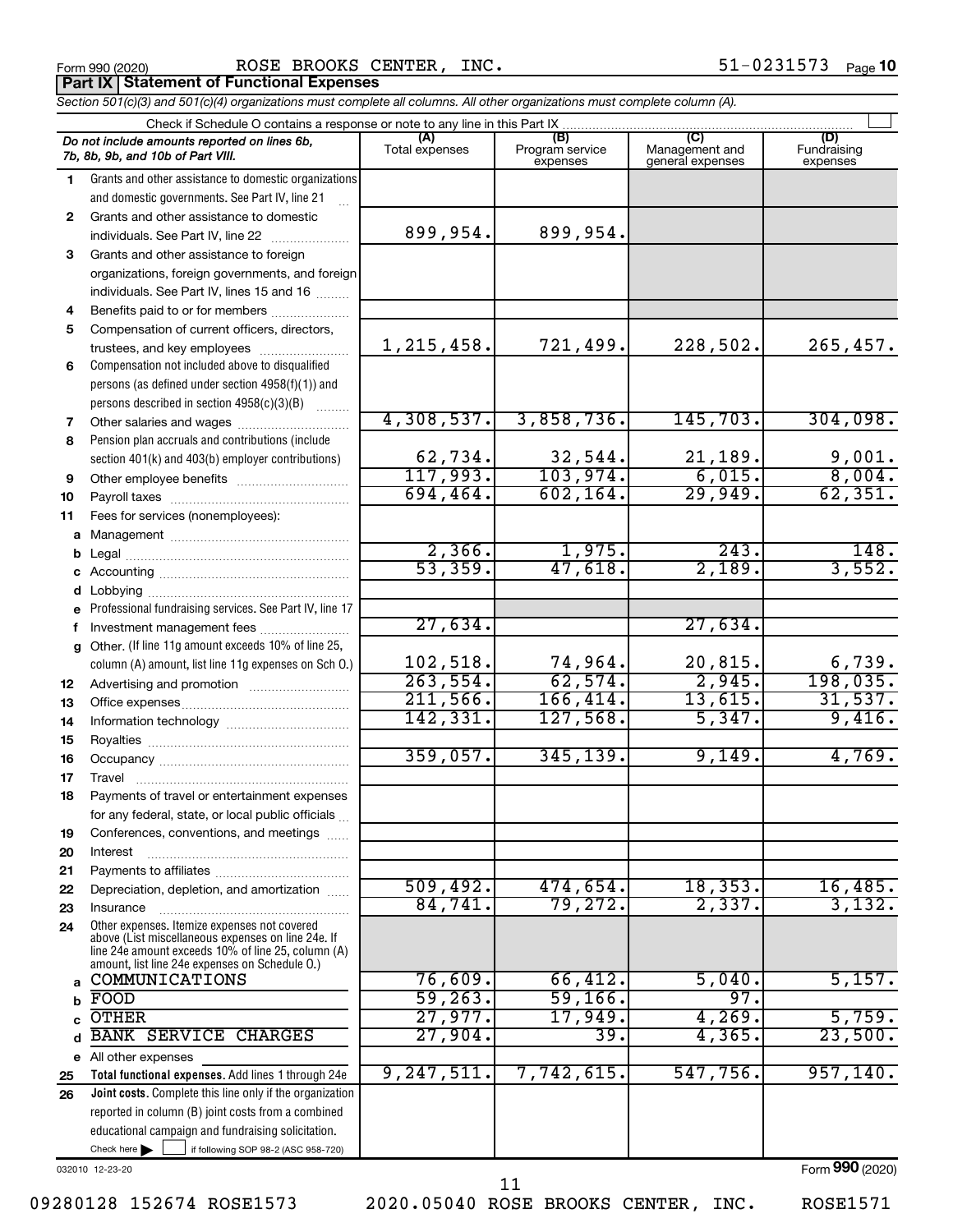Form 990 (2020) ROSE BROOKS CENTER, INC. 51-0231573 Page **10**

## Part IX Statement of Functional Expenses

*Section 501(c)(3) and 501(c)(4) organizations must complete all columns. All other organizations must complete column (A).*

Check if Schedule O contains a response or note to any line in this Part IX

| | *Do not include amounts reported on lines 6b, 7b, 8b, 9b, and 10b of Part VIII.* | (A) Total expenses | (B) Program service expenses | (C) Management and general expenses | (D) Fundraising expenses |
|---|---|---|---|---|---|
| 1 | Grants and other assistance to domestic organizations and domestic governments. See Part IV, line 21 | | | | |
| 2 | Grants and other assistance to domestic individuals. See Part IV, line 22 | 899,954. | 899,954. | | |
| 3 | Grants and other assistance to foreign organizations, foreign governments, and foreign individuals. See Part IV, lines 15 and 16 | | | | |
| 4 | Benefits paid to or for members | | | | |
| 5 | Compensation of current officers, directors, trustees, and key employees | 1,215,458. | 721,499. | 228,502. | 265,457. |
| 6 | Compensation not included above to disqualified persons (as defined under section 4958(f)(1)) and persons described in section 4958(c)(3)(B) | | | | |
| 7 | Other salaries and wages | 4,308,537. | 3,858,736. | 145,703. | 304,098. |
| 8 | Pension plan accruals and contributions (include section 401(k) and 403(b) employer contributions) | 62,734. | 32,544. | 21,189. | 9,001. |
| 9 | Other employee benefits | 117,993. | 103,974. | 6,015. | 8,004. |
| 10 | Payroll taxes | 694,464. | 602,164. | 29,949. | 62,351. |
| 11 | Fees for services (nonemployees): | | | | |
| a | Management | | | | |
| b | Legal | 2,366. | 1,975. | 243. | 148. |
| c | Accounting | 53,359. | 47,618. | 2,189. | 3,552. |
| d | Lobbying | | | | |
| e | Professional fundraising services. See Part IV, line 17 | | | | |
| f | Investment management fees | 27,634. | | 27,634. | |
| g | Other. (If line 11g amount exceeds 10% of line 25, column (A) amount, list line 11g expenses on Sch O.) | 102,518. | 74,964. | 20,815. | 6,739. |
| 12 | Advertising and promotion | 263,554. | 62,574. | 2,945. | 198,035. |
| 13 | Office expenses | 211,566. | 166,414. | 13,615. | 31,537. |
| 14 | Information technology | 142,331. | 127,568. | 5,347. | 9,416. |
| 15 | Royalties | | | | |
| 16 | Occupancy | 359,057. | 345,139. | 9,149. | 4,769. |
| 17 | Travel | | | | |
| 18 | Payments of travel or entertainment expenses for any federal, state, or local public officials | | | | |
| 19 | Conferences, conventions, and meetings | | | | |
| 20 | Interest | | | | |
| 21 | Payments to affiliates | | | | |
| 22 | Depreciation, depletion, and amortization | 509,492. | 474,654. | 18,353. | 16,485. |
| 23 | Insurance | 84,741. | 79,272. | 2,337. | 3,132. |
| 24 | Other expenses. Itemize expenses not covered above (List miscellaneous expenses on line 24e. If line 24e amount exceeds 10% of line 25, column (A) amount, list line 24e expenses on Schedule O.) | | | | |
| a | COMMUNICATIONS | 76,609. | 66,412. | 5,040. | 5,157. |
| b | FOOD | 59,263. | 59,166. | 97. | |
| c | OTHER | 27,977. | 17,949. | 4,269. | 5,759. |
| d | BANK SERVICE CHARGES | 27,904. | 39. | 4,365. | 23,500. |
| e | All other expenses | | | | |
| 25 | **Total functional expenses.** Add lines 1 through 24e | 9,247,511. | 7,742,615. | 547,756. | 957,140. |
| 26 | **Joint costs.** Complete this line only if the organization reported in column (B) joint costs from a combined educational campaign and fundraising solicitation. Check here ☐ if following SOP 98-2 (ASC 958-720) | | | | |

032010 12-23-20 Form **990** (2020)

09280128 152674 ROSE1573 2020.05040 ROSE BROOKS CENTER, INC. ROSE1571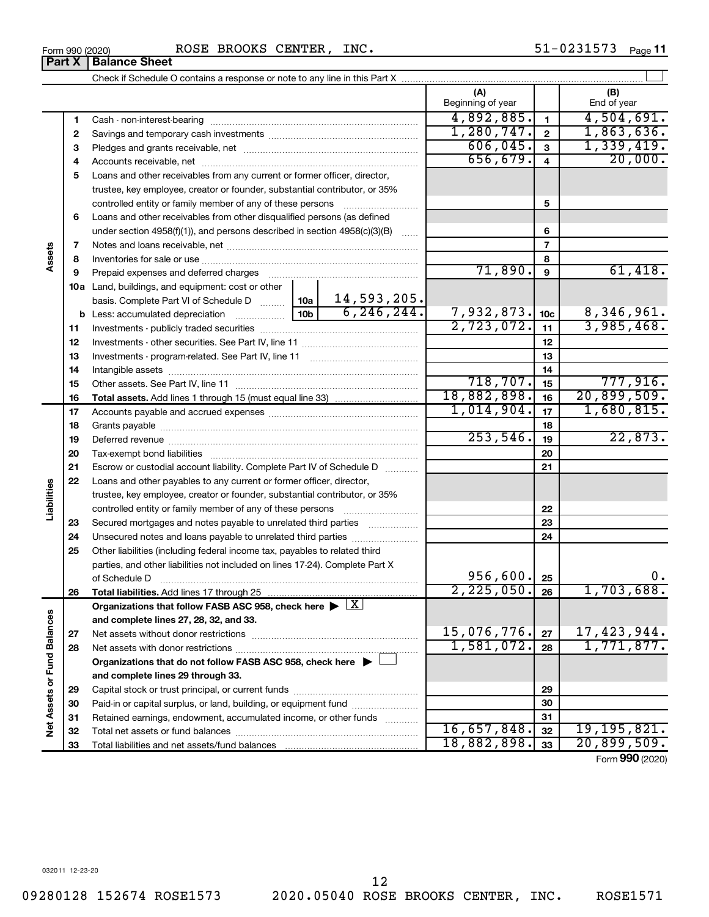Form 990 (2020) ROSE BROOKS CENTER, INC. 51-0231573

## Part X | Balance Sheet

Check if Schedule O contains a response or note to any line in this Part X

| Section | Line | Description | | | (A) Beginning of year | Line | (B) End of year |
|---|---|---|---|---|---|---|---|
| Assets | 1 | Cash - non-interest-bearing | | | 4,892,885. | 1 | 4,504,691. |
| | 2 | Savings and temporary cash investments | | | 1,280,747. | 2 | 1,863,636. |
| | 3 | Pledges and grants receivable, net | | | 606,045. | 3 | 1,339,419. |
| | 4 | Accounts receivable, net | | | 656,679. | 4 | 20,000. |
| | 5 | Loans and other receivables from any current or former officer, director, trustee, key employee, creator or founder, substantial contributor, or 35% controlled entity or family member of any of these persons | | | | 5 | |
| | 6 | Loans and other receivables from other disqualified persons (as defined under section 4958(f)(1)), and persons described in section 4958(c)(3)(B) | | | | 6 | |
| | 7 | Notes and loans receivable, net | | | | 7 | |
| | 8 | Inventories for sale or use | | | | 8 | |
| | 9 | Prepaid expenses and deferred charges | | | 71,890. | 9 | 61,418. |
| | 10a | Land, buildings, and equipment: cost or other basis. Complete Part VI of Schedule D | 10a | 14,593,205. | | | |
| | b | Less: accumulated depreciation | 10b | 6,246,244. | 7,932,873. | 10c | 8,346,961. |
| | 11 | Investments - publicly traded securities | | | 2,723,072. | 11 | 3,985,468. |
| | 12 | Investments - other securities. See Part IV, line 11 | | | | 12 | |
| | 13 | Investments - program-related. See Part IV, line 11 | | | | 13 | |
| | 14 | Intangible assets | | | | 14 | |
| | 15 | Other assets. See Part IV, line 11 | | | 718,707. | 15 | 777,916. |
| | 16 | **Total assets.** Add lines 1 through 15 (must equal line 33) | | | 18,882,898. | 16 | 20,899,509. |
| Liabilities | 17 | Accounts payable and accrued expenses | | | 1,014,904. | 17 | 1,680,815. |
| | 18 | Grants payable | | | | 18 | |
| | 19 | Deferred revenue | | | 253,546. | 19 | 22,873. |
| | 20 | Tax-exempt bond liabilities | | | | 20 | |
| | 21 | Escrow or custodial account liability. Complete Part IV of Schedule D | | | | 21 | |
| | 22 | Loans and other payables to any current or former officer, director, trustee, key employee, creator or founder, substantial contributor, or 35% controlled entity or family member of any of these persons | | | | 22 | |
| | 23 | Secured mortgages and notes payable to unrelated third parties | | | | 23 | |
| | 24 | Unsecured notes and loans payable to unrelated third parties | | | | 24 | |
| | 25 | Other liabilities (including federal income tax, payables to related third parties, and other liabilities not included on lines 17-24). Complete Part X of Schedule D | | | 956,600. | 25 | 0. |
| | 26 | **Total liabilities.** Add lines 17 through 25 | | | 2,225,050. | 26 | 1,703,688. |
| Net Assets or Fund Balances | | **Organizations that follow FASB ASC 958, check here** ▶ [X] **and complete lines 27, 28, 32, and 33.** | | | | | |
| | 27 | Net assets without donor restrictions | | | 15,076,776. | 27 | 17,423,944. |
| | 28 | Net assets with donor restrictions | | | 1,581,072. | 28 | 1,771,877. |
| | | **Organizations that do not follow FASB ASC 958, check here** ▶ [ ] **and complete lines 29 through 33.** | | | | | |
| | 29 | Capital stock or trust principal, or current funds | | | | 29 | |
| | 30 | Paid-in or capital surplus, or land, building, or equipment fund | | | | 30 | |
| | 31 | Retained earnings, endowment, accumulated income, or other funds | | | | 31 | |
| | 32 | Total net assets or fund balances | | | 16,657,848. | 32 | 19,195,821. |
| | 33 | Total liabilities and net assets/fund balances | | | 18,882,898. | 33 | 20,899,509. |

Form **990** (2020)

032011 12-23-20

09280128 152674 ROSE1573 2020.05040 ROSE BROOKS CENTER, INC. ROSE1571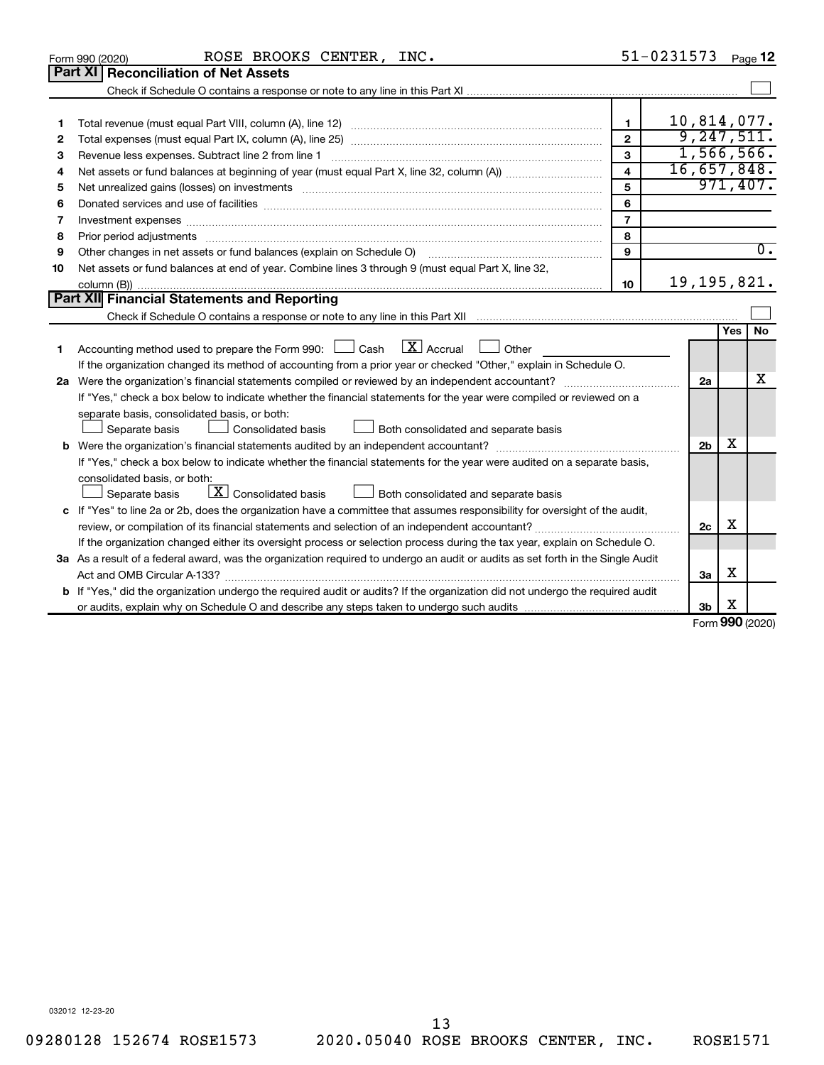Form 990 (2020) ROSE BROOKS CENTER, INC. 51-0231573 Page **12**

## Part XI Reconciliation of Net Assets

Check if Schedule O contains a response or note to any line in this Part XI ☐

| | | | |
|---|---|---|---|
| 1 | Total revenue (must equal Part VIII, column (A), line 12) | 1 | 10,814,077. |
| 2 | Total expenses (must equal Part IX, column (A), line 25) | 2 | 9,247,511. |
| 3 | Revenue less expenses. Subtract line 2 from line 1 | 3 | 1,566,566. |
| 4 | Net assets or fund balances at beginning of year (must equal Part X, line 32, column (A)) | 4 | 16,657,848. |
| 5 | Net unrealized gains (losses) on investments | 5 | 971,407. |
| 6 | Donated services and use of facilities | 6 | |
| 7 | Investment expenses | 7 | |
| 8 | Prior period adjustments | 8 | |
| 9 | Other changes in net assets or fund balances (explain on Schedule O) | 9 | 0. |
| 10 | Net assets or fund balances at end of year. Combine lines 3 through 9 (must equal Part X, line 32, column (B)) | 10 | 19,195,821. |

## Part XII Financial Statements and Reporting

Check if Schedule O contains a response or note to any line in this Part XII ☐

| | | | Yes | No |
|---|---|---|---|---|
| 1 | Accounting method used to prepare the Form 990: ☐ Cash ☒ Accrual ☐ Other<br>If the organization changed its method of accounting from a prior year or checked "Other," explain in Schedule O. | | | |
| 2a | Were the organization's financial statements compiled or reviewed by an independent accountant?<br>If "Yes," check a box below to indicate whether the financial statements for the year were compiled or reviewed on a separate basis, consolidated basis, or both:<br>☐ Separate basis ☐ Consolidated basis ☐ Both consolidated and separate basis | 2a | | X |
| b | Were the organization's financial statements audited by an independent accountant?<br>If "Yes," check a box below to indicate whether the financial statements for the year were audited on a separate basis, consolidated basis, or both:<br>☐ Separate basis ☒ Consolidated basis ☐ Both consolidated and separate basis | 2b | X | |
| c | If "Yes" to line 2a or 2b, does the organization have a committee that assumes responsibility for oversight of the audit, review, or compilation of its financial statements and selection of an independent accountant?<br>If the organization changed either its oversight process or selection process during the tax year, explain on Schedule O. | 2c | X | |
| 3a | As a result of a federal award, was the organization required to undergo an audit or audits as set forth in the Single Audit Act and OMB Circular A-133? | 3a | X | |
| b | If "Yes," did the organization undergo the required audit or audits? If the organization did not undergo the required audit or audits, explain why on Schedule O and describe any steps taken to undergo such audits | 3b | X | |

Form **990** (2020)

032012 12-23-20

09280128 152674 ROSE1573 2020.05040 ROSE BROOKS CENTER, INC. ROSE1571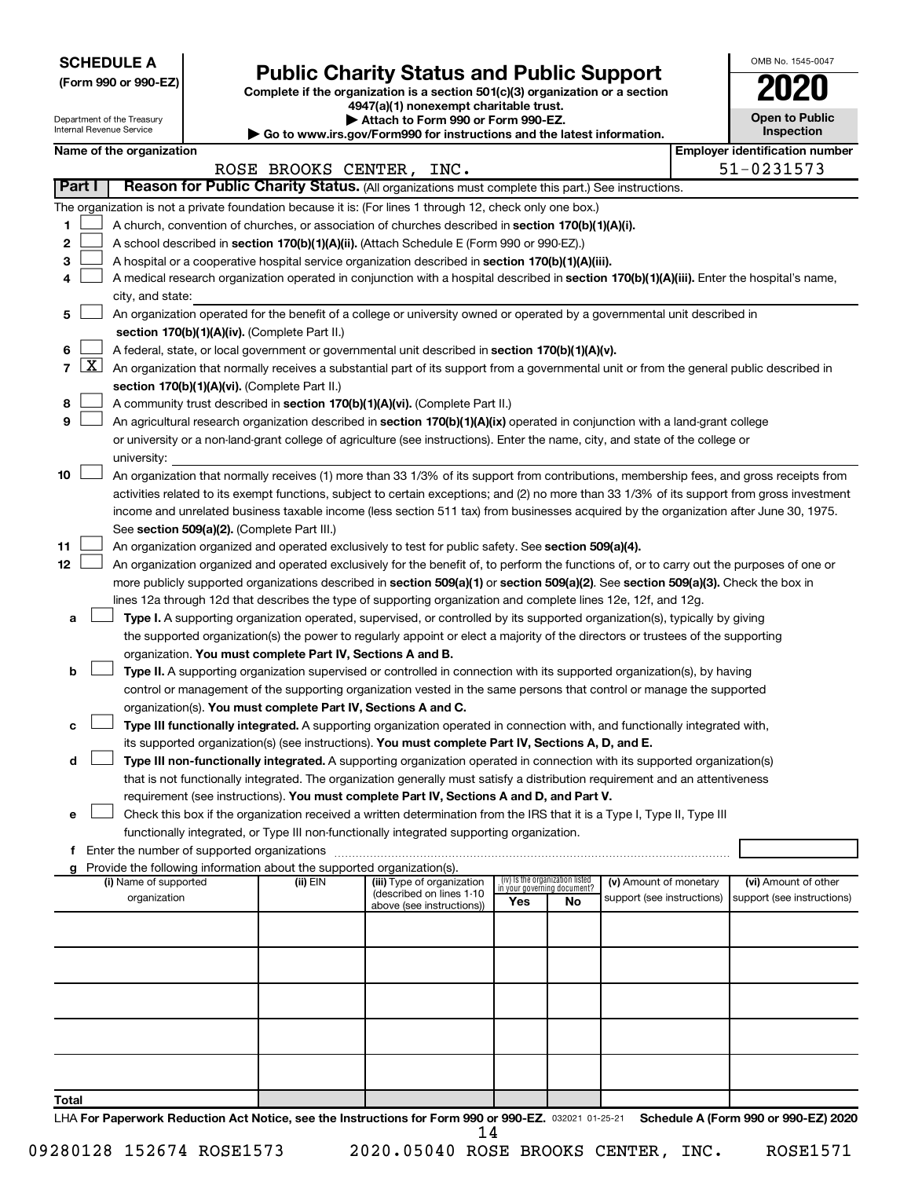**SCHEDULE A**
**(Form 990 or 990-EZ)**

Department of the Treasury
Internal Revenue Service

# Public Charity Status and Public Support

**Complete if the organization is a section 501(c)(3) organization or a section 4947(a)(1) nonexempt charitable trust.**
**▶ Attach to Form 990 or Form 990-EZ.**
**▶ Go to www.irs.gov/Form990 for instructions and the latest information.**

OMB No. 1545-0047
**2020**
**Open to Public Inspection**

**Name of the organization:** ROSE BROOKS CENTER, INC.
**Employer identification number:** 51-0231573

## Part I — Reason for Public Charity Status. (All organizations must complete this part.) See instructions.

The organization is not a private foundation because it is: (For lines 1 through 12, check only one box.)

1. ☐ A church, convention of churches, or association of churches described in **section 170(b)(1)(A)(i).**
2. ☐ A school described in **section 170(b)(1)(A)(ii).** (Attach Schedule E (Form 990 or 990-EZ).)
3. ☐ A hospital or a cooperative hospital service organization described in **section 170(b)(1)(A)(iii).**
4. ☐ A medical research organization operated in conjunction with a hospital described in **section 170(b)(1)(A)(iii).** Enter the hospital's name, city, and state:
5. ☐ An organization operated for the benefit of a college or university owned or operated by a governmental unit described in **section 170(b)(1)(A)(iv).** (Complete Part II.)
6. ☐ A federal, state, or local government or governmental unit described in **section 170(b)(1)(A)(v).**
7. ☒ An organization that normally receives a substantial part of its support from a governmental unit or from the general public described in **section 170(b)(1)(A)(vi).** (Complete Part II.)
8. ☐ A community trust described in **section 170(b)(1)(A)(vi).** (Complete Part II.)
9. ☐ An agricultural research organization described in **section 170(b)(1)(A)(ix)** operated in conjunction with a land-grant college or university or a non-land-grant college of agriculture (see instructions). Enter the name, city, and state of the college or university:
10. ☐ An organization that normally receives (1) more than 33 1/3% of its support from contributions, membership fees, and gross receipts from activities related to its exempt functions, subject to certain exceptions; and (2) no more than 33 1/3% of its support from gross investment income and unrelated business taxable income (less section 511 tax) from businesses acquired by the organization after June 30, 1975. See **section 509(a)(2).** (Complete Part III.)
11. ☐ An organization organized and operated exclusively to test for public safety. See **section 509(a)(4).**
12. ☐ An organization organized and operated exclusively for the benefit of, to perform the functions of, or to carry out the purposes of one or more publicly supported organizations described in **section 509(a)(1)** or **section 509(a)(2).** See **section 509(a)(3).** Check the box in lines 12a through 12d that describes the type of supporting organization and complete lines 12e, 12f, and 12g.
   - **a** ☐ **Type I.** A supporting organization operated, supervised, or controlled by its supported organization(s), typically by giving the supported organization(s) the power to regularly appoint or elect a majority of the directors or trustees of the supporting organization. **You must complete Part IV, Sections A and B.**
   - **b** ☐ **Type II.** A supporting organization supervised or controlled in connection with its supported organization(s), by having control or management of the supporting organization vested in the same persons that control or manage the supported organization(s). **You must complete Part IV, Sections A and C.**
   - **c** ☐ **Type III functionally integrated.** A supporting organization operated in connection with, and functionally integrated with, its supported organization(s) (see instructions). **You must complete Part IV, Sections A, D, and E.**
   - **d** ☐ **Type III non-functionally integrated.** A supporting organization operated in connection with its supported organization(s) that is not functionally integrated. The organization generally must satisfy a distribution requirement and an attentiveness requirement (see instructions). **You must complete Part IV, Sections A and D, and Part V.**
   - **e** ☐ Check this box if the organization received a written determination from the IRS that it is a Type I, Type II, Type III functionally integrated, or Type III non-functionally integrated supporting organization.
   - **f** Enter the number of supported organizations
   - **g** Provide the following information about the supported organization(s).

| (i) Name of supported organization | (ii) EIN | (iii) Type of organization (described on lines 1-10 above (see instructions)) | (iv) Is the organization listed in your governing document? Yes | No | (v) Amount of monetary support (see instructions) | (vi) Amount of other support (see instructions) |
|---|---|---|---|---|---|---|
| | | | | | | |
| | | | | | | |
| | | | | | | |
| | | | | | | |
| | | | | | | |
| **Total** | | | | | | |

LHA **For Paperwork Reduction Act Notice, see the Instructions for Form 990 or 990-EZ.** 032021 01-25-21 **Schedule A (Form 990 or 990-EZ) 2020**

09280128 152674 ROSE1573 2020.05040 ROSE BROOKS CENTER, INC. ROSE1571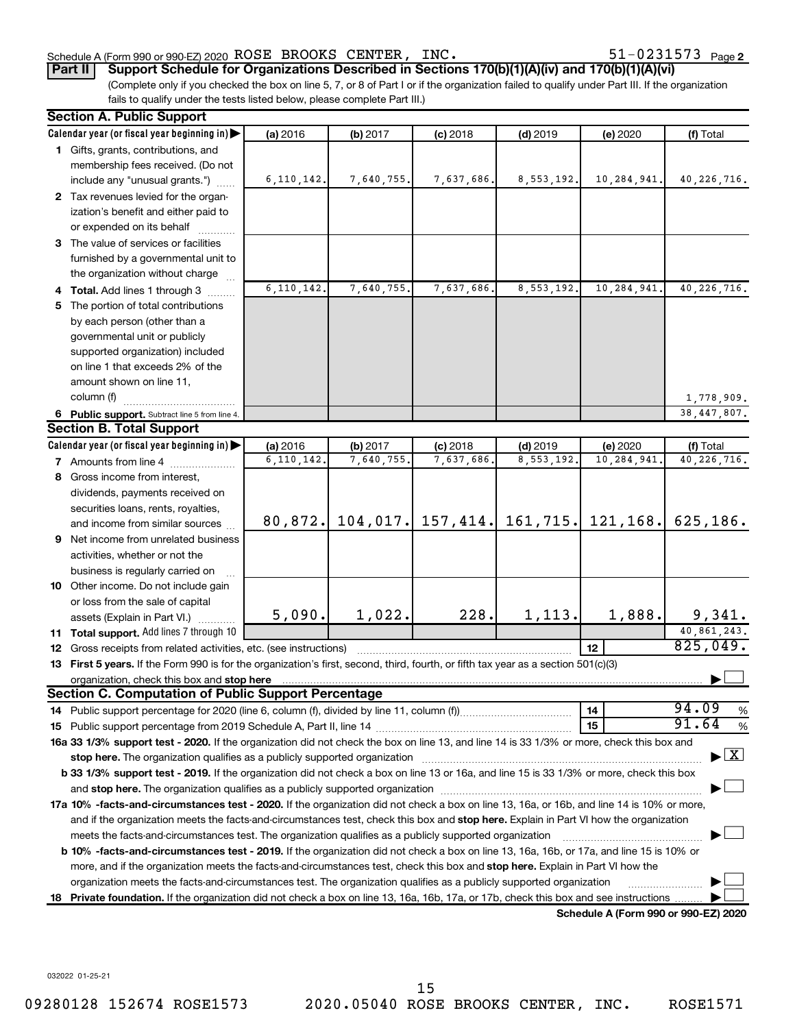Schedule A (Form 990 or 990-EZ) 2020 ROSE BROOKS CENTER, INC. 51-0231573 Page 2

**Part II Support Schedule for Organizations Described in Sections 170(b)(1)(A)(iv) and 170(b)(1)(A)(vi)**

(Complete only if you checked the box on line 5, 7, or 8 of Part I or if the organization failed to qualify under Part III. If the organization fails to qualify under the tests listed below, please complete Part III.)

## Section A. Public Support

| Calendar year (or fiscal year beginning in) | (a) 2016 | (b) 2017 | (c) 2018 | (d) 2019 | (e) 2020 | (f) Total |
|---|---|---|---|---|---|---|
| 1 Gifts, grants, contributions, and membership fees received. (Do not include any "unusual grants.") | 6,110,142. | 7,640,755. | 7,637,686. | 8,553,192. | 10,284,941. | 40,226,716. |
| 2 Tax revenues levied for the organization's benefit and either paid to or expended on its behalf | | | | | | |
| 3 The value of services or facilities furnished by a governmental unit to the organization without charge | | | | | | |
| 4 **Total.** Add lines 1 through 3 | 6,110,142. | 7,640,755. | 7,637,686. | 8,553,192. | 10,284,941. | 40,226,716. |
| 5 The portion of total contributions by each person (other than a governmental unit or publicly supported organization) included on line 1 that exceeds 2% of the amount shown on line 11, column (f) | | | | | | 1,778,909. |
| 6 **Public support.** Subtract line 5 from line 4. | | | | | | 38,447,807. |

## Section B. Total Support

| Calendar year (or fiscal year beginning in) | (a) 2016 | (b) 2017 | (c) 2018 | (d) 2019 | (e) 2020 | (f) Total |
|---|---|---|---|---|---|---|
| 7 Amounts from line 4 | 6,110,142. | 7,640,755. | 7,637,686. | 8,553,192. | 10,284,941. | 40,226,716. |
| 8 Gross income from interest, dividends, payments received on securities loans, rents, royalties, and income from similar sources | 80,872. | 104,017. | 157,414. | 161,715. | 121,168. | 625,186. |
| 9 Net income from unrelated business activities, whether or not the business is regularly carried on | | | | | | |
| 10 Other income. Do not include gain or loss from the sale of capital assets (Explain in Part VI.) | 5,090. | 1,022. | 228. | 1,113. | 1,888. | 9,341. |
| 11 **Total support.** Add lines 7 through 10 | | | | | | 40,861,243. |

12 Gross receipts from related activities, etc. (see instructions) — 12 — 825,049.

13 **First 5 years.** If the Form 990 is for the organization's first, second, third, fourth, or fifth tax year as a section 501(c)(3) organization, check this box and **stop here** ☐

## Section C. Computation of Public Support Percentage

14 Public support percentage for 2020 (line 6, column (f), divided by line 11, column (f)) — 14 — 94.09 %

15 Public support percentage from 2019 Schedule A, Part II, line 14 — 15 — 91.64 %

**16a 33 1/3% support test - 2020.** If the organization did not check the box on line 13, and line 14 is 33 1/3% or more, check this box and **stop here.** The organization qualifies as a publicly supported organization ☒

**b 33 1/3% support test - 2019.** If the organization did not check a box on line 13 or 16a, and line 15 is 33 1/3% or more, check this box and **stop here.** The organization qualifies as a publicly supported organization ☐

**17a 10% -facts-and-circumstances test - 2020.** If the organization did not check a box on line 13, 16a, or 16b, and line 14 is 10% or more, and if the organization meets the facts-and-circumstances test, check this box and **stop here.** Explain in Part VI how the organization meets the facts-and-circumstances test. The organization qualifies as a publicly supported organization ☐

**b 10% -facts-and-circumstances test - 2019.** If the organization did not check a box on line 13, 16a, 16b, or 17a, and line 15 is 10% or more, and if the organization meets the facts-and-circumstances test, check this box and **stop here.** Explain in Part VI how the organization meets the facts-and-circumstances test. The organization qualifies as a publicly supported organization ☐

**18 Private foundation.** If the organization did not check a box on line 13, 16a, 16b, 17a, or 17b, check this box and see instructions ☐

**Schedule A (Form 990 or 990-EZ) 2020**

032022 01-25-21

09280128 152674 ROSE1573 2020.05040 ROSE BROOKS CENTER, INC. ROSE1571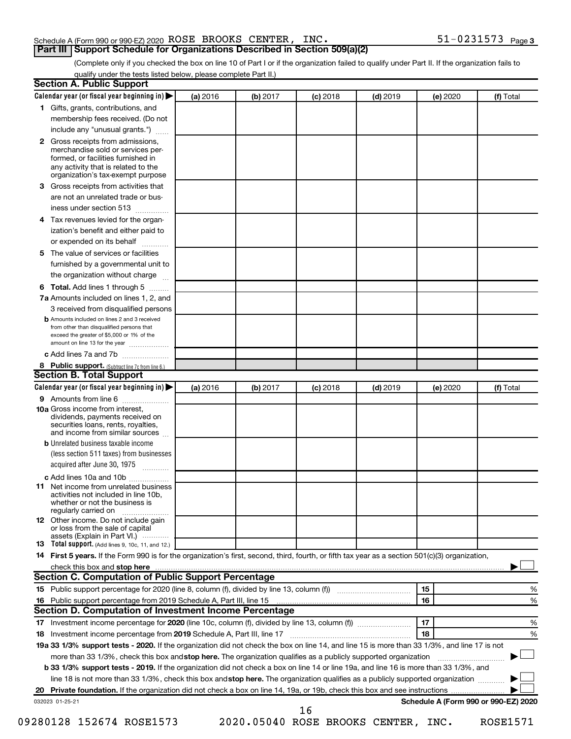Schedule A (Form 990 or 990-EZ) 2020 ROSE BROOKS CENTER, INC. 51-0231573 Page 3

## Part III Support Schedule for Organizations Described in Section 509(a)(2)

(Complete only if you checked the box on line 10 of Part I or if the organization failed to qualify under Part II. If the organization fails to qualify under the tests listed below, please complete Part II.)

### Section A. Public Support

| Calendar year (or fiscal year beginning in) ▶ | (a) 2016 | (b) 2017 | (c) 2018 | (d) 2019 | (e) 2020 | (f) Total |
|---|---|---|---|---|---|---|
| 1 Gifts, grants, contributions, and membership fees received. (Do not include any "unusual grants.") | | | | | | |
| 2 Gross receipts from admissions, merchandise sold or services performed, or facilities furnished in any activity that is related to the organization's tax-exempt purpose | | | | | | |
| 3 Gross receipts from activities that are not an unrelated trade or business under section 513 | | | | | | |
| 4 Tax revenues levied for the organization's benefit and either paid to or expended on its behalf | | | | | | |
| 5 The value of services or facilities furnished by a governmental unit to the organization without charge | | | | | | |
| 6 Total. Add lines 1 through 5 | | | | | | |
| 7a Amounts included on lines 1, 2, and 3 received from disqualified persons | | | | | | |
| b Amounts included on lines 2 and 3 received from other than disqualified persons that exceed the greater of $5,000 or 1% of the amount on line 13 for the year | | | | | | |
| c Add lines 7a and 7b | | | | | | |
| 8 Public support. (Subtract line 7c from line 6.) | | | | | | |

### Section B. Total Support

| Calendar year (or fiscal year beginning in) ▶ | (a) 2016 | (b) 2017 | (c) 2018 | (d) 2019 | (e) 2020 | (f) Total |
|---|---|---|---|---|---|---|
| 9 Amounts from line 6 | | | | | | |
| 10a Gross income from interest, dividends, payments received on securities loans, rents, royalties, and income from similar sources | | | | | | |
| b Unrelated business taxable income (less section 511 taxes) from businesses acquired after June 30, 1975 | | | | | | |
| c Add lines 10a and 10b | | | | | | |
| 11 Net income from unrelated business activities not included in line 10b, whether or not the business is regularly carried on | | | | | | |
| 12 Other income. Do not include gain or loss from the sale of capital assets (Explain in Part VI.) | | | | | | |
| 13 Total support. (Add lines 9, 10c, 11, and 12.) | | | | | | |

14 **First 5 years.** If the Form 990 is for the organization's first, second, third, fourth, or fifth tax year as a section 501(c)(3) organization, check this box and **stop here** ▶ ☐

### Section C. Computation of Public Support Percentage

| | | | |
|---|---|---|---|
| 15 | Public support percentage for 2020 (line 8, column (f), divided by line 13, column (f)) | 15 | % |
| 16 | Public support percentage from 2019 Schedule A, Part III, line 15 | 16 | % |

### Section D. Computation of Investment Income Percentage

| | | | |
|---|---|---|---|
| 17 | Investment income percentage for **2020** (line 10c, column (f), divided by line 13, column (f)) | 17 | % |
| 18 | Investment income percentage from **2019** Schedule A, Part III, line 17 | 18 | % |

**19a 33 1/3% support tests - 2020.** If the organization did not check the box on line 14, and line 15 is more than 33 1/3%, and line 17 is not more than 33 1/3%, check this box and **stop here.** The organization qualifies as a publicly supported organization ▶ ☐

**b 33 1/3% support tests - 2019.** If the organization did not check a box on line 14 or line 19a, and line 16 is more than 33 1/3%, and line 18 is not more than 33 1/3%, check this box and **stop here.** The organization qualifies as a publicly supported organization ▶ ☐

**20 Private foundation.** If the organization did not check a box on line 14, 19a, or 19b, check this box and see instructions ▶ ☐

032023 01-25-21 **Schedule A (Form 990 or 990-EZ) 2020**

09280128 152674 ROSE1573 2020.05040 ROSE BROOKS CENTER, INC. ROSE1571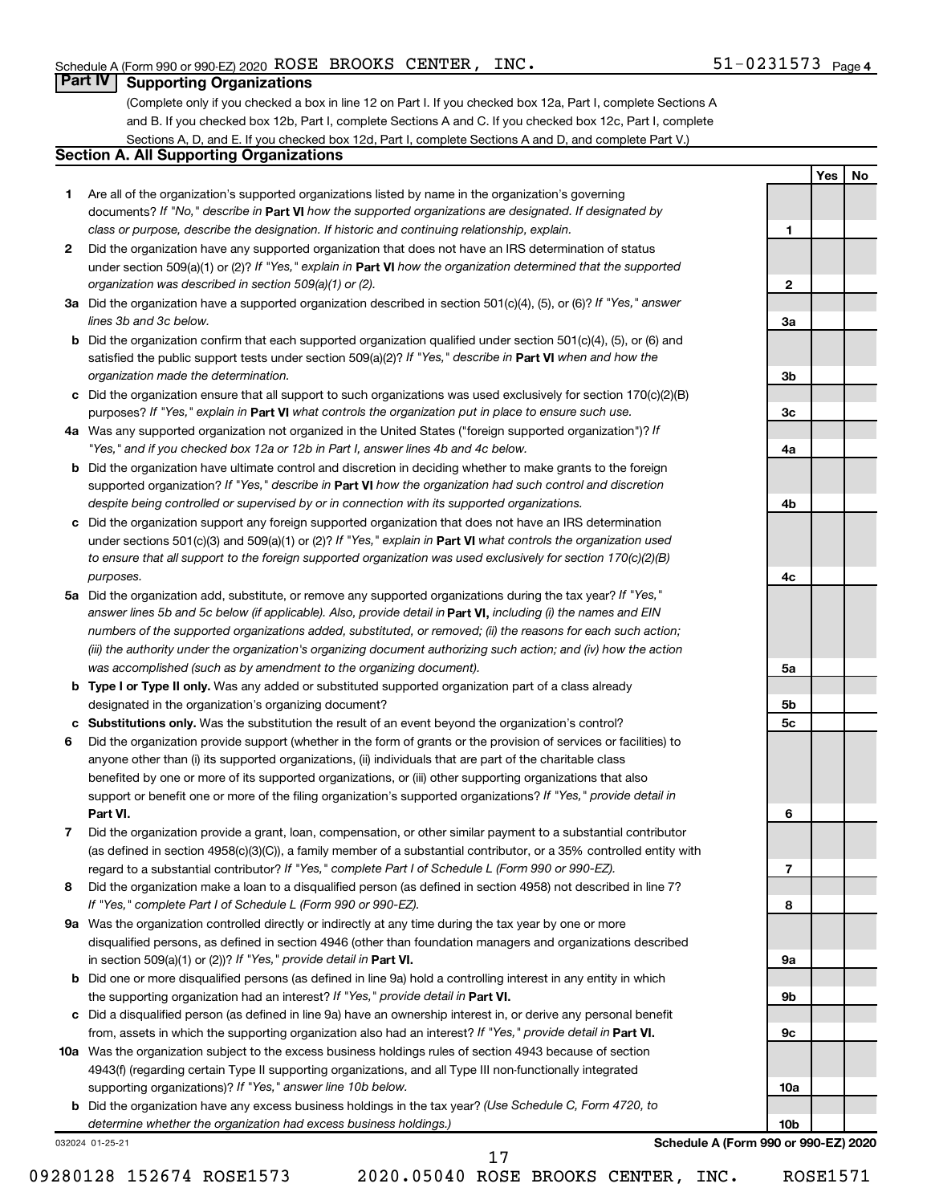Schedule A (Form 990 or 990-EZ) 2020 ROSE BROOKS CENTER, INC. 51-0231573 Page 4

## Part IV Supporting Organizations

(Complete only if you checked a box in line 12 on Part I. If you checked box 12a, Part I, complete Sections A and B. If you checked box 12b, Part I, complete Sections A and C. If you checked box 12c, Part I, complete Sections A, D, and E. If you checked box 12d, Part I, complete Sections A and D, and complete Part V.)

### Section A. All Supporting Organizations

| | | Line | Yes | No |
|---|---|---|---|---|
| **1** | Are all of the organization's supported organizations listed by name in the organization's governing documents? *If "No," describe in* **Part VI** *how the supported organizations are designated. If designated by class or purpose, describe the designation. If historic and continuing relationship, explain.* | 1 | | |
| **2** | Did the organization have any supported organization that does not have an IRS determination of status under section 509(a)(1) or (2)? *If "Yes," explain in* **Part VI** *how the organization determined that the supported organization was described in section 509(a)(1) or (2).* | 2 | | |
| **3a** | Did the organization have a supported organization described in section 501(c)(4), (5), or (6)? *If "Yes," answer lines 3b and 3c below.* | 3a | | |
| **b** | Did the organization confirm that each supported organization qualified under section 501(c)(4), (5), or (6) and satisfied the public support tests under section 509(a)(2)? *If "Yes," describe in* **Part VI** *when and how the organization made the determination.* | 3b | | |
| **c** | Did the organization ensure that all support to such organizations was used exclusively for section 170(c)(2)(B) purposes? *If "Yes," explain in* **Part VI** *what controls the organization put in place to ensure such use.* | 3c | | |
| **4a** | Was any supported organization not organized in the United States ("foreign supported organization")? *If "Yes," and if you checked box 12a or 12b in Part I, answer lines 4b and 4c below.* | 4a | | |
| **b** | Did the organization have ultimate control and discretion in deciding whether to make grants to the foreign supported organization? *If "Yes," describe in* **Part VI** *how the organization had such control and discretion despite being controlled or supervised by or in connection with its supported organizations.* | 4b | | |
| **c** | Did the organization support any foreign supported organization that does not have an IRS determination under sections 501(c)(3) and 509(a)(1) or (2)? *If "Yes," explain in* **Part VI** *what controls the organization used to ensure that all support to the foreign supported organization was used exclusively for section 170(c)(2)(B) purposes.* | 4c | | |
| **5a** | Did the organization add, substitute, or remove any supported organizations during the tax year? *If "Yes," answer lines 5b and 5c below (if applicable). Also, provide detail in* **Part VI,** *including (i) the names and EIN numbers of the supported organizations added, substituted, or removed; (ii) the reasons for each such action; (iii) the authority under the organization's organizing document authorizing such action; and (iv) how the action was accomplished (such as by amendment to the organizing document).* | 5a | | |
| **b** | **Type I or Type II only.** Was any added or substituted supported organization part of a class already designated in the organization's organizing document? | 5b | | |
| **c** | **Substitutions only.** Was the substitution the result of an event beyond the organization's control? | 5c | | |
| **6** | Did the organization provide support (whether in the form of grants or the provision of services or facilities) to anyone other than (i) its supported organizations, (ii) individuals that are part of the charitable class benefited by one or more of its supported organizations, or (iii) other supporting organizations that also support or benefit one or more of the filing organization's supported organizations? *If "Yes," provide detail in* **Part VI.** | 6 | | |
| **7** | Did the organization provide a grant, loan, compensation, or other similar payment to a substantial contributor (as defined in section 4958(c)(3)(C)), a family member of a substantial contributor, or a 35% controlled entity with regard to a substantial contributor? *If "Yes," complete Part I of Schedule L (Form 990 or 990-EZ).* | 7 | | |
| **8** | Did the organization make a loan to a disqualified person (as defined in section 4958) not described in line 7? *If "Yes," complete Part I of Schedule L (Form 990 or 990-EZ).* | 8 | | |
| **9a** | Was the organization controlled directly or indirectly at any time during the tax year by one or more disqualified persons, as defined in section 4946 (other than foundation managers and organizations described in section 509(a)(1) or (2))? *If "Yes," provide detail in* **Part VI.** | 9a | | |
| **b** | Did one or more disqualified persons (as defined in line 9a) hold a controlling interest in any entity in which the supporting organization had an interest? *If "Yes," provide detail in* **Part VI.** | 9b | | |
| **c** | Did a disqualified person (as defined in line 9a) have an ownership interest in, or derive any personal benefit from, assets in which the supporting organization also had an interest? *If "Yes," provide detail in* **Part VI.** | 9c | | |
| **10a** | Was the organization subject to the excess business holdings rules of section 4943 because of section 4943(f) (regarding certain Type II supporting organizations, and all Type III non-functionally integrated supporting organizations)? *If "Yes," answer line 10b below.* | 10a | | |
| **b** | Did the organization have any excess business holdings in the tax year? *(Use Schedule C, Form 4720, to determine whether the organization had excess business holdings.)* | 10b | | |

032024 01-25-21 **Schedule A (Form 990 or 990-EZ) 2020**

09280128 152674 ROSE1573 2020.05040 ROSE BROOKS CENTER, INC. ROSE1571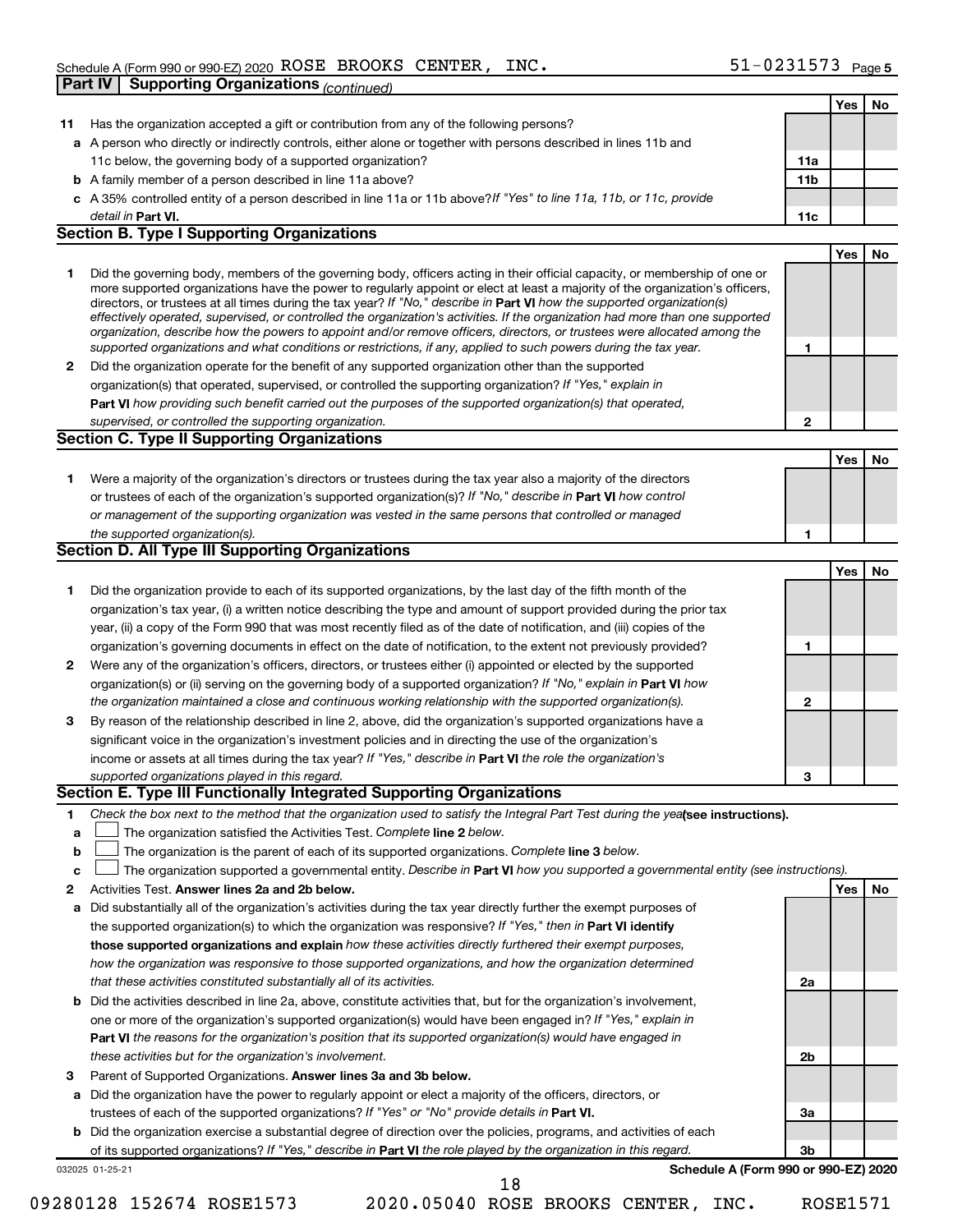Schedule A (Form 990 or 990-EZ) 2020 ROSE BROOKS CENTER, INC. 51-0231573 Page 5

**Part IV | Supporting Organizations** *(continued)*

| | | | Yes | No |
|---|---|---|---|---|
| **11** | Has the organization accepted a gift or contribution from any of the following persons? | | | |
| **a** | A person who directly or indirectly controls, either alone or together with persons described in lines 11b and 11c below, the governing body of a supported organization? | **11a** | | |
| **b** | A family member of a person described in line 11a above? | **11b** | | |
| **c** | A 35% controlled entity of a person described in line 11a or 11b above? *If "Yes" to line 11a, 11b, or 11c, provide detail in* **Part VI.** | **11c** | | |

**Section B. Type I Supporting Organizations**

| | | | Yes | No |
|---|---|---|---|---|
| **1** | Did the governing body, members of the governing body, officers acting in their official capacity, or membership of one or more supported organizations have the power to regularly appoint or elect at least a majority of the organization's officers, directors, or trustees at all times during the tax year? *If "No," describe in* **Part VI** *how the supported organization(s) effectively operated, supervised, or controlled the organization's activities. If the organization had more than one supported organization, describe how the powers to appoint and/or remove officers, directors, or trustees were allocated among the supported organizations and what conditions or restrictions, if any, applied to such powers during the tax year.* | **1** | | |
| **2** | Did the organization operate for the benefit of any supported organization other than the supported organization(s) that operated, supervised, or controlled the supporting organization? *If "Yes," explain in* **Part VI** *how providing such benefit carried out the purposes of the supported organization(s) that operated, supervised, or controlled the supporting organization.* | **2** | | |

**Section C. Type II Supporting Organizations**

| | | | Yes | No |
|---|---|---|---|---|
| **1** | Were a majority of the organization's directors or trustees during the tax year also a majority of the directors or trustees of each of the organization's supported organization(s)? *If "No," describe in* **Part VI** *how control or management of the supporting organization was vested in the same persons that controlled or managed the supported organization(s).* | **1** | | |

**Section D. All Type III Supporting Organizations**

| | | | Yes | No |
|---|---|---|---|---|
| **1** | Did the organization provide to each of its supported organizations, by the last day of the fifth month of the organization's tax year, (i) a written notice describing the type and amount of support provided during the prior tax year, (ii) a copy of the Form 990 that was most recently filed as of the date of notification, and (iii) copies of the organization's governing documents in effect on the date of notification, to the extent not previously provided? | **1** | | |
| **2** | Were any of the organization's officers, directors, or trustees either (i) appointed or elected by the supported organization(s) or (ii) serving on the governing body of a supported organization? *If "No," explain in* **Part VI** *how the organization maintained a close and continuous working relationship with the supported organization(s).* | **2** | | |
| **3** | By reason of the relationship described in line 2, above, did the organization's supported organizations have a significant voice in the organization's investment policies and in directing the use of the organization's income or assets at all times during the tax year? *If "Yes," describe in* **Part VI** *the role the organization's supported organizations played in this regard.* | **3** | | |

**Section E. Type III Functionally Integrated Supporting Organizations**

**1** *Check the box next to the method that the organization used to satisfy the Integral Part Test during the year* **(see instructions).**

**a** ☐ The organization satisfied the Activities Test. *Complete* **line 2** *below.*

**b** ☐ The organization is the parent of each of its supported organizations. *Complete* **line 3** *below.*

**c** ☐ The organization supported a governmental entity. *Describe in* **Part VI** *how you supported a governmental entity (see instructions).*

| | | | Yes | No |
|---|---|---|---|---|
| **2** | Activities Test. **Answer lines 2a and 2b below.** | | | |
| **a** | Did substantially all of the organization's activities during the tax year directly further the exempt purposes of the supported organization(s) to which the organization was responsive? *If "Yes," then in* **Part VI identify those supported organizations and explain** *how these activities directly furthered their exempt purposes, how the organization was responsive to those supported organizations, and how the organization determined that these activities constituted substantially all of its activities.* | **2a** | | |
| **b** | Did the activities described in line 2a, above, constitute activities that, but for the organization's involvement, one or more of the organization's supported organization(s) would have been engaged in? *If "Yes," explain in* **Part VI** *the reasons for the organization's position that its supported organization(s) would have engaged in these activities but for the organization's involvement.* | **2b** | | |
| **3** | Parent of Supported Organizations. **Answer lines 3a and 3b below.** | | | |
| **a** | Did the organization have the power to regularly appoint or elect a majority of the officers, directors, or trustees of each of the supported organizations? *If "Yes" or "No" provide details in* **Part VI.** | **3a** | | |
| **b** | Did the organization exercise a substantial degree of direction over the policies, programs, and activities of each of its supported organizations? *If "Yes," describe in* **Part VI** *the role played by the organization in this regard.* | **3b** | | |

032025 01-25-21 **Schedule A (Form 990 or 990-EZ) 2020**

09280128 152674 ROSE1573 2020.05040 ROSE BROOKS CENTER, INC. ROSE1571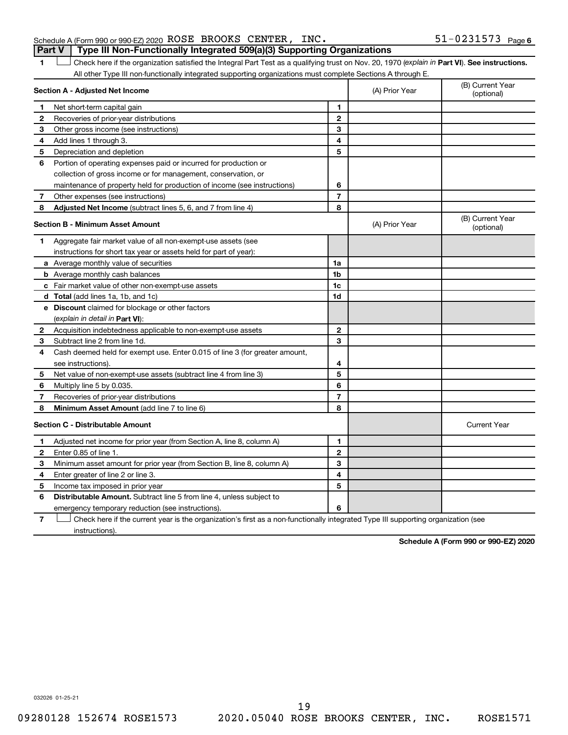Schedule A (Form 990 or 990-EZ) 2020 ROSE BROOKS CENTER, INC. 51-0231573 Page 6

## Part V | Type III Non-Functionally Integrated 509(a)(3) Supporting Organizations

1 ☐ Check here if the organization satisfied the Integral Part Test as a qualifying trust on Nov. 20, 1970 (*explain in* **Part VI**). **See instructions.** All other Type III non-functionally integrated supporting organizations must complete Sections A through E.

| **Section A - Adjusted Net Income** | | (A) Prior Year | (B) Current Year (optional) |
|---|---|---|---|
| **1** Net short-term capital gain | 1 | | |
| **2** Recoveries of prior-year distributions | 2 | | |
| **3** Other gross income (see instructions) | 3 | | |
| **4** Add lines 1 through 3. | 4 | | |
| **5** Depreciation and depletion | 5 | | |
| **6** Portion of operating expenses paid or incurred for production or collection of gross income or for management, conservation, or maintenance of property held for production of income (see instructions) | 6 | | |
| **7** Other expenses (see instructions) | 7 | | |
| **8** **Adjusted Net Income** (subtract lines 5, 6, and 7 from line 4) | 8 | | |

| **Section B - Minimum Asset Amount** | | (A) Prior Year | (B) Current Year (optional) |
|---|---|---|---|
| **1** Aggregate fair market value of all non-exempt-use assets (see instructions for short tax year or assets held for part of year): | | | |
| **a** Average monthly value of securities | 1a | | |
| **b** Average monthly cash balances | 1b | | |
| **c** Fair market value of other non-exempt-use assets | 1c | | |
| **d** **Total** (add lines 1a, 1b, and 1c) | 1d | | |
| **e** **Discount** claimed for blockage or other factors (*explain in detail in* **Part VI**): | | | |
| **2** Acquisition indebtedness applicable to non-exempt-use assets | 2 | | |
| **3** Subtract line 2 from line 1d. | 3 | | |
| **4** Cash deemed held for exempt use. Enter 0.015 of line 3 (for greater amount, see instructions). | 4 | | |
| **5** Net value of non-exempt-use assets (subtract line 4 from line 3) | 5 | | |
| **6** Multiply line 5 by 0.035. | 6 | | |
| **7** Recoveries of prior-year distributions | 7 | | |
| **8** **Minimum Asset Amount** (add line 7 to line 6) | 8 | | |

| **Section C - Distributable Amount** | | | Current Year |
|---|---|---|---|
| **1** Adjusted net income for prior year (from Section A, line 8, column A) | 1 | | |
| **2** Enter 0.85 of line 1. | 2 | | |
| **3** Minimum asset amount for prior year (from Section B, line 8, column A) | 3 | | |
| **4** Enter greater of line 2 or line 3. | 4 | | |
| **5** Income tax imposed in prior year | 5 | | |
| **6** **Distributable Amount.** Subtract line 5 from line 4, unless subject to emergency temporary reduction (see instructions). | 6 | | |

7 ☐ Check here if the current year is the organization's first as a non-functionally integrated Type III supporting organization (see instructions).

**Schedule A (Form 990 or 990-EZ) 2020**

032026 01-25-21

09280128 152674 ROSE1573 2020.05040 ROSE BROOKS CENTER, INC. ROSE1571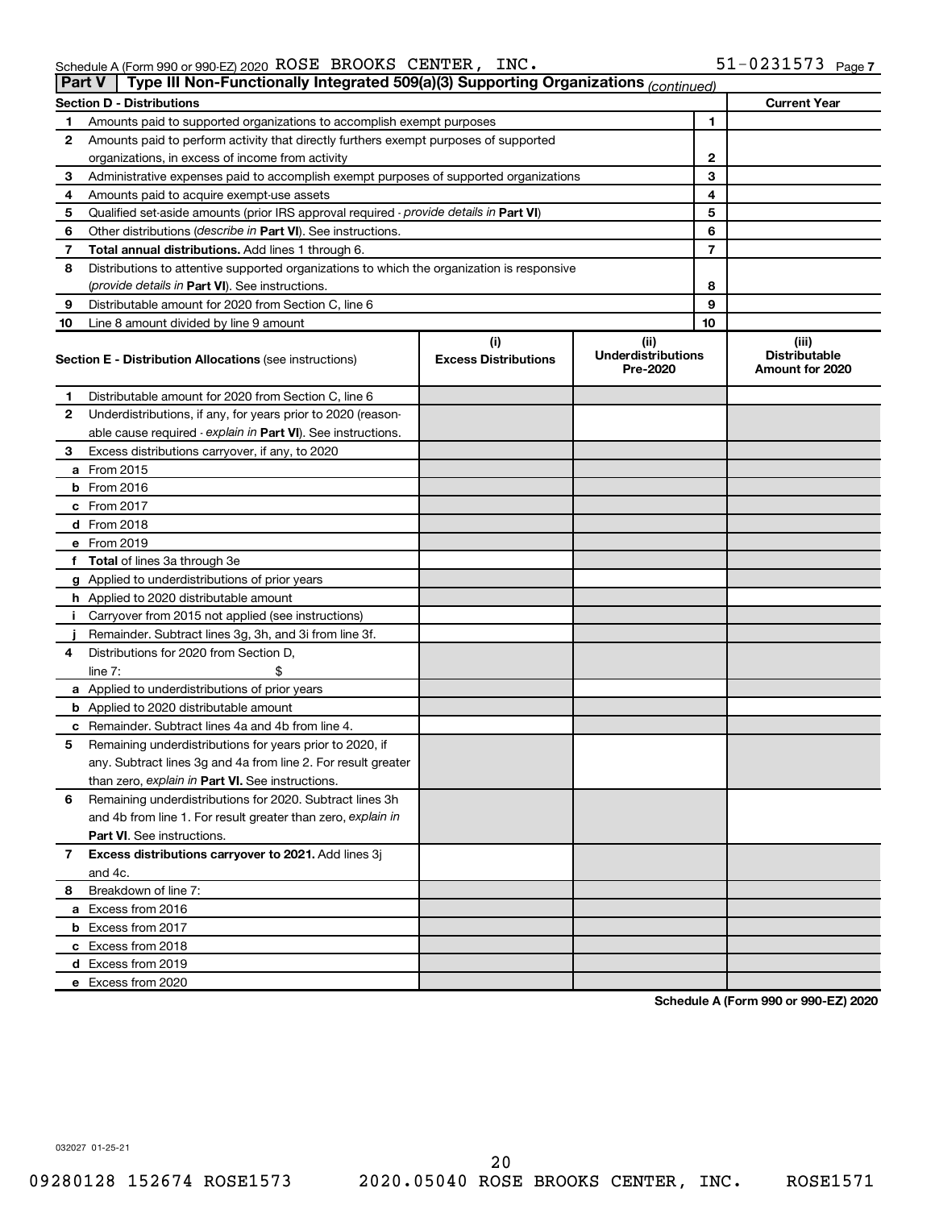Schedule A (Form 990 or 990-EZ) 2020 ROSE BROOKS CENTER, INC. 51-0231573 Page 7

## Part V Type III Non-Functionally Integrated 509(a)(3) Supporting Organizations *(continued)*

| Section D - Distributions | | | Current Year |
|---|---|---|---|
| 1 | Amounts paid to supported organizations to accomplish exempt purposes | 1 | |
| 2 | Amounts paid to perform activity that directly furthers exempt purposes of supported organizations, in excess of income from activity | 2 | |
| 3 | Administrative expenses paid to accomplish exempt purposes of supported organizations | 3 | |
| 4 | Amounts paid to acquire exempt-use assets | 4 | |
| 5 | Qualified set-aside amounts (prior IRS approval required - *provide details in* **Part VI**) | 5 | |
| 6 | Other distributions (*describe in* **Part VI**). See instructions. | 6 | |
| 7 | **Total annual distributions.** Add lines 1 through 6. | 7 | |
| 8 | Distributions to attentive supported organizations to which the organization is responsive (*provide details in* **Part VI**). See instructions. | 8 | |
| 9 | Distributable amount for 2020 from Section C, line 6 | 9 | |
| 10 | Line 8 amount divided by line 9 amount | 10 | |

| | **Section E - Distribution Allocations** (see instructions) | (i) Excess Distributions | (ii) Underdistributions Pre-2020 | (iii) Distributable Amount for 2020 |
|---|---|---|---|---|
| 1 | Distributable amount for 2020 from Section C, line 6 | | | |
| 2 | Underdistributions, if any, for years prior to 2020 (reasonable cause required - *explain in* **Part VI**). See instructions. | | | |
| 3 | Excess distributions carryover, if any, to 2020 | | | |
| a | From 2015 | | | |
| b | From 2016 | | | |
| c | From 2017 | | | |
| d | From 2018 | | | |
| e | From 2019 | | | |
| f | **Total** of lines 3a through 3e | | | |
| g | Applied to underdistributions of prior years | | | |
| h | Applied to 2020 distributable amount | | | |
| i | Carryover from 2015 not applied (see instructions) | | | |
| j | Remainder. Subtract lines 3g, 3h, and 3i from line 3f. | | | |
| 4 | Distributions for 2020 from Section D, line 7: $ | | | |
| a | Applied to underdistributions of prior years | | | |
| b | Applied to 2020 distributable amount | | | |
| c | Remainder. Subtract lines 4a and 4b from line 4. | | | |
| 5 | Remaining underdistributions for years prior to 2020, if any. Subtract lines 3g and 4a from line 2. For result greater than zero, *explain in* **Part VI.** See instructions. | | | |
| 6 | Remaining underdistributions for 2020. Subtract lines 3h and 4b from line 1. For result greater than zero, *explain in* **Part VI**. See instructions. | | | |
| 7 | **Excess distributions carryover to 2021.** Add lines 3j and 4c. | | | |
| 8 | Breakdown of line 7: | | | |
| a | Excess from 2016 | | | |
| b | Excess from 2017 | | | |
| c | Excess from 2018 | | | |
| d | Excess from 2019 | | | |
| e | Excess from 2020 | | | |

**Schedule A (Form 990 or 990-EZ) 2020**

032027 01-25-21

09280128 152674 ROSE1573 2020.05040 ROSE BROOKS CENTER, INC. ROSE1571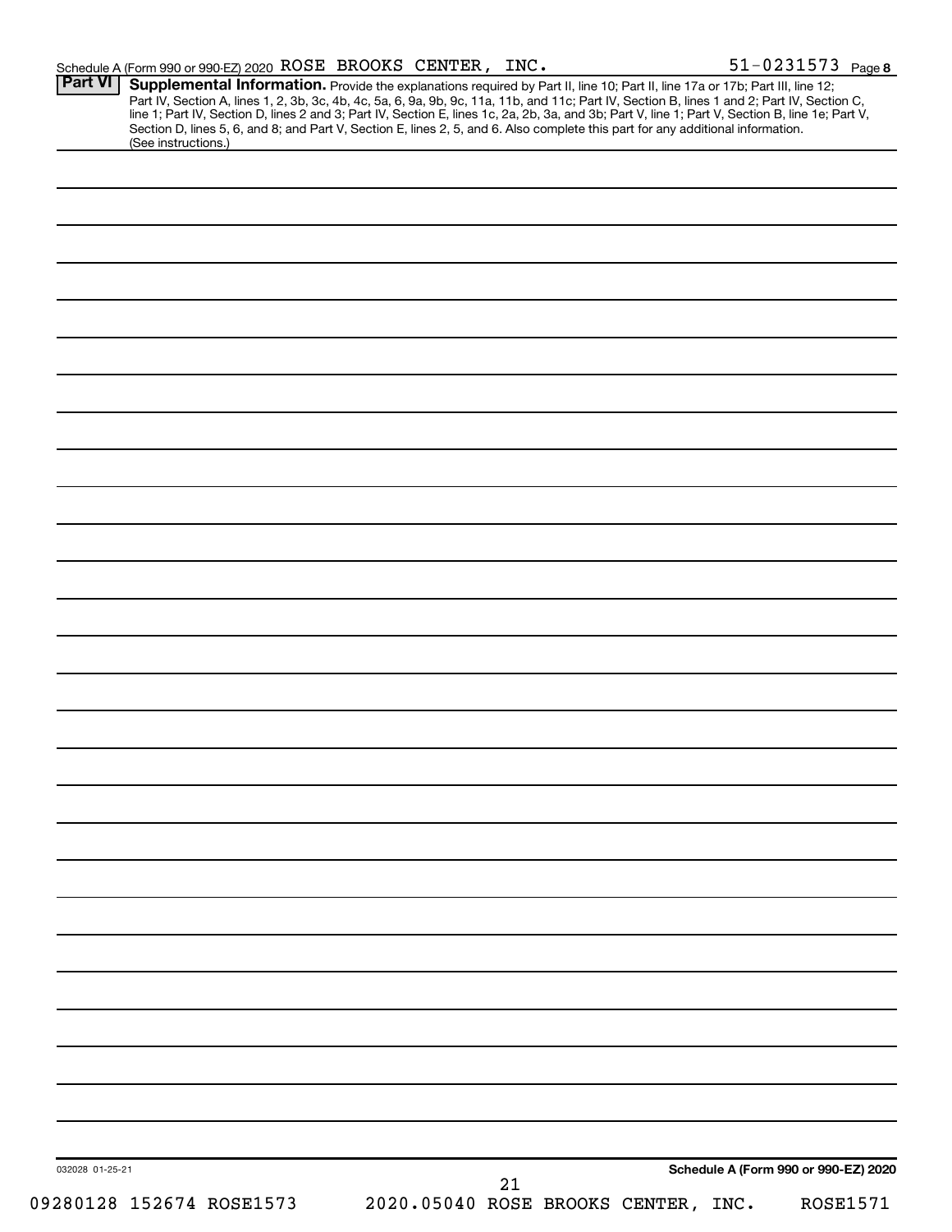Schedule A (Form 990 or 990-EZ) 2020 ROSE BROOKS CENTER, INC. 51-0231573 Page 8

**Part VI** **Supplemental Information.** Provide the explanations required by Part II, line 10; Part II, line 17a or 17b; Part III, line 12; Part IV, Section A, lines 1, 2, 3b, 3c, 4b, 4c, 5a, 6, 9a, 9b, 9c, 11a, 11b, and 11c; Part IV, Section B, lines 1 and 2; Part IV, Section C, line 1; Part IV, Section D, lines 2 and 3; Part IV, Section E, lines 1c, 2a, 2b, 3a, and 3b; Part V, line 1; Part V, Section B, line 1e; Part V, Section D, lines 5, 6, and 8; and Part V, Section E, lines 2, 5, and 6. Also complete this part for any additional information. (See instructions.)

032028 01-25-21 **Schedule A (Form 990 or 990-EZ) 2020**

09280128 152674 ROSE1573 2020.05040 ROSE BROOKS CENTER, INC. ROSE1571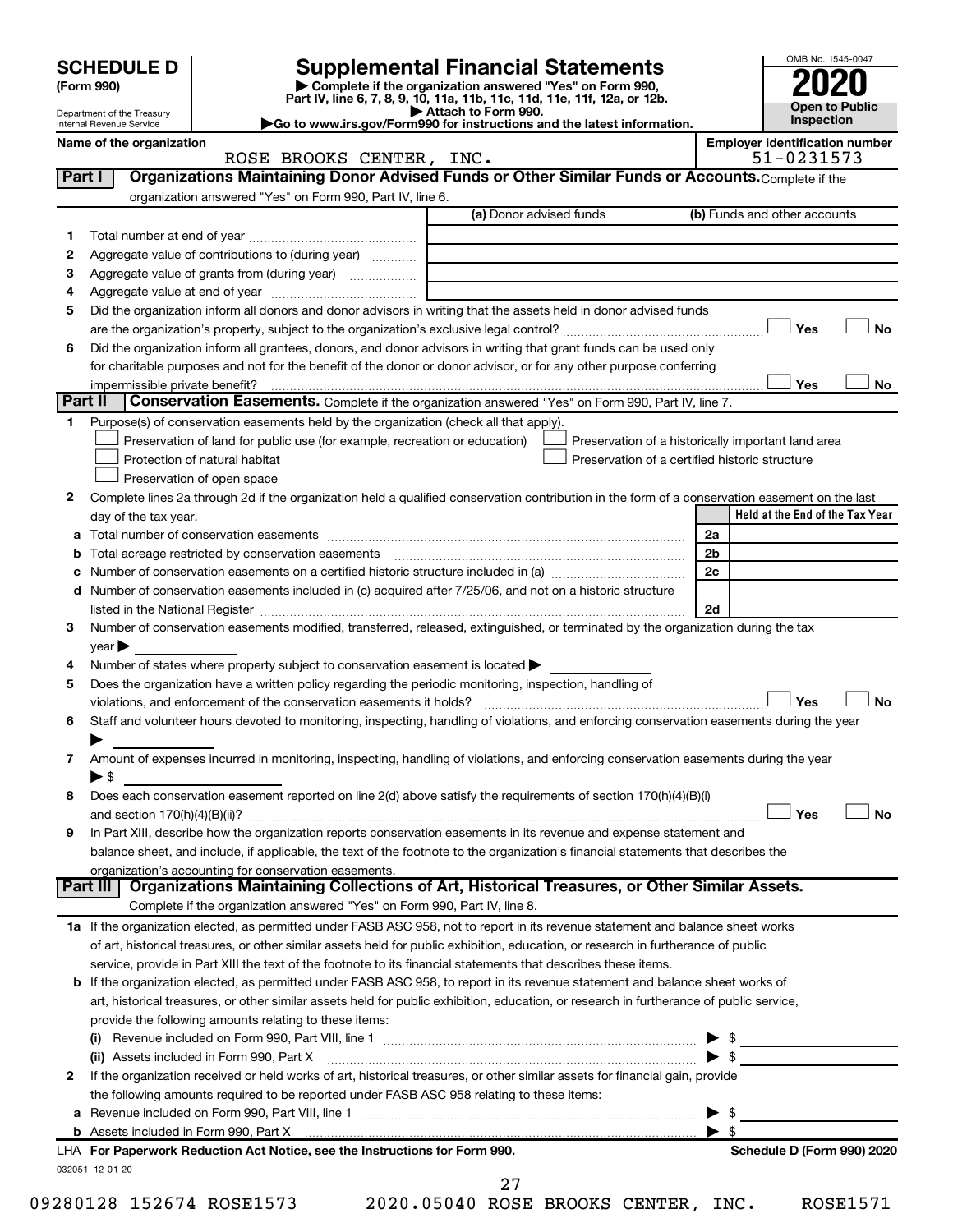# SCHEDULE D (Form 990)

Department of the Treasury
Internal Revenue Service

## Supplemental Financial Statements

▶ Complete if the organization answered "Yes" on Form 990, Part IV, line 6, 7, 8, 9, 10, 11a, 11b, 11c, 11d, 11e, 11f, 12a, or 12b.
▶ Attach to Form 990.
▶Go to www.irs.gov/Form990 for instructions and the latest information.

OMB No. 1545-0047

**2020**

**Open to Public Inspection**

**Name of the organization:** ROSE BROOKS CENTER, INC.

**Employer identification number:** 51-0231573

## Part I — Organizations Maintaining Donor Advised Funds or Other Similar Funds or Accounts.

Complete if the organization answered "Yes" on Form 990, Part IV, line 6.

| | | (a) Donor advised funds | (b) Funds and other accounts |
|---|---|---|---|
| 1 | Total number at end of year | | |
| 2 | Aggregate value of contributions to (during year) | | |
| 3 | Aggregate value of grants from (during year) | | |
| 4 | Aggregate value at end of year | | |

5 Did the organization inform all donors and donor advisors in writing that the assets held in donor advised funds are the organization's property, subject to the organization's exclusive legal control? ☐ Yes ☐ No

6 Did the organization inform all grantees, donors, and donor advisors in writing that grant funds can be used only for charitable purposes and not for the benefit of the donor or donor advisor, or for any other purpose conferring impermissible private benefit? ☐ Yes ☐ No

## Part II — Conservation Easements.

Complete if the organization answered "Yes" on Form 990, Part IV, line 7.

1 Purpose(s) of conservation easements held by the organization (check all that apply).

- ☐ Preservation of land for public use (for example, recreation or education)
- ☐ Protection of natural habitat
- ☐ Preservation of open space
- ☐ Preservation of a historically important land area
- ☐ Preservation of a certified historic structure

2 Complete lines 2a through 2d if the organization held a qualified conservation contribution in the form of a conservation easement on the last day of the tax year.

| | | | Held at the End of the Tax Year |
|---|---|---|---|
| a | Total number of conservation easements | 2a | |
| b | Total acreage restricted by conservation easements | 2b | |
| c | Number of conservation easements on a certified historic structure included in (a) | 2c | |
| d | Number of conservation easements included in (c) acquired after 7/25/06, and not on a historic structure listed in the National Register | 2d | |

3 Number of conservation easements modified, transferred, released, extinguished, or terminated by the organization during the tax year ▶

4 Number of states where property subject to conservation easement is located ▶

5 Does the organization have a written policy regarding the periodic monitoring, inspection, handling of violations, and enforcement of the conservation easements it holds? ☐ Yes ☐ No

6 Staff and volunteer hours devoted to monitoring, inspecting, handling of violations, and enforcing conservation easements during the year ▶

7 Amount of expenses incurred in monitoring, inspecting, handling of violations, and enforcing conservation easements during the year ▶ $

8 Does each conservation easement reported on line 2(d) above satisfy the requirements of section 170(h)(4)(B)(i) and section 170(h)(4)(B)(ii)? ☐ Yes ☐ No

9 In Part XIII, describe how the organization reports conservation easements in its revenue and expense statement and balance sheet, and include, if applicable, the text of the footnote to the organization's financial statements that describes the organization's accounting for conservation easements.

## Part III — Organizations Maintaining Collections of Art, Historical Treasures, or Other Similar Assets.

Complete if the organization answered "Yes" on Form 990, Part IV, line 8.

1a If the organization elected, as permitted under FASB ASC 958, not to report in its revenue statement and balance sheet works of art, historical treasures, or other similar assets held for public exhibition, education, or research in furtherance of public service, provide in Part XIII the text of the footnote to its financial statements that describes these items.

b If the organization elected, as permitted under FASB ASC 958, to report in its revenue statement and balance sheet works of art, historical treasures, or other similar assets held for public exhibition, education, or research in furtherance of public service, provide the following amounts relating to these items:

(i) Revenue included on Form 990, Part VIII, line 1 ▶ $

(ii) Assets included in Form 990, Part X ▶ $

2 If the organization received or held works of art, historical treasures, or other similar assets for financial gain, provide the following amounts required to be reported under FASB ASC 958 relating to these items:

a Revenue included on Form 990, Part VIII, line 1 ▶ $

b Assets included in Form 990, Part X ▶ $

LHA For Paperwork Reduction Act Notice, see the Instructions for Form 990. Schedule D (Form 990) 2020

032051 12-01-20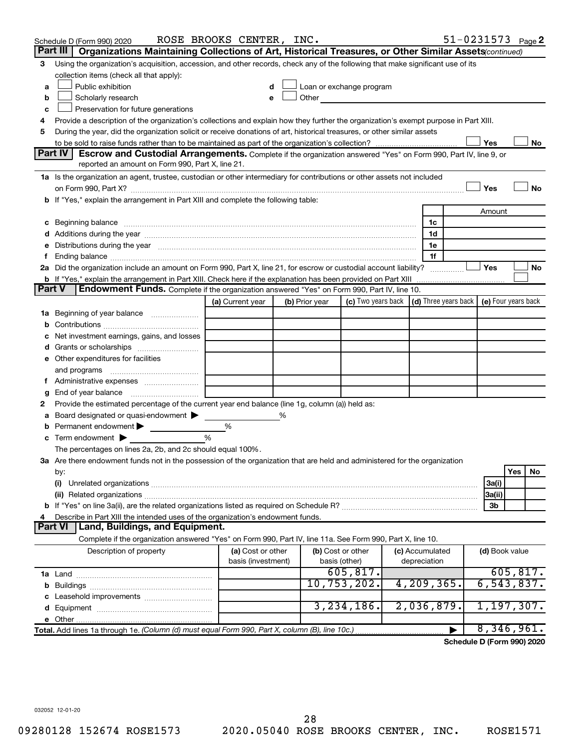Schedule D (Form 990) 2020 ROSE BROOKS CENTER, INC. 51-0231573 Page 2

## Part III Organizations Maintaining Collections of Art, Historical Treasures, or Other Similar Assets *(continued)*

3 Using the organization's acquisition, accession, and other records, check any of the following that make significant use of its collection items (check all that apply):

a ☐ Public exhibition
b ☐ Scholarly research
c ☐ Preservation for future generations
d ☐ Loan or exchange program
e ☐ Other

4 Provide a description of the organization's collections and explain how they further the organization's exempt purpose in Part XIII.

5 During the year, did the organization solicit or receive donations of art, historical treasures, or other similar assets to be sold to raise funds rather than to be maintained as part of the organization's collection? ☐ Yes ☐ No

## Part IV Escrow and Custodial Arrangements.

Complete if the organization answered "Yes" on Form 990, Part IV, line 9, or reported an amount on Form 990, Part X, line 21.

1a Is the organization an agent, trustee, custodian or other intermediary for contributions or other assets not included on Form 990, Part X? ☐ Yes ☐ No

b If "Yes," explain the arrangement in Part XIII and complete the following table:

| | | Amount |
|---|---|---|
| c Beginning balance | 1c | |
| d Additions during the year | 1d | |
| e Distributions during the year | 1e | |
| f Ending balance | 1f | |

2a Did the organization include an amount on Form 990, Part X, line 21, for escrow or custodial account liability? ☐ Yes ☐ No

b If "Yes," explain the arrangement in Part XIII. Check here if the explanation has been provided on Part XIII ☐

## Part V Endowment Funds.

Complete if the organization answered "Yes" on Form 990, Part IV, line 10.

| | (a) Current year | (b) Prior year | (c) Two years back | (d) Three years back | (e) Four years back |
|---|---|---|---|---|---|
| 1a Beginning of year balance | | | | | |
| b Contributions | | | | | |
| c Net investment earnings, gains, and losses | | | | | |
| d Grants or scholarships | | | | | |
| e Other expenditures for facilities and programs | | | | | |
| f Administrative expenses | | | | | |
| g End of year balance | | | | | |

2 Provide the estimated percentage of the current year end balance (line 1g, column (a)) held as:

a Board designated or quasi-endowment ▶ %
b Permanent endowment ▶ %
c Term endowment ▶ %

The percentages on lines 2a, 2b, and 2c should equal 100%.

3a Are there endowment funds not in the possession of the organization that are held and administered for the organization by:

| | | Yes | No |
|---|---|---|---|
| (i) Unrelated organizations | 3a(i) | | |
| (ii) Related organizations | 3a(ii) | | |
| b If "Yes" on line 3a(ii), are the related organizations listed as required on Schedule R? | 3b | | |

4 Describe in Part XIII the intended uses of the organization's endowment funds.

## Part VI Land, Buildings, and Equipment.

Complete if the organization answered "Yes" on Form 990, Part IV, line 11a. See Form 990, Part X, line 10.

| Description of property | (a) Cost or other basis (investment) | (b) Cost or other basis (other) | (c) Accumulated depreciation | (d) Book value |
|---|---|---|---|---|
| 1a Land | | 605,817. | | 605,817. |
| b Buildings | | 10,753,202. | 4,209,365. | 6,543,837. |
| c Leasehold improvements | | | | |
| d Equipment | | 3,234,186. | 2,036,879. | 1,197,307. |
| e Other | | | | |
| **Total.** Add lines 1a through 1e. *(Column (d) must equal Form 990, Part X, column (B), line 10c.)* | | | ▶ | 8,346,961. |

**Schedule D (Form 990) 2020**

032052 12-01-20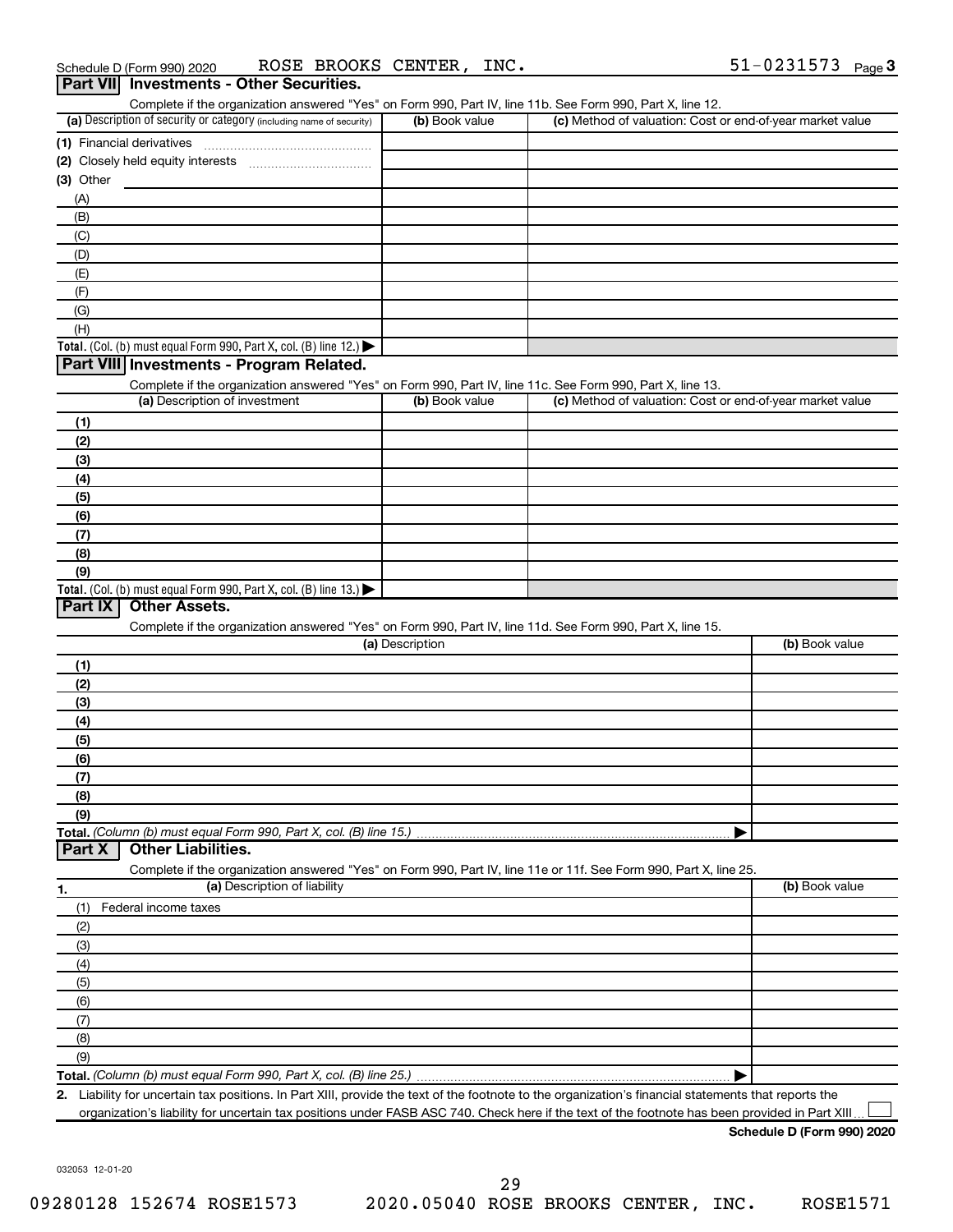Schedule D (Form 990) 2020 ROSE BROOKS CENTER, INC. 51-0231573 Page 3

## Part VII Investments - Other Securities.

Complete if the organization answered "Yes" on Form 990, Part IV, line 11b. See Form 990, Part X, line 12.

| (a) Description of security or category (including name of security) | (b) Book value | (c) Method of valuation: Cost or end-of-year market value |
|---|---|---|
| (1) Financial derivatives | | |
| (2) Closely held equity interests | | |
| (3) Other | | |
| (A) | | |
| (B) | | |
| (C) | | |
| (D) | | |
| (E) | | |
| (F) | | |
| (G) | | |
| (H) | | |
| **Total.** (Col. (b) must equal Form 990, Part X, col. (B) line 12.) ▶ | | |

## Part VIII Investments - Program Related.

Complete if the organization answered "Yes" on Form 990, Part IV, line 11c. See Form 990, Part X, line 13.

| (a) Description of investment | (b) Book value | (c) Method of valuation: Cost or end-of-year market value |
|---|---|---|
| (1) | | |
| (2) | | |
| (3) | | |
| (4) | | |
| (5) | | |
| (6) | | |
| (7) | | |
| (8) | | |
| (9) | | |
| **Total.** (Col. (b) must equal Form 990, Part X, col. (B) line 13.) ▶ | | |

## Part IX Other Assets.

Complete if the organization answered "Yes" on Form 990, Part IV, line 11d. See Form 990, Part X, line 15.

| (a) Description | (b) Book value |
|---|---|
| (1) | |
| (2) | |
| (3) | |
| (4) | |
| (5) | |
| (6) | |
| (7) | |
| (8) | |
| (9) | |
| **Total.** *(Column (b) must equal Form 990, Part X, col. (B) line 15.)* ▶ | |

## Part X Other Liabilities.

Complete if the organization answered "Yes" on Form 990, Part IV, line 11e or 11f. See Form 990, Part X, line 25.

| 1. (a) Description of liability | (b) Book value |
|---|---|
| (1) Federal income taxes | |
| (2) | |
| (3) | |
| (4) | |
| (5) | |
| (6) | |
| (7) | |
| (8) | |
| (9) | |
| **Total.** *(Column (b) must equal Form 990, Part X, col. (B) line 25.)* ▶ | |

**2.** Liability for uncertain tax positions. In Part XIII, provide the text of the footnote to the organization's financial statements that reports the organization's liability for uncertain tax positions under FASB ASC 740. Check here if the text of the footnote has been provided in Part XIII ☐

**Schedule D (Form 990) 2020**

032053 12-01-20

09280128 152674 ROSE1573 2020.05040 ROSE BROOKS CENTER, INC. ROSE1571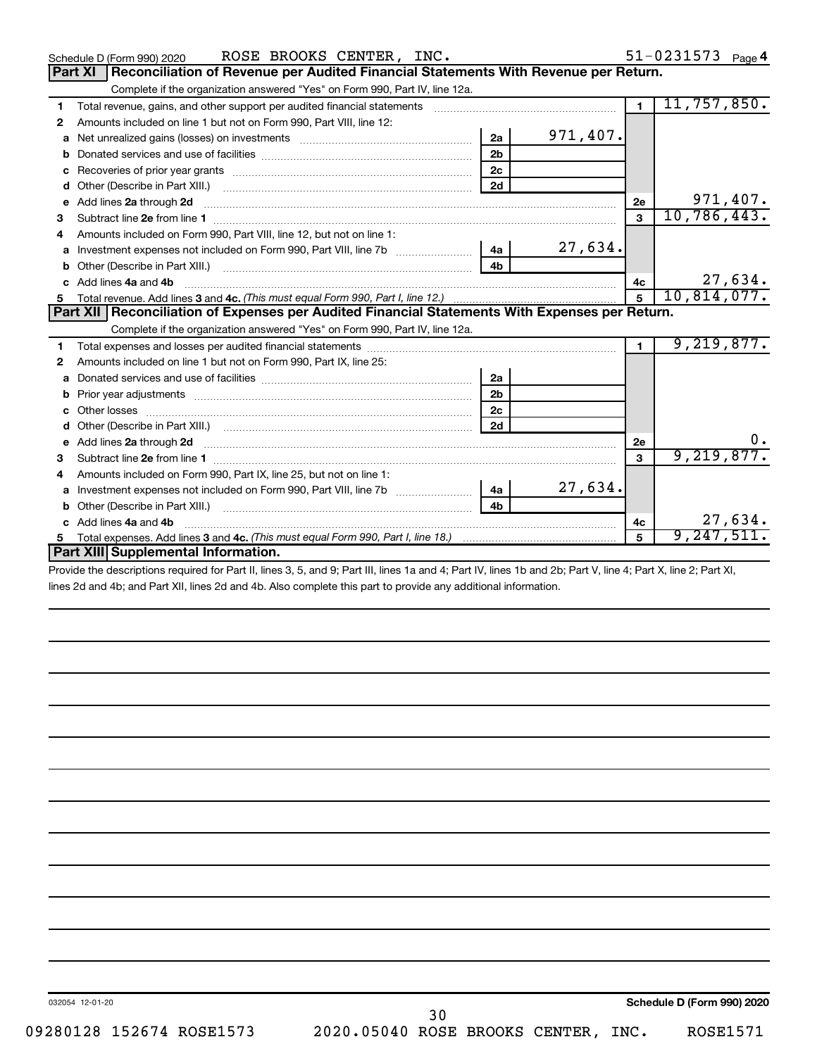Schedule D (Form 990) 2020 ROSE BROOKS CENTER, INC. 51-0231573 Page 4

## Part XI Reconciliation of Revenue per Audited Financial Statements With Revenue per Return.

Complete if the organization answered "Yes" on Form 990, Part IV, line 12a.

| | | | | | |
|---|---|---|---|---|---|
| 1 | Total revenue, gains, and other support per audited financial statements | | | 1 | 11,757,850. |
| 2 | Amounts included on line 1 but not on Form 990, Part VIII, line 12: | | | | |
| a | Net unrealized gains (losses) on investments | 2a | 971,407. | | |
| b | Donated services and use of facilities | 2b | | | |
| c | Recoveries of prior year grants | 2c | | | |
| d | Other (Describe in Part XIII.) | 2d | | | |
| e | Add lines 2a through 2d | | | 2e | 971,407. |
| 3 | Subtract line 2e from line 1 | | | 3 | 10,786,443. |
| 4 | Amounts included on Form 990, Part VIII, line 12, but not on line 1: | | | | |
| a | Investment expenses not included on Form 990, Part VIII, line 7b | 4a | 27,634. | | |
| b | Other (Describe in Part XIII.) | 4b | | | |
| c | Add lines 4a and 4b | | | 4c | 27,634. |
| 5 | Total revenue. Add lines 3 and 4c. *(This must equal Form 990, Part I, line 12.)* | | | 5 | 10,814,077. |

## Part XII Reconciliation of Expenses per Audited Financial Statements With Expenses per Return.

Complete if the organization answered "Yes" on Form 990, Part IV, line 12a.

| | | | | | |
|---|---|---|---|---|---|
| 1 | Total expenses and losses per audited financial statements | | | 1 | 9,219,877. |
| 2 | Amounts included on line 1 but not on Form 990, Part IX, line 25: | | | | |
| a | Donated services and use of facilities | 2a | | | |
| b | Prior year adjustments | 2b | | | |
| c | Other losses | 2c | | | |
| d | Other (Describe in Part XIII.) | 2d | | | |
| e | Add lines 2a through 2d | | | 2e | 0. |
| 3 | Subtract line 2e from line 1 | | | 3 | 9,219,877. |
| 4 | Amounts included on Form 990, Part IX, line 25, but not on line 1: | | | | |
| a | Investment expenses not included on Form 990, Part VIII, line 7b | 4a | 27,634. | | |
| b | Other (Describe in Part XIII.) | 4b | | | |
| c | Add lines 4a and 4b | | | 4c | 27,634. |
| 5 | Total expenses. Add lines 3 and 4c. *(This must equal Form 990, Part I, line 18.)* | | | 5 | 9,247,511. |

## Part XIII Supplemental Information.

Provide the descriptions required for Part II, lines 3, 5, and 9; Part III, lines 1a and 4; Part IV, lines 1b and 2b; Part V, line 4; Part X, line 2; Part XI, lines 2d and 4b; and Part XII, lines 2d and 4b. Also complete this part to provide any additional information.

032054 12-01-20

**Schedule D (Form 990) 2020**

09280128 152674 ROSE1573 2020.05040 ROSE BROOKS CENTER, INC. ROSE1571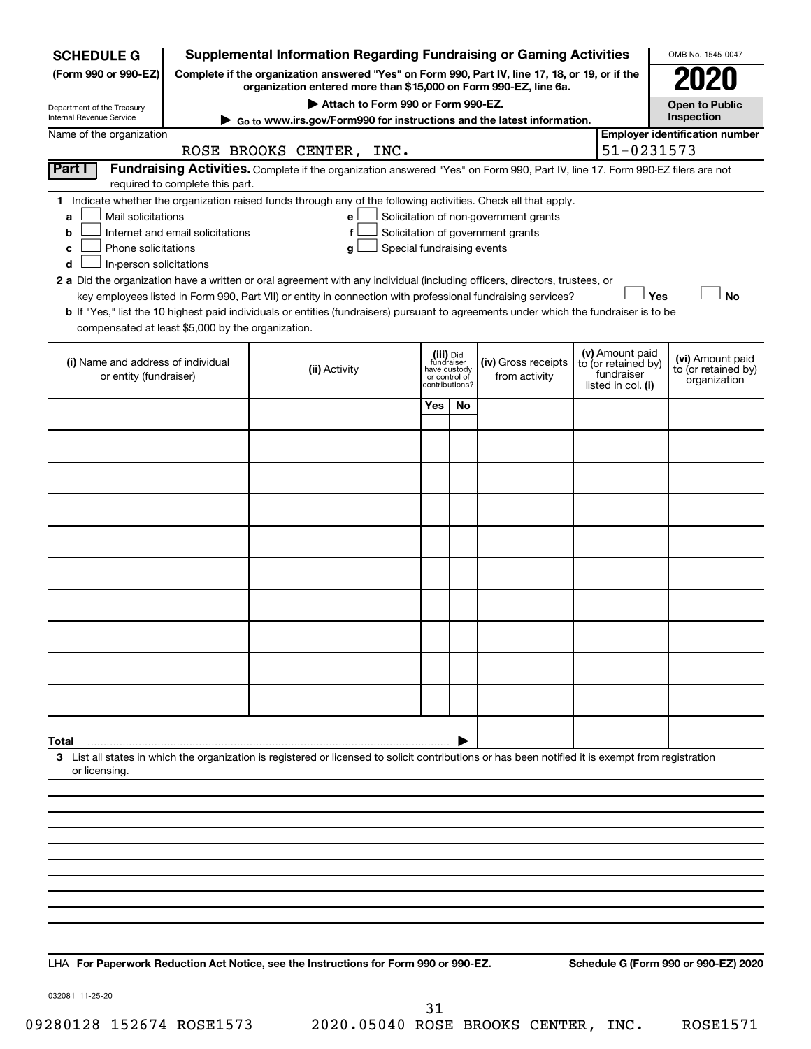**SCHEDULE G** (Form 990 or 990-EZ)

Department of the Treasury
Internal Revenue Service

# Supplemental Information Regarding Fundraising or Gaming Activities

**Complete if the organization answered "Yes" on Form 990, Part IV, line 17, 18, or 19, or if the organization entered more than $15,000 on Form 990-EZ, line 6a.**

▶ **Attach to Form 990 or Form 990-EZ.**

▶ Go to www.irs.gov/Form990 for instructions and the latest information.

OMB No. 1545-0047

**2020**

**Open to Public Inspection**

Name of the organization: ROSE BROOKS CENTER, INC.

**Employer identification number:** 51-0231573

## Part I Fundraising Activities.

Complete if the organization answered "Yes" on Form 990, Part IV, line 17. Form 990-EZ filers are not required to complete this part.

**1** Indicate whether the organization raised funds through any of the following activities. Check all that apply.

- **a** ☐ Mail solicitations
- **b** ☐ Internet and email solicitations
- **c** ☐ Phone solicitations
- **d** ☐ In-person solicitations
- **e** ☐ Solicitation of non-government grants
- **f** ☐ Solicitation of government grants
- **g** ☐ Special fundraising events

**2 a** Did the organization have a written or oral agreement with any individual (including officers, directors, trustees, or key employees listed in Form 990, Part VII) or entity in connection with professional fundraising services? ☐ Yes ☐ No

**b** If "Yes," list the 10 highest paid individuals or entities (fundraisers) pursuant to agreements under which the fundraiser is to be compensated at least $5,000 by the organization.

| (i) Name and address of individual or entity (fundraiser) | (ii) Activity | (iii) Did fundraiser have custody or control of contributions? Yes | No | (iv) Gross receipts from activity | (v) Amount paid to (or retained by) fundraiser listed in col. (i) | (vi) Amount paid to (or retained by) organization |
|---|---|---|---|---|---|---|
| | | | | | | |
| | | | | | | |
| | | | | | | |
| | | | | | | |
| | | | | | | |
| | | | | | | |
| | | | | | | |
| | | | | | | |
| | | | | | | |
| | | | | | | |
| **Total** ▶ | | | | | | |

**3** List all states in which the organization is registered or licensed to solicit contributions or has been notified it is exempt from registration or licensing.

LHA **For Paperwork Reduction Act Notice, see the Instructions for Form 990 or 990-EZ.** **Schedule G (Form 990 or 990-EZ) 2020**

032081 11-25-20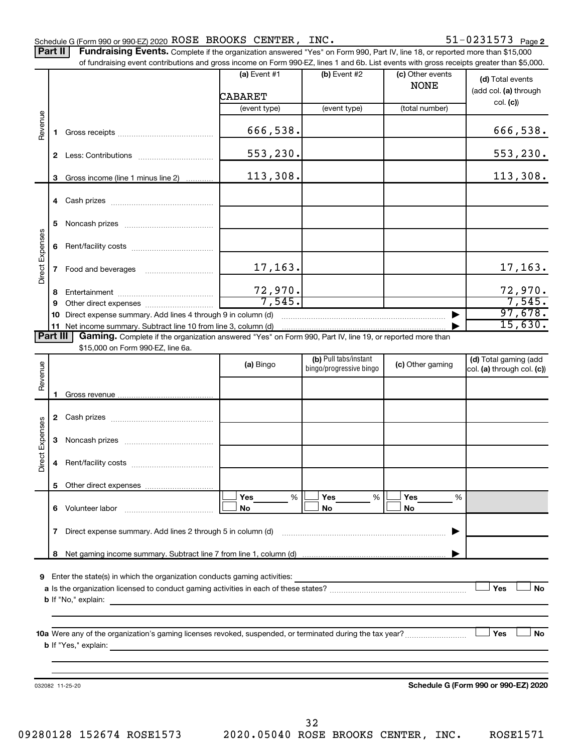Schedule G (Form 990 or 990-EZ) 2020 ROSE BROOKS CENTER, INC. 51-0231573 Page 2

## Part II Fundraising Events.

Complete if the organization answered "Yes" on Form 990, Part IV, line 18, or reported more than $15,000 of fundraising event contributions and gross income on Form 990-EZ, lines 1 and 6b. List events with gross receipts greater than $5,000.

| | | (a) Event #1<br>CABARET<br>(event type) | (b) Event #2<br>(event type) | (c) Other events<br>NONE<br>(total number) | (d) Total events (add col. (a) through col. (c)) |
|---|---|---|---|---|---|
| Revenue | 1 Gross receipts | 666,538. | | | 666,538. |
| | 2 Less: Contributions | 553,230. | | | 553,230. |
| | 3 Gross income (line 1 minus line 2) | 113,308. | | | 113,308. |
| Direct Expenses | 4 Cash prizes | | | | |
| | 5 Noncash prizes | | | | |
| | 6 Rent/facility costs | | | | |
| | 7 Food and beverages | 17,163. | | | 17,163. |
| | 8 Entertainment | 72,970. | | | 72,970. |
| | 9 Other direct expenses | 7,545. | | | 7,545. |
| | 10 Direct expense summary. Add lines 4 through 9 in column (d) | | | | 97,678. |
| | 11 Net income summary. Subtract line 10 from line 3, column (d) | | | | 15,630. |

## Part III Gaming.

Complete if the organization answered "Yes" on Form 990, Part IV, line 19, or reported more than $15,000 on Form 990-EZ, line 6a.

| | | (a) Bingo | (b) Pull tabs/instant bingo/progressive bingo | (c) Other gaming | (d) Total gaming (add col. (a) through col. (c)) |
|---|---|---|---|---|---|
| Revenue | 1 Gross revenue | | | | |
| Direct Expenses | 2 Cash prizes | | | | |
| | 3 Noncash prizes | | | | |
| | 4 Rent/facility costs | | | | |
| | 5 Other direct expenses | | | | |
| | 6 Volunteer labor | ☐ Yes ___ %<br>☐ No | ☐ Yes ___ %<br>☐ No | ☐ Yes ___ %<br>☐ No | |
| | 7 Direct expense summary. Add lines 2 through 5 in column (d) | | | | |
| | 8 Net gaming income summary. Subtract line 7 from line 1, column (d) | | | | |

9 Enter the state(s) in which the organization conducts gaming activities: ______

a Is the organization licensed to conduct gaming activities in each of these states? ☐ Yes ☐ No

b If "No," explain: ______

10a Were any of the organization's gaming licenses revoked, suspended, or terminated during the tax year? ☐ Yes ☐ No

b If "Yes," explain: ______

032082 11-25-20

Schedule G (Form 990 or 990-EZ) 2020

09280128 152674 ROSE1573 2020.05040 ROSE BROOKS CENTER, INC. ROSE1571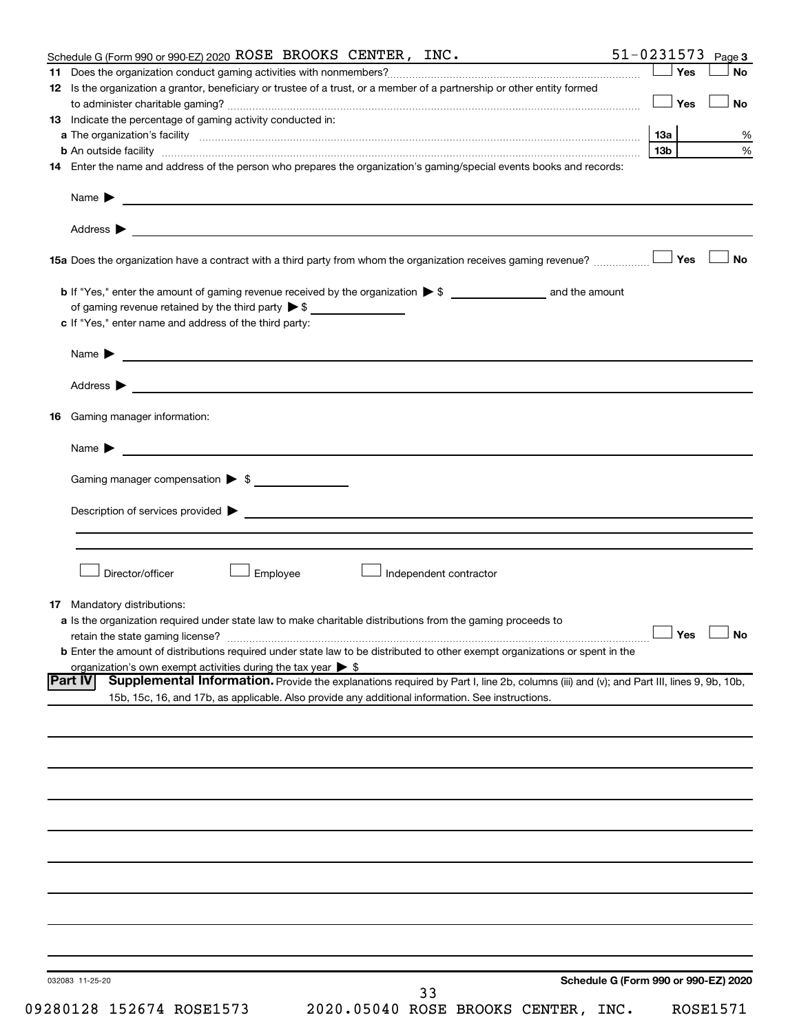Schedule G (Form 990 or 990-EZ) 2020 ROSE BROOKS CENTER, INC. 51-0231573 Page **3**

**11** Does the organization conduct gaming activities with nonmembers? ☐ Yes ☐ No

**12** Is the organization a grantor, beneficiary or trustee of a trust, or a member of a partnership or other entity formed to administer charitable gaming? ☐ Yes ☐ No

**13** Indicate the percentage of gaming activity conducted in:

**a** The organization's facility | 13a | %

**b** An outside facility | 13b | %

**14** Enter the name and address of the person who prepares the organization's gaming/special events books and records:

Name ▶

Address ▶

**15a** Does the organization have a contract with a third party from whom the organization receives gaming revenue? ☐ Yes ☐ No

**b** If "Yes," enter the amount of gaming revenue received by the organization ▶ $ ______ and the amount of gaming revenue retained by the third party ▶ $ ______

**c** If "Yes," enter name and address of the third party:

Name ▶

Address ▶

**16** Gaming manager information:

Name ▶

Gaming manager compensation ▶ $

Description of services provided ▶

☐ Director/officer ☐ Employee ☐ Independent contractor

**17** Mandatory distributions:

**a** Is the organization required under state law to make charitable distributions from the gaming proceeds to retain the state gaming license? ☐ Yes ☐ No

**b** Enter the amount of distributions required under state law to be distributed to other exempt organizations or spent in the organization's own exempt activities during the tax year ▶ $

**Part IV** **Supplemental Information.** Provide the explanations required by Part I, line 2b, columns (iii) and (v); and Part III, lines 9, 9b, 10b, 15b, 15c, 16, and 17b, as applicable. Also provide any additional information. See instructions.

032083 11-25-20 **Schedule G (Form 990 or 990-EZ) 2020**

09280128 152674 ROSE1573 2020.05040 ROSE BROOKS CENTER, INC. ROSE1571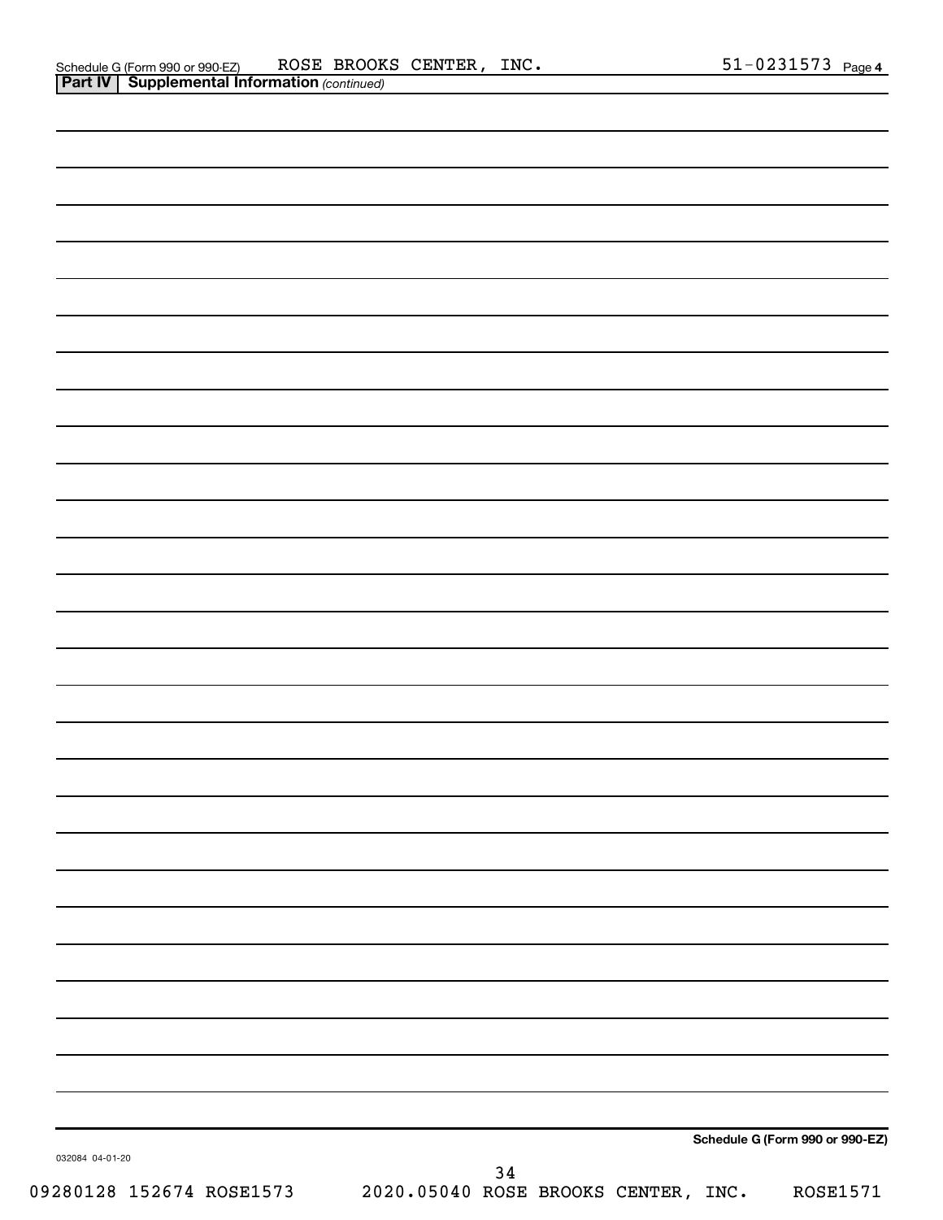Schedule G (Form 990 or 990-EZ) ROSE BROOKS CENTER, INC. 51-0231573 Page 4

**Part IV | Supplemental Information** *(continued)*

**Schedule G (Form 990 or 990-EZ)**

032084 04-01-20

09280128 152674 ROSE1573 2020.05040 ROSE BROOKS CENTER, INC. ROSE1571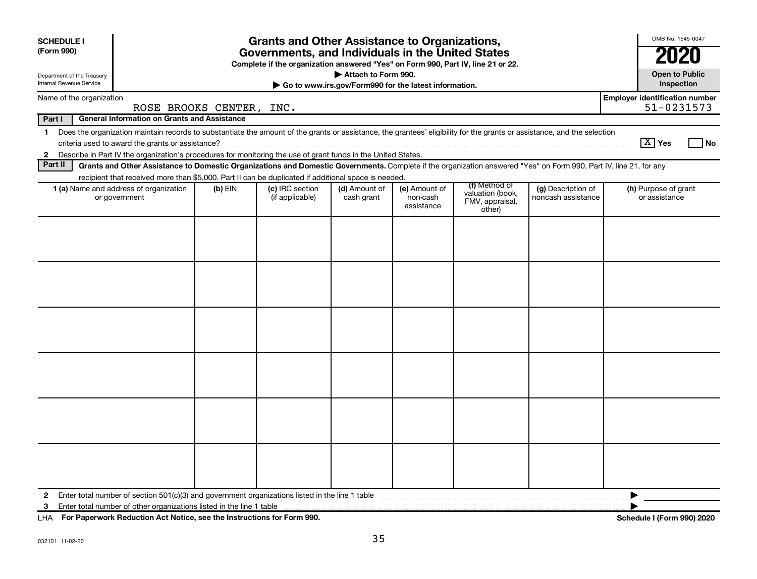**SCHEDULE I**
**(Form 990)**

Department of the Treasury
Internal Revenue Service

# Grants and Other Assistance to Organizations, Governments, and Individuals in the United States

**Complete if the organization answered "Yes" on Form 990, Part IV, line 21 or 22.**
**▶ Attach to Form 990.**
**▶ Go to www.irs.gov/Form990 for the latest information.**

OMB No. 1545-0047
**2020**
**Open to Public Inspection**

Name of the organization: ROSE BROOKS CENTER, INC.
**Employer identification number:** 51-0231573

**Part I — General Information on Grants and Assistance**

1 Does the organization maintain records to substantiate the amount of the grants or assistance, the grantees' eligibility for the grants or assistance, and the selection criteria used to award the grants or assistance? [X] Yes [ ] No

2 Describe in Part IV the organization's procedures for monitoring the use of grant funds in the United States.

**Part II — Grants and Other Assistance to Domestic Organizations and Domestic Governments.** Complete if the organization answered "Yes" on Form 990, Part IV, line 21, for any recipient that received more than $5,000. Part II can be duplicated if additional space is needed.

| 1 (a) Name and address of organization or government | (b) EIN | (c) IRC section (if applicable) | (d) Amount of cash grant | (e) Amount of non-cash assistance | (f) Method of valuation (book, FMV, appraisal, other) | (g) Description of noncash assistance | (h) Purpose of grant or assistance |
|---|---|---|---|---|---|---|---|
| | | | | | | | |
| | | | | | | | |
| | | | | | | | |
| | | | | | | | |
| | | | | | | | |
| | | | | | | | |

2 Enter total number of section 501(c)(3) and government organizations listed in the line 1 table ▶

3 Enter total number of other organizations listed in the line 1 table ▶

LHA **For Paperwork Reduction Act Notice, see the Instructions for Form 990.** **Schedule I (Form 990) 2020**

032101 11-02-20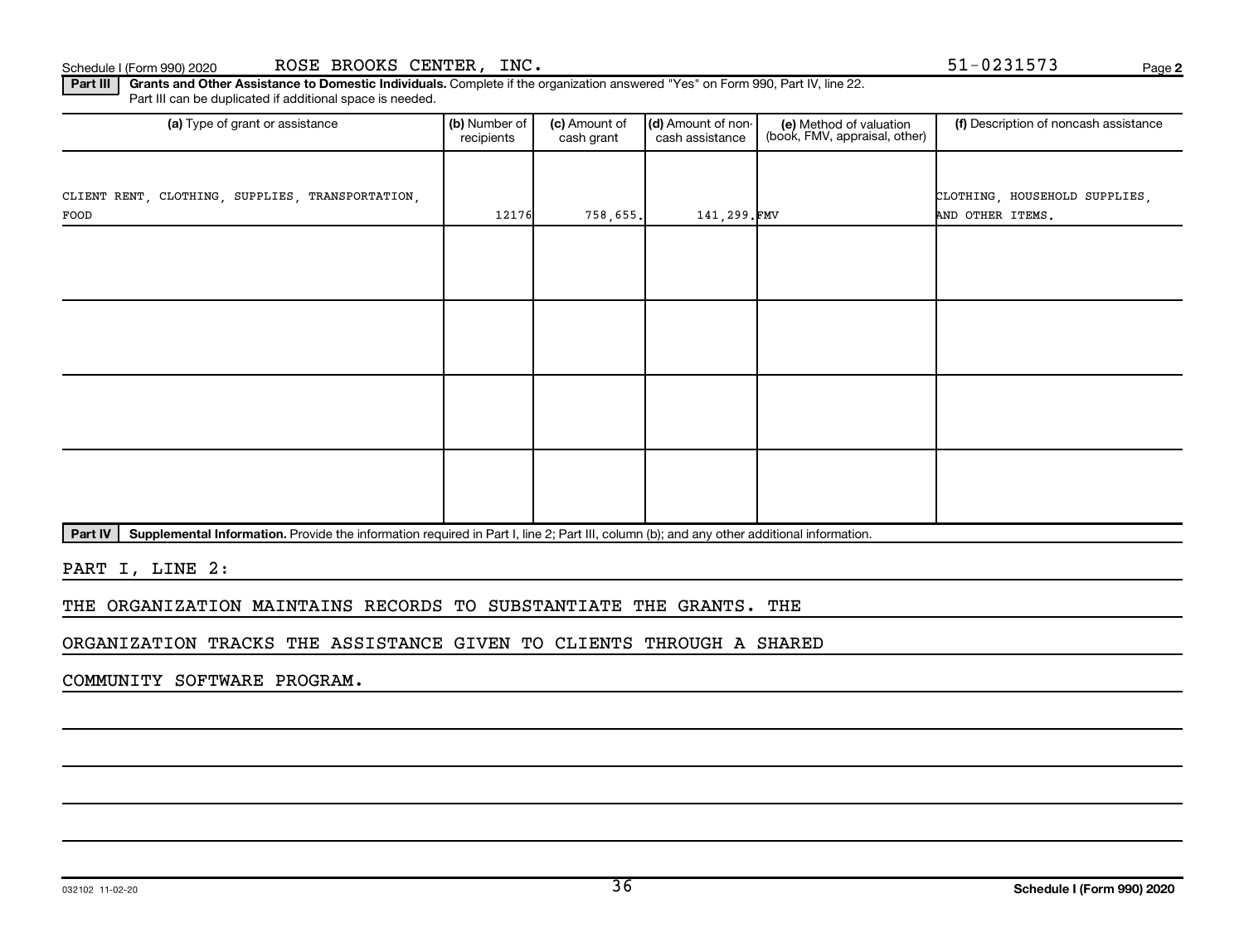Schedule I (Form 990) 2020 ROSE BROOKS CENTER, INC. 51-0231573

**Part III** **Grants and Other Assistance to Domestic Individuals.** Complete if the organization answered "Yes" on Form 990, Part IV, line 22. Part III can be duplicated if additional space is needed.

| (a) Type of grant or assistance | (b) Number of recipients | (c) Amount of cash grant | (d) Amount of non-cash assistance | (e) Method of valuation (book, FMV, appraisal, other) | (f) Description of noncash assistance |
|---|---|---|---|---|---|
| CLIENT RENT, CLOTHING, SUPPLIES, TRANSPORTATION, FOOD | 12176 | 758,655. | 141,299. | FMV | CLOTHING, HOUSEHOLD SUPPLIES, AND OTHER ITEMS. |
| | | | | | |
| | | | | | |
| | | | | | |
| | | | | | |

**Part IV** **Supplemental Information.** Provide the information required in Part I, line 2; Part III, column (b); and any other additional information.

PART I, LINE 2:

THE ORGANIZATION MAINTAINS RECORDS TO SUBSTANTIATE THE GRANTS. THE ORGANIZATION TRACKS THE ASSISTANCE GIVEN TO CLIENTS THROUGH A SHARED COMMUNITY SOFTWARE PROGRAM.

032102 11-02-20 **Schedule I (Form 990) 2020**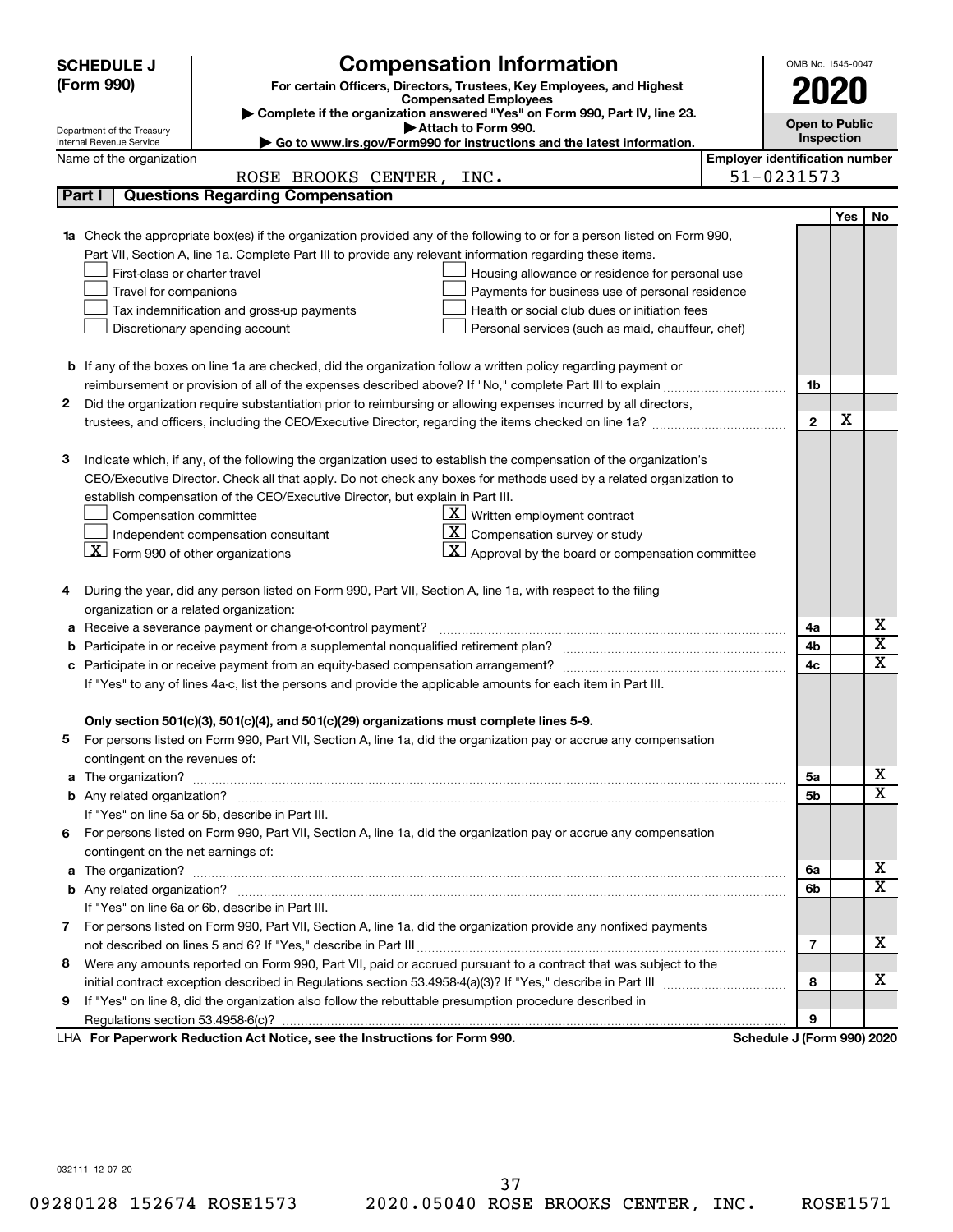**SCHEDULE J (Form 990)**

Department of the Treasury
Internal Revenue Service

# Compensation Information

**For certain Officers, Directors, Trustees, Key Employees, and Highest Compensated Employees**

▶ Complete if the organization answered "Yes" on Form 990, Part IV, line 23.
▶ Attach to Form 990.
▶ Go to www.irs.gov/Form990 for instructions and the latest information.

OMB No. 1545-0047

**2020**

**Open to Public Inspection**

Name of the organization: ROSE BROOKS CENTER, INC.

Employer identification number: 51-0231573

## Part I | Questions Regarding Compensation

| | | | Yes | No |
|---|---|---|---|---|
| **1a** | Check the appropriate box(es) if the organization provided any of the following to or for a person listed on Form 990, Part VII, Section A, line 1a. Complete Part III to provide any relevant information regarding these items.<br>☐ First-class or charter travel ☐ Housing allowance or residence for personal use<br>☐ Travel for companions ☐ Payments for business use of personal residence<br>☐ Tax indemnification and gross-up payments ☐ Health or social club dues or initiation fees<br>☐ Discretionary spending account ☐ Personal services (such as maid, chauffeur, chef) | | | |
| **b** | If any of the boxes on line 1a are checked, did the organization follow a written policy regarding payment or reimbursement or provision of all of the expenses described above? If "No," complete Part III to explain | 1b | | |
| **2** | Did the organization require substantiation prior to reimbursing or allowing expenses incurred by all directors, trustees, and officers, including the CEO/Executive Director, regarding the items checked on line 1a? | 2 | X | |
| **3** | Indicate which, if any, of the following the organization used to establish the compensation of the organization's CEO/Executive Director. Check all that apply. Do not check any boxes for methods used by a related organization to establish compensation of the CEO/Executive Director, but explain in Part III.<br>☐ Compensation committee ☒ Written employment contract<br>☐ Independent compensation consultant ☒ Compensation survey or study<br>☒ Form 990 of other organizations ☒ Approval by the board or compensation committee | | | |
| **4** | During the year, did any person listed on Form 990, Part VII, Section A, line 1a, with respect to the filing organization or a related organization: | | | |
| **a** | Receive a severance payment or change-of-control payment? | 4a | | X |
| **b** | Participate in or receive payment from a supplemental nonqualified retirement plan? | 4b | | X |
| **c** | Participate in or receive payment from an equity-based compensation arrangement? | 4c | | X |
| | If "Yes" to any of lines 4a-c, list the persons and provide the applicable amounts for each item in Part III. | | | |
| | **Only section 501(c)(3), 501(c)(4), and 501(c)(29) organizations must complete lines 5-9.** | | | |
| **5** | For persons listed on Form 990, Part VII, Section A, line 1a, did the organization pay or accrue any compensation contingent on the revenues of: | | | |
| **a** | The organization? | 5a | | X |
| **b** | Any related organization? | 5b | | X |
| | If "Yes" on line 5a or 5b, describe in Part III. | | | |
| **6** | For persons listed on Form 990, Part VII, Section A, line 1a, did the organization pay or accrue any compensation contingent on the net earnings of: | | | |
| **a** | The organization? | 6a | | X |
| **b** | Any related organization? | 6b | | X |
| | If "Yes" on line 6a or 6b, describe in Part III. | | | |
| **7** | For persons listed on Form 990, Part VII, Section A, line 1a, did the organization provide any nonfixed payments not described on lines 5 and 6? If "Yes," describe in Part III | 7 | | X |
| **8** | Were any amounts reported on Form 990, Part VII, paid or accrued pursuant to a contract that was subject to the initial contract exception described in Regulations section 53.4958-4(a)(3)? If "Yes," describe in Part III | 8 | | X |
| **9** | If "Yes" on line 8, did the organization also follow the rebuttable presumption procedure described in Regulations section 53.4958-6(c)? | 9 | | |

LHA **For Paperwork Reduction Act Notice, see the Instructions for Form 990.** **Schedule J (Form 990) 2020**

032111 12-07-20

09280128 152674 ROSE1573 2020.05040 ROSE BROOKS CENTER, INC. ROSE1571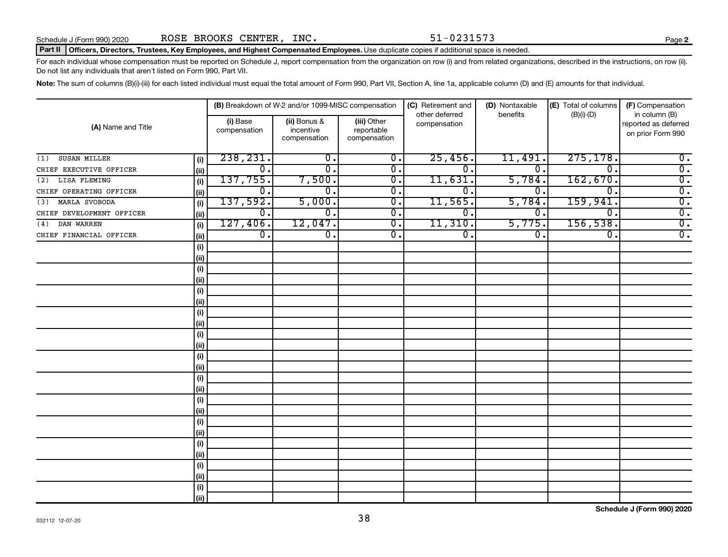Schedule J (Form 990) 2020 ROSE BROOKS CENTER, INC. 51-0231573

**Part II Officers, Directors, Trustees, Key Employees, and Highest Compensated Employees.** Use duplicate copies if additional space is needed.

For each individual whose compensation must be reported on Schedule J, report compensation from the organization on row (i) and from related organizations, described in the instructions, on row (ii). Do not list any individuals that aren't listed on Form 990, Part VII.

**Note:** The sum of columns (B)(i)-(iii) for each listed individual must equal the total amount of Form 990, Part VII, Section A, line 1a, applicable column (D) and (E) amounts for that individual.

| (A) Name and Title | | (B) Breakdown of W-2 and/or 1099-MISC compensation | | | (C) Retirement and other deferred compensation | (D) Nontaxable benefits | (E) Total of columns (B)(i)-(D) | (F) Compensation in column (B) reported as deferred on prior Form 990 |
|---|---|---|---|---|---|---|---|---|
| | | (i) Base compensation | (ii) Bonus & incentive compensation | (iii) Other reportable compensation | | | | |
| (1) SUSAN MILLER | (i) | 238,231. | 0. | 0. | 25,456. | 11,491. | 275,178. | 0. |
| CHIEF EXECUTIVE OFFICER | (ii) | 0. | 0. | 0. | 0. | 0. | 0. | 0. |
| (2) LISA FLEMING | (i) | 137,755. | 7,500. | 0. | 11,631. | 5,784. | 162,670. | 0. |
| CHIEF OPERATING OFFICER | (ii) | 0. | 0. | 0. | 0. | 0. | 0. | 0. |
| (3) MARLA SVOBODA | (i) | 137,592. | 5,000. | 0. | 11,565. | 5,784. | 159,941. | 0. |
| CHIEF DEVELOPMENT OFFICER | (ii) | 0. | 0. | 0. | 0. | 0. | 0. | 0. |
| (4) DAN WARREN | (i) | 127,406. | 12,047. | 0. | 11,310. | 5,775. | 156,538. | 0. |
| CHIEF FINANCIAL OFFICER | (ii) | 0. | 0. | 0. | 0. | 0. | 0. | 0. |

Schedule J (Form 990) 2020

032112 12-07-20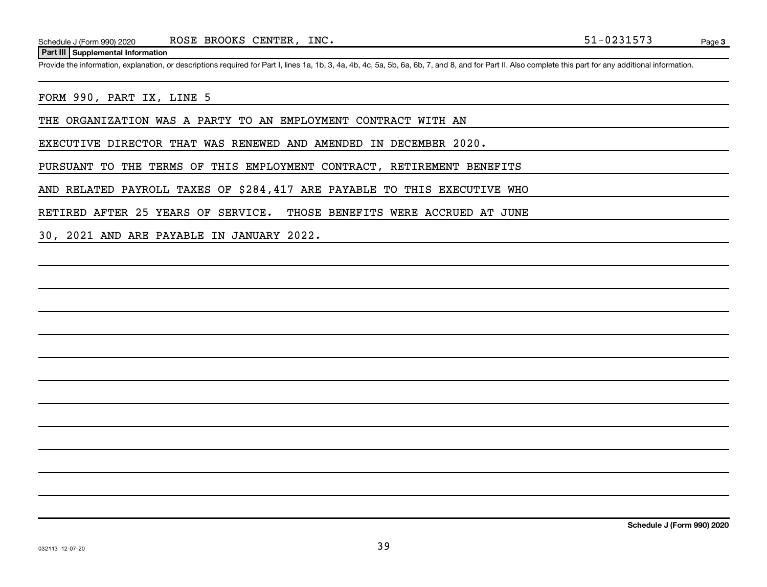Schedule J (Form 990) 2020 ROSE BROOKS CENTER, INC. 51-0231573

**Part III | Supplemental Information**

Provide the information, explanation, or descriptions required for Part I, lines 1a, 1b, 3, 4a, 4b, 4c, 5a, 5b, 6a, 6b, 7, and 8, and for Part II. Also complete this part for any additional information.

FORM 990, PART IX, LINE 5

THE ORGANIZATION WAS A PARTY TO AN EMPLOYMENT CONTRACT WITH AN EXECUTIVE DIRECTOR THAT WAS RENEWED AND AMENDED IN DECEMBER 2020. PURSUANT TO THE TERMS OF THIS EMPLOYMENT CONTRACT, RETIREMENT BENEFITS AND RELATED PAYROLL TAXES OF $284,417 ARE PAYABLE TO THIS EXECUTIVE WHO RETIRED AFTER 25 YEARS OF SERVICE. THOSE BENEFITS WERE ACCRUED AT JUNE 30, 2021 AND ARE PAYABLE IN JANUARY 2022.

**Schedule J (Form 990) 2020**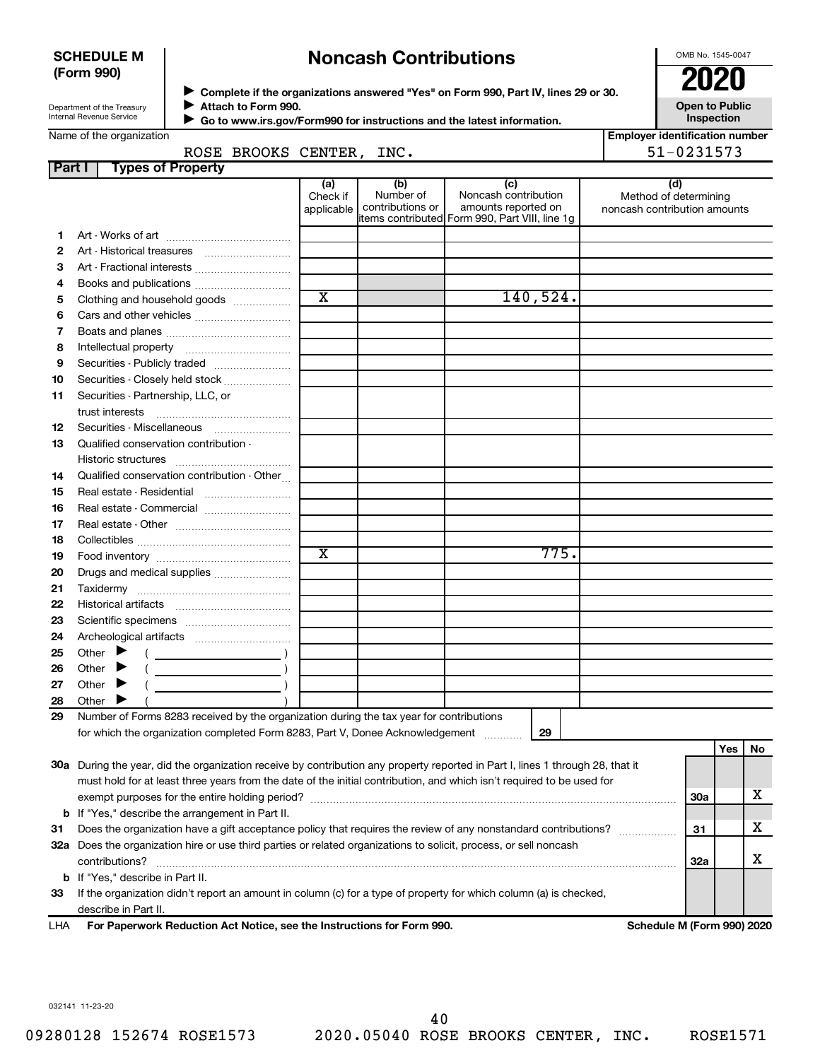**SCHEDULE M (Form 990)**

Department of the Treasury
Internal Revenue Service

# Noncash Contributions

▶ Complete if the organizations answered "Yes" on Form 990, Part IV, lines 29 or 30.
▶ Attach to Form 990.
▶ Go to www.irs.gov/Form990 for instructions and the latest information.

OMB No. 1545-0047

**2020**

**Open to Public Inspection**

Name of the organization: ROSE BROOKS CENTER, INC.

Employer identification number: 51-0231573

**Part I — Types of Property**

| | | (a) Check if applicable | (b) Number of contributions or items contributed | (c) Noncash contribution amounts reported on Form 990, Part VIII, line 1g | (d) Method of determining noncash contribution amounts |
|---|---|---|---|---|---|
| 1 | Art - Works of art | | | | |
| 2 | Art - Historical treasures | | | | |
| 3 | Art - Fractional interests | | | | |
| 4 | Books and publications | | | | |
| 5 | Clothing and household goods | X | | 140,524. | |
| 6 | Cars and other vehicles | | | | |
| 7 | Boats and planes | | | | |
| 8 | Intellectual property | | | | |
| 9 | Securities - Publicly traded | | | | |
| 10 | Securities - Closely held stock | | | | |
| 11 | Securities - Partnership, LLC, or trust interests | | | | |
| 12 | Securities - Miscellaneous | | | | |
| 13 | Qualified conservation contribution - Historic structures | | | | |
| 14 | Qualified conservation contribution - Other | | | | |
| 15 | Real estate - Residential | | | | |
| 16 | Real estate - Commercial | | | | |
| 17 | Real estate - Other | | | | |
| 18 | Collectibles | | | | |
| 19 | Food inventory | X | | 775. | |
| 20 | Drugs and medical supplies | | | | |
| 21 | Taxidermy | | | | |
| 22 | Historical artifacts | | | | |
| 23 | Scientific specimens | | | | |
| 24 | Archeological artifacts | | | | |
| 25 | Other ▶ ( ) | | | | |
| 26 | Other ▶ ( ) | | | | |
| 27 | Other ▶ ( ) | | | | |
| 28 | Other ▶ ( ) | | | | |

29 Number of Forms 8283 received by the organization during the tax year for contributions for which the organization completed Form 8283, Part V, Donee Acknowledgement ..... 29

| | | | Yes | No |
|---|---|---|---|---|
| 30a | During the year, did the organization receive by contribution any property reported in Part I, lines 1 through 28, that it must hold for at least three years from the date of the initial contribution, and which isn't required to be used for exempt purposes for the entire holding period? | 30a | | X |
| b | If "Yes," describe the arrangement in Part II. | | | |
| 31 | Does the organization have a gift acceptance policy that requires the review of any nonstandard contributions? | 31 | | X |
| 32a | Does the organization hire or use third parties or related organizations to solicit, process, or sell noncash contributions? | 32a | | X |
| b | If "Yes," describe in Part II. | | | |
| 33 | If the organization didn't report an amount in column (c) for a type of property for which column (a) is checked, describe in Part II. | | | |

LHA **For Paperwork Reduction Act Notice, see the Instructions for Form 990.** **Schedule M (Form 990) 2020**

032141 11-23-20

09280128 152674 ROSE1573 2020.05040 ROSE BROOKS CENTER, INC. ROSE1571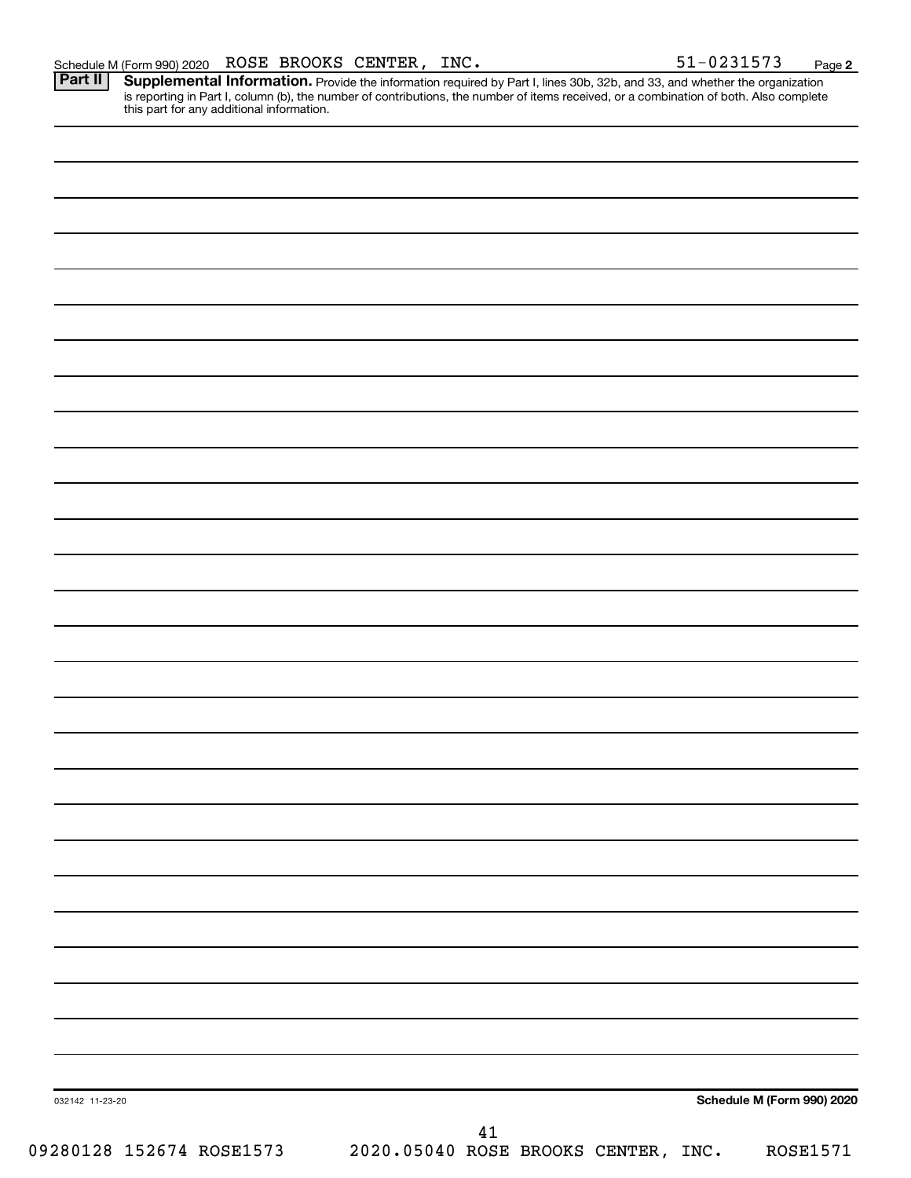Schedule M (Form 990) 2020 ROSE BROOKS CENTER, INC. 51-0231573 Page 2

**Part II** **Supplemental Information.** Provide the information required by Part I, lines 30b, 32b, and 33, and whether the organization is reporting in Part I, column (b), the number of contributions, the number of items received, or a combination of both. Also complete this part for any additional information.

032142 11-23-20

**Schedule M (Form 990) 2020**

09280128 152674 ROSE1573 2020.05040 ROSE BROOKS CENTER, INC. ROSE1571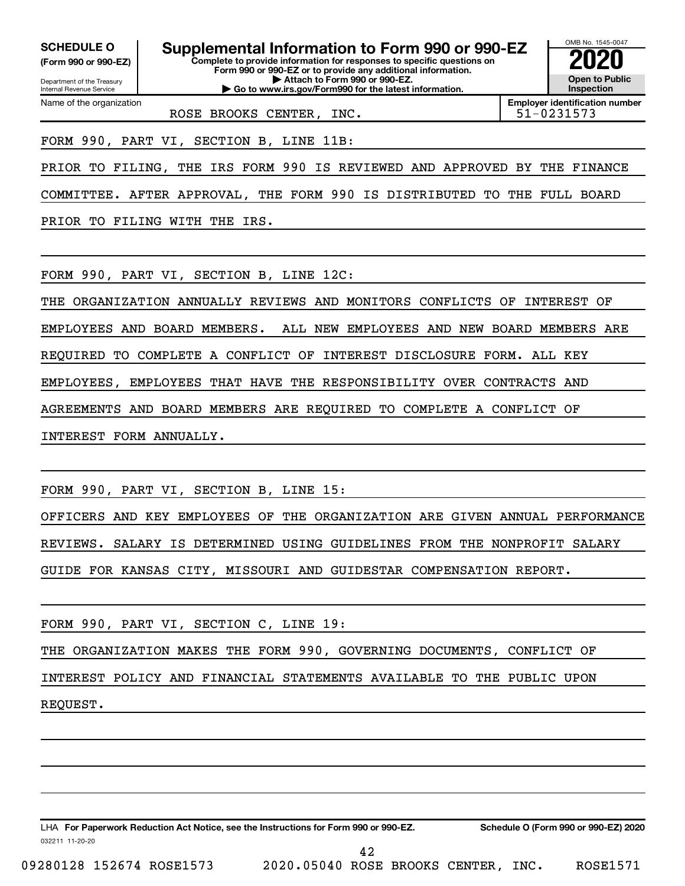**SCHEDULE O**
**(Form 990 or 990-EZ)**

Department of the Treasury
Internal Revenue Service

# Supplemental Information to Form 990 or 990-EZ

**Complete to provide information for responses to specific questions on Form 990 or 990-EZ or to provide any additional information.**
**▶ Attach to Form 990 or 990-EZ.**
**▶ Go to www.irs.gov/Form990 for the latest information.**

OMB No. 1545-0047
**2020**
**Open to Public Inspection**

| Name of the organization | Employer identification number |
|---|---|
| ROSE BROOKS CENTER, INC. | 51-0231573 |

FORM 990, PART VI, SECTION B, LINE 11B:

PRIOR TO FILING, THE IRS FORM 990 IS REVIEWED AND APPROVED BY THE FINANCE COMMITTEE. AFTER APPROVAL, THE FORM 990 IS DISTRIBUTED TO THE FULL BOARD PRIOR TO FILING WITH THE IRS.

FORM 990, PART VI, SECTION B, LINE 12C:

THE ORGANIZATION ANNUALLY REVIEWS AND MONITORS CONFLICTS OF INTEREST OF EMPLOYEES AND BOARD MEMBERS. ALL NEW EMPLOYEES AND NEW BOARD MEMBERS ARE REQUIRED TO COMPLETE A CONFLICT OF INTEREST DISCLOSURE FORM. ALL KEY EMPLOYEES, EMPLOYEES THAT HAVE THE RESPONSIBILITY OVER CONTRACTS AND AGREEMENTS AND BOARD MEMBERS ARE REQUIRED TO COMPLETE A CONFLICT OF INTEREST FORM ANNUALLY.

FORM 990, PART VI, SECTION B, LINE 15:

OFFICERS AND KEY EMPLOYEES OF THE ORGANIZATION ARE GIVEN ANNUAL PERFORMANCE REVIEWS. SALARY IS DETERMINED USING GUIDELINES FROM THE NONPROFIT SALARY GUIDE FOR KANSAS CITY, MISSOURI AND GUIDESTAR COMPENSATION REPORT.

FORM 990, PART VI, SECTION C, LINE 19:

THE ORGANIZATION MAKES THE FORM 990, GOVERNING DOCUMENTS, CONFLICT OF INTEREST POLICY AND FINANCIAL STATEMENTS AVAILABLE TO THE PUBLIC UPON REQUEST.

LHA **For Paperwork Reduction Act Notice, see the Instructions for Form 990 or 990-EZ.** **Schedule O (Form 990 or 990-EZ) 2020**
032211 11-20-20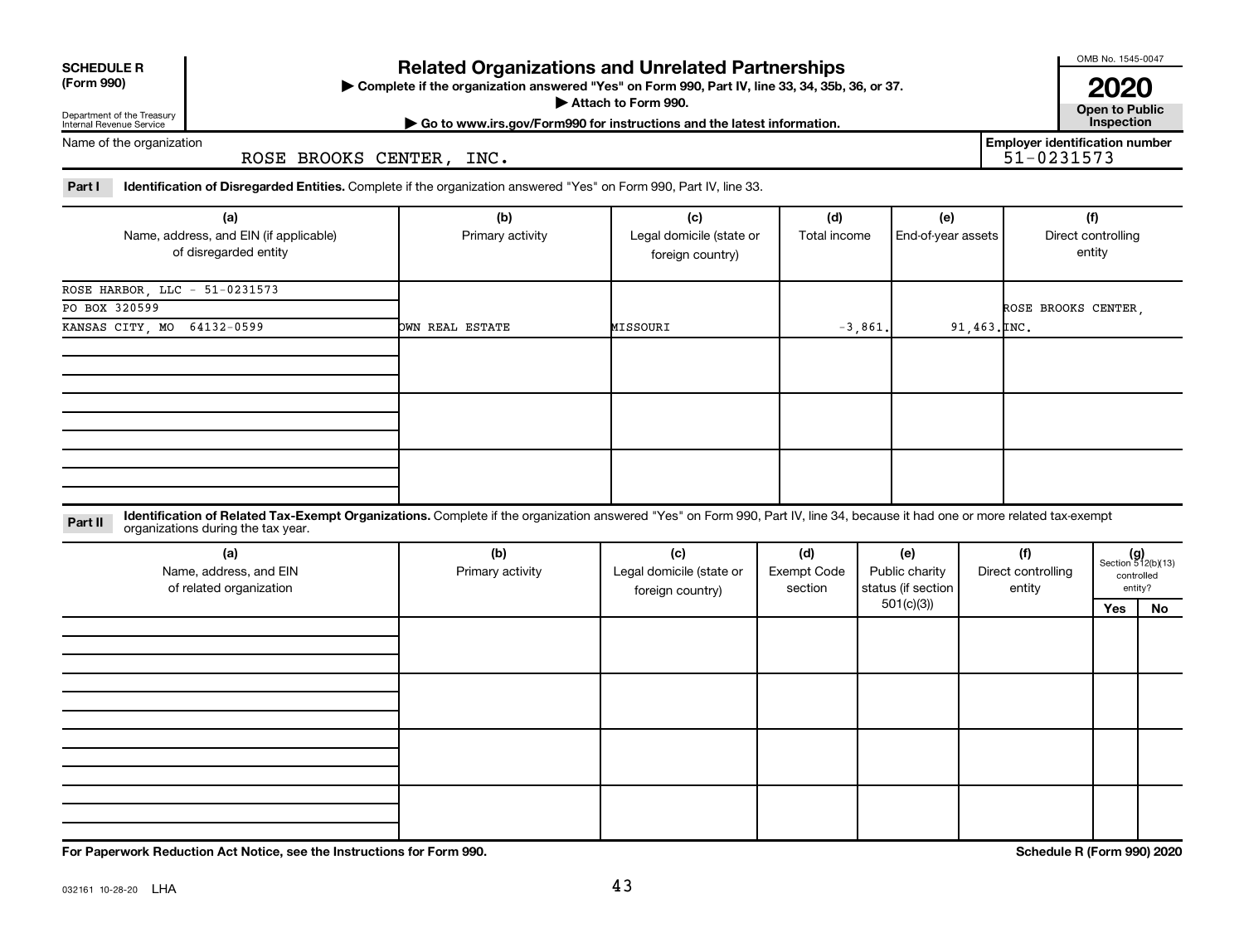**SCHEDULE R (Form 990)**

Department of the Treasury
Internal Revenue Service

# Related Organizations and Unrelated Partnerships

▶ Complete if the organization answered "Yes" on Form 990, Part IV, line 33, 34, 35b, 36, or 37.
▶ Attach to Form 990.
▶ Go to www.irs.gov/Form990 for instructions and the latest information.

OMB No. 1545-0047

**2020**

**Open to Public Inspection**

Name of the organization: ROSE BROOKS CENTER, INC.

Employer identification number: 51-0231573

**Part I Identification of Disregarded Entities.** Complete if the organization answered "Yes" on Form 990, Part IV, line 33.

| (a) Name, address, and EIN (if applicable) of disregarded entity | (b) Primary activity | (c) Legal domicile (state or foreign country) | (d) Total income | (e) End-of-year assets | (f) Direct controlling entity |
|---|---|---|---|---|---|
| ROSE HARBOR, LLC - 51-0231573 PO BOX 320599 KANSAS CITY, MO 64132-0599 | OWN REAL ESTATE | MISSOURI | -3,861. | 91,463. | ROSE BROOKS CENTER, INC. |
| | | | | | |
| | | | | | |
| | | | | | |

**Part II Identification of Related Tax-Exempt Organizations.** Complete if the organization answered "Yes" on Form 990, Part IV, line 34, because it had one or more related tax-exempt organizations during the tax year.

| (a) Name, address, and EIN of related organization | (b) Primary activity | (c) Legal domicile (state or foreign country) | (d) Exempt Code section | (e) Public charity status (if section 501(c)(3)) | (f) Direct controlling entity | (g) Section 512(b)(13) controlled entity? Yes | No |
|---|---|---|---|---|---|---|---|
| | | | | | | | |
| | | | | | | | |
| | | | | | | | |
| | | | | | | | |

**For Paperwork Reduction Act Notice, see the Instructions for Form 990.**

**Schedule R (Form 990) 2020**

032161 10-28-20 LHA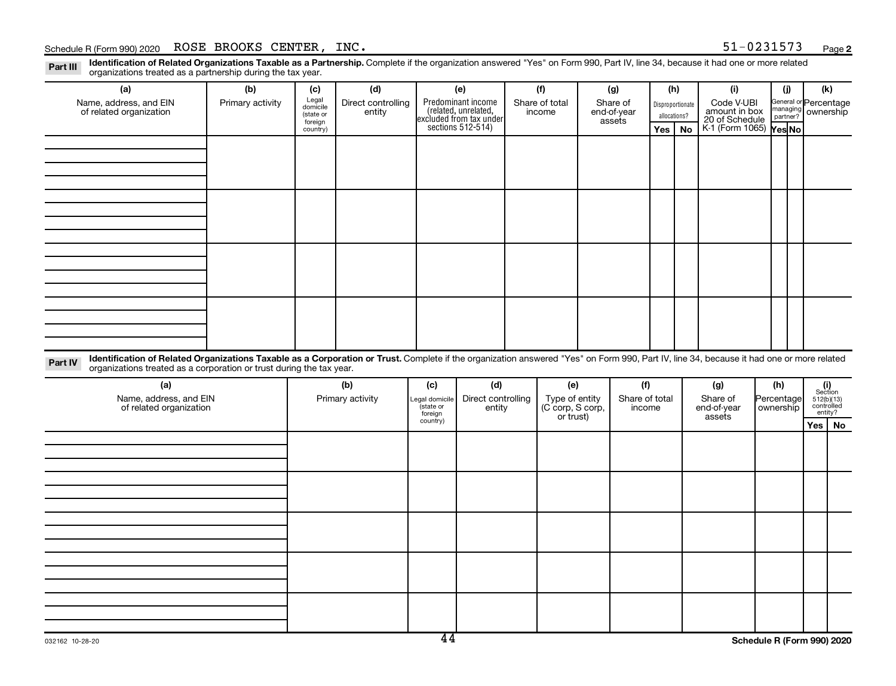Schedule R (Form 990) 2020 ROSE BROOKS CENTER, INC. 51-0231573

**Part III** **Identification of Related Organizations Taxable as a Partnership.** Complete if the organization answered "Yes" on Form 990, Part IV, line 34, because it had one or more related organizations treated as a partnership during the tax year.

| (a) Name, address, and EIN of related organization | (b) Primary activity | (c) Legal domicile (state or foreign country) | (d) Direct controlling entity | (e) Predominant income (related, unrelated, excluded from tax under sections 512-514) | (f) Share of total income | (g) Share of end-of-year assets | (h) Disproportionate allocations? | | (i) Code V-UBI amount in box 20 of Schedule K-1 (Form 1065) | (j) General or managing partner? | | (k) Percentage ownership |
|---|---|---|---|---|---|---|---|---|---|---|---|---|
| | | | | | | | Yes | No | | Yes | No | |
| | | | | | | | | | | | | |
| | | | | | | | | | | | | |
| | | | | | | | | | | | | |
| | | | | | | | | | | | | |

**Part IV** **Identification of Related Organizations Taxable as a Corporation or Trust.** Complete if the organization answered "Yes" on Form 990, Part IV, line 34, because it had one or more related organizations treated as a corporation or trust during the tax year.

| (a) Name, address, and EIN of related organization | (b) Primary activity | (c) Legal domicile (state or foreign country) | (d) Direct controlling entity | (e) Type of entity (C corp, S corp, or trust) | (f) Share of total income | (g) Share of end-of-year assets | (h) Percentage ownership | (i) Section 512(b)(13) controlled entity? | |
|---|---|---|---|---|---|---|---|---|---|
| | | | | | | | | Yes | No |
| | | | | | | | | | |
| | | | | | | | | | |
| | | | | | | | | | |
| | | | | | | | | | |
| | | | | | | | | | |

032162 10-28-20

**Schedule R (Form 990) 2020**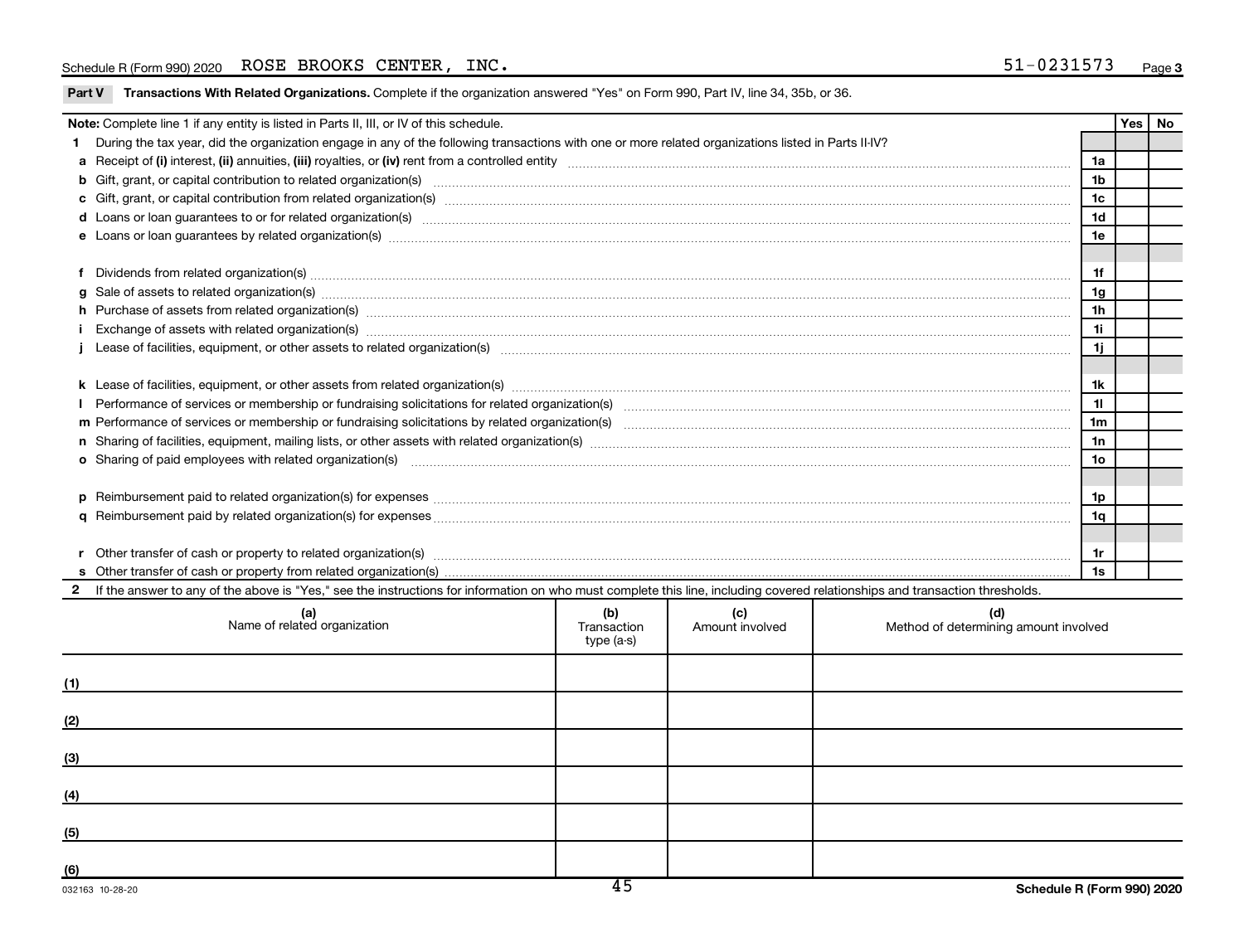Schedule R (Form 990) 2020 ROSE BROOKS CENTER, INC. 51-0231573

**Part V Transactions With Related Organizations.** Complete if the organization answered "Yes" on Form 990, Part IV, line 34, 35b, or 36.

| **Note:** Complete line 1 if any entity is listed in Parts II, III, or IV of this schedule. | | Yes | No |
|---|---|---|---|
| **1** During the tax year, did the organization engage in any of the following transactions with one or more related organizations listed in Parts II-IV? | | | |
| **a** Receipt of **(i)** interest, **(ii)** annuities, **(iii)** royalties, or **(iv)** rent from a controlled entity | 1a | | |
| **b** Gift, grant, or capital contribution to related organization(s) | 1b | | |
| **c** Gift, grant, or capital contribution from related organization(s) | 1c | | |
| **d** Loans or loan guarantees to or for related organization(s) | 1d | | |
| **e** Loans or loan guarantees by related organization(s) | 1e | | |
| **f** Dividends from related organization(s) | 1f | | |
| **g** Sale of assets to related organization(s) | 1g | | |
| **h** Purchase of assets from related organization(s) | 1h | | |
| **i** Exchange of assets with related organization(s) | 1i | | |
| **j** Lease of facilities, equipment, or other assets to related organization(s) | 1j | | |
| **k** Lease of facilities, equipment, or other assets from related organization(s) | 1k | | |
| **l** Performance of services or membership or fundraising solicitations for related organization(s) | 1l | | |
| **m** Performance of services or membership or fundraising solicitations by related organization(s) | 1m | | |
| **n** Sharing of facilities, equipment, mailing lists, or other assets with related organization(s) | 1n | | |
| **o** Sharing of paid employees with related organization(s) | 1o | | |
| **p** Reimbursement paid to related organization(s) for expenses | 1p | | |
| **q** Reimbursement paid by related organization(s) for expenses | 1q | | |
| **r** Other transfer of cash or property to related organization(s) | 1r | | |
| **s** Other transfer of cash or property from related organization(s) | 1s | | |

**2** If the answer to any of the above is "Yes," see the instructions for information on who must complete this line, including covered relationships and transaction thresholds.

| | (a) Name of related organization | (b) Transaction type (a-s) | (c) Amount involved | (d) Method of determining amount involved |
|---|---|---|---|---|
| (1) | | | | |
| (2) | | | | |
| (3) | | | | |
| (4) | | | | |
| (5) | | | | |
| (6) | | | | |

032163 10-28-20

Schedule R (Form 990) 2020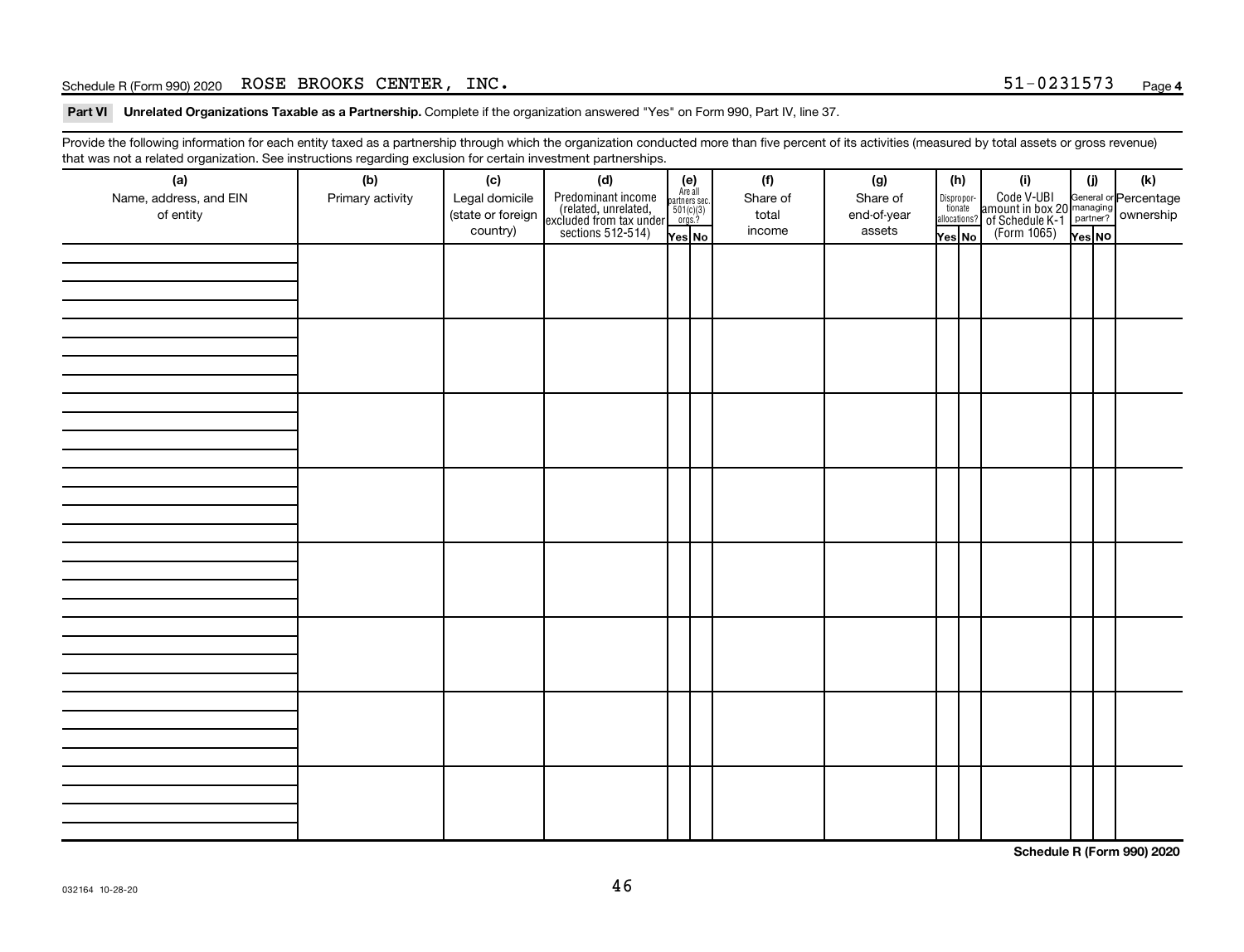Schedule R (Form 990) 2020 ROSE BROOKS CENTER, INC. 51-0231573

**Part VI Unrelated Organizations Taxable as a Partnership.** Complete if the organization answered "Yes" on Form 990, Part IV, line 37.

Provide the following information for each entity taxed as a partnership through which the organization conducted more than five percent of its activities (measured by total assets or gross revenue) that was not a related organization. See instructions regarding exclusion for certain investment partnerships.

| (a) Name, address, and EIN of entity | (b) Primary activity | (c) Legal domicile (state or foreign country) | (d) Predominant income (related, unrelated, excluded from tax under sections 512-514) | (e) Are all partners sec. 501(c)(3) orgs.? | | (f) Share of total income | (g) Share of end-of-year assets | (h) Disproportionate allocations? | | (i) Code V-UBI amount in box 20 of Schedule K-1 (Form 1065) | (j) General or managing partner? | | (k) Percentage ownership |
|---|---|---|---|---|---|---|---|---|---|---|---|---|---|
| | | | | Yes | No | | | Yes | No | | Yes | No | |
| | | | | | | | | | | | | | |
| | | | | | | | | | | | | | |
| | | | | | | | | | | | | | |
| | | | | | | | | | | | | | |
| | | | | | | | | | | | | | |
| | | | | | | | | | | | | | |
| | | | | | | | | | | | | | |
| | | | | | | | | | | | | | |

**Schedule R (Form 990) 2020**

032164 10-28-20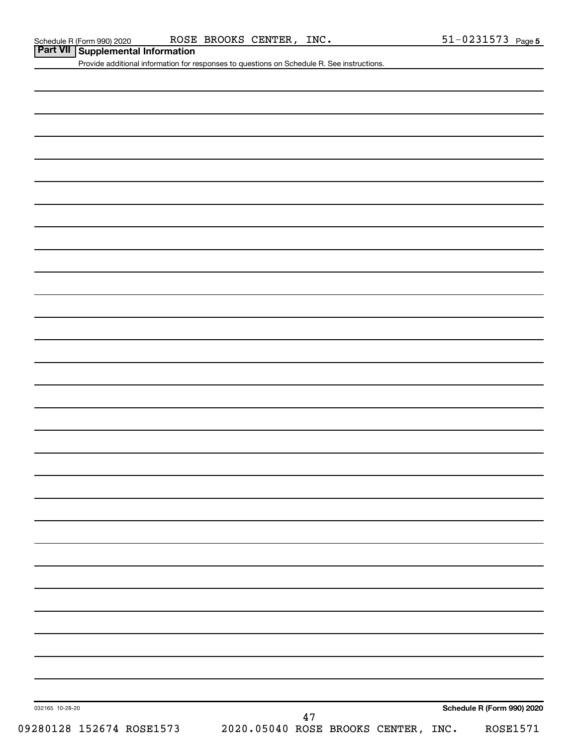Schedule R (Form 990) 2020 ROSE BROOKS CENTER, INC. 51-0231573 Page 5

## Part VII Supplemental Information

Provide additional information for responses to questions on Schedule R. See instructions.